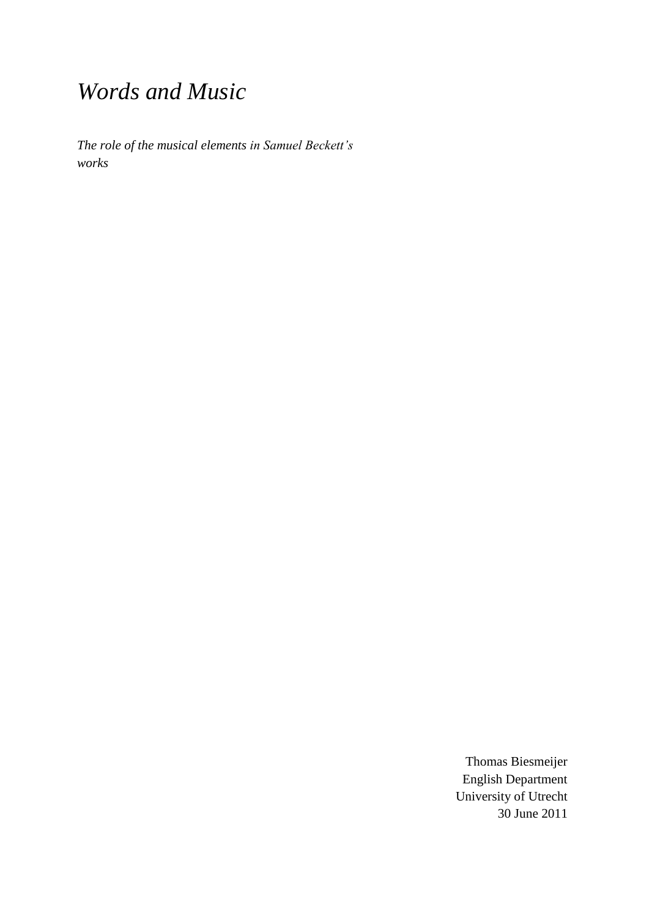# *Words and Music*

*The role of the musical elements in Samuel Beckett's works*

Thomas Biesmeijer
English Department
University of Utrecht
30 June 2011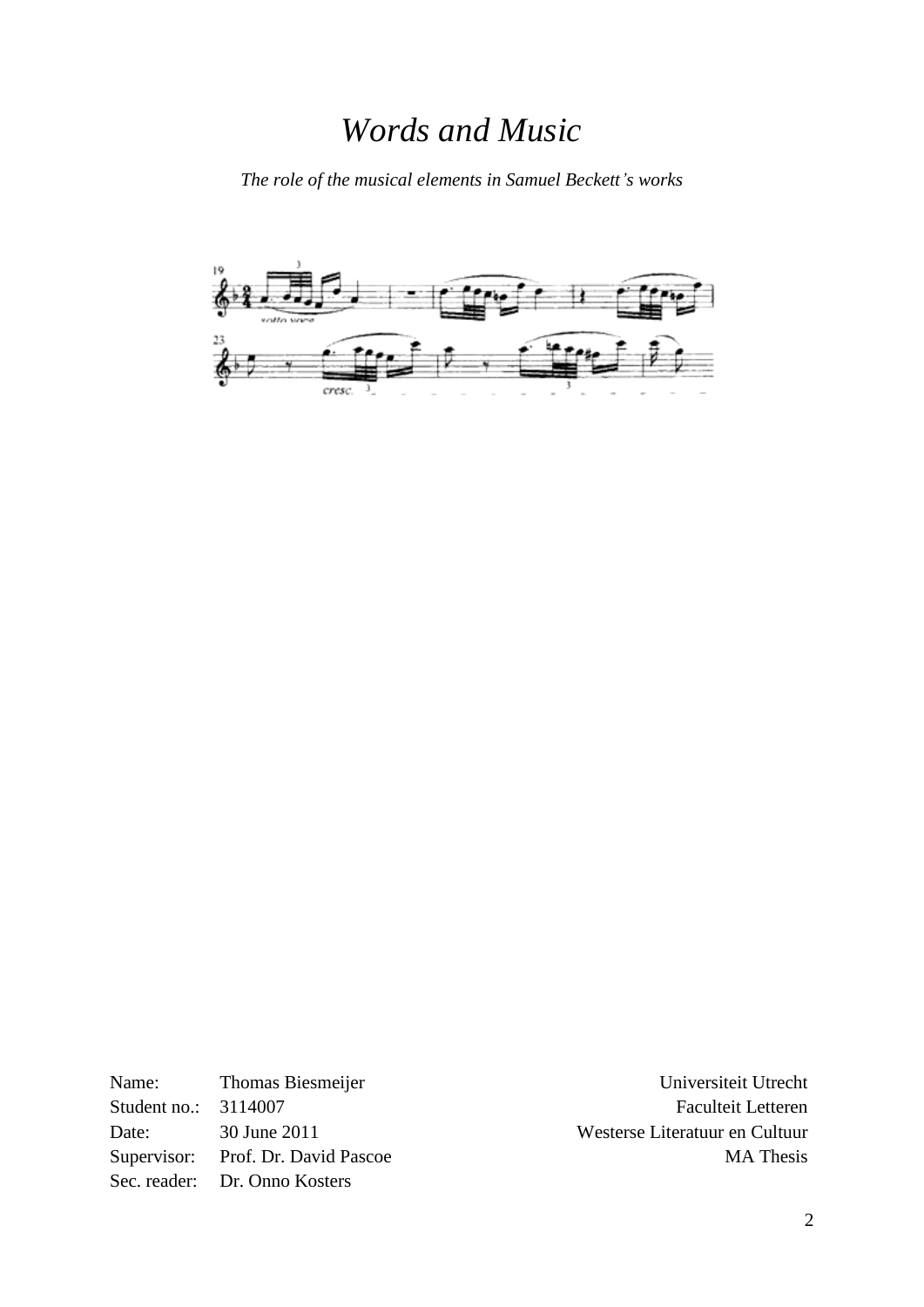# *Words and Music*

*The role of the musical elements in Samuel Beckett's works*

Name: Thomas Biesmeijer
Student no.: 3114007
Date: 30 June 2011
Supervisor: Prof. Dr. David Pascoe
Sec. reader: Dr. Onno Kosters

Universiteit Utrecht
Faculteit Letteren
Westerse Literatuur en Cultuur
MA Thesis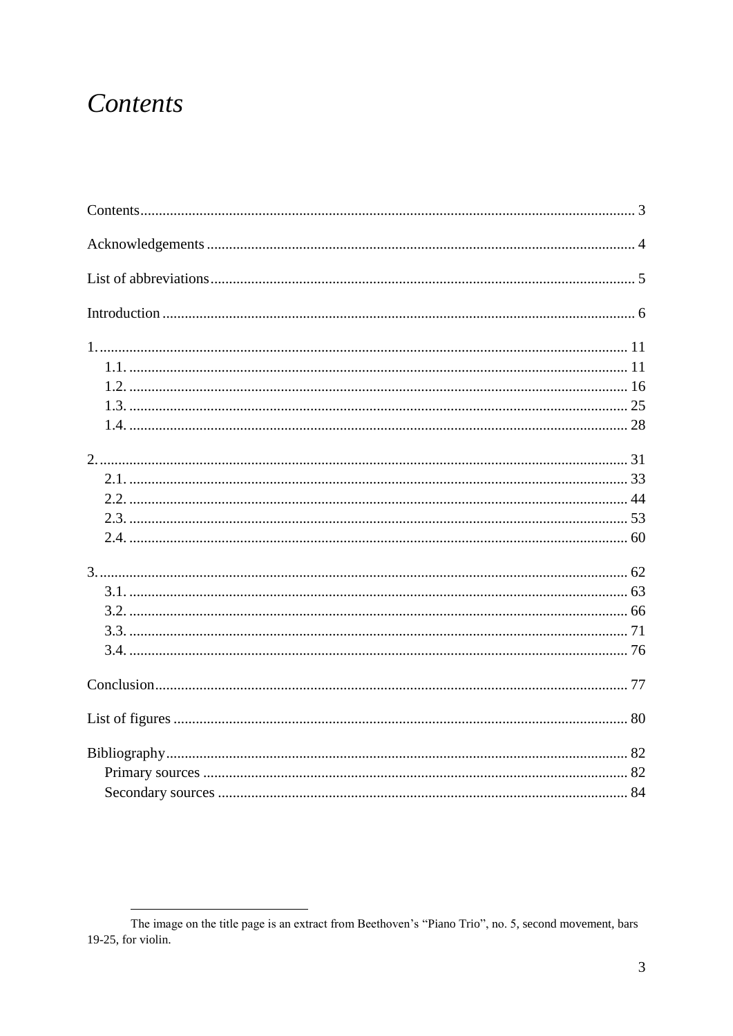# *Contents*

Contents ... 3

Acknowledgements ... 4

List of abbreviations ... 5

Introduction ... 6

1. ... 11
   - 1.1. ... 11
   - 1.2. ... 16
   - 1.3. ... 25
   - 1.4. ... 28

2. ... 31
   - 2.1. ... 33
   - 2.2. ... 44
   - 2.3. ... 53
   - 2.4. ... 60

3. ... 62
   - 3.1. ... 63
   - 3.2. ... 66
   - 3.3. ... 71
   - 3.4. ... 76

Conclusion ... 77

List of figures ... 80

Bibliography ... 82
   - Primary sources ... 82
   - Secondary sources ... 84

---

The image on the title page is an extract from Beethoven's "Piano Trio", no. 5, second movement, bars 19-25, for violin.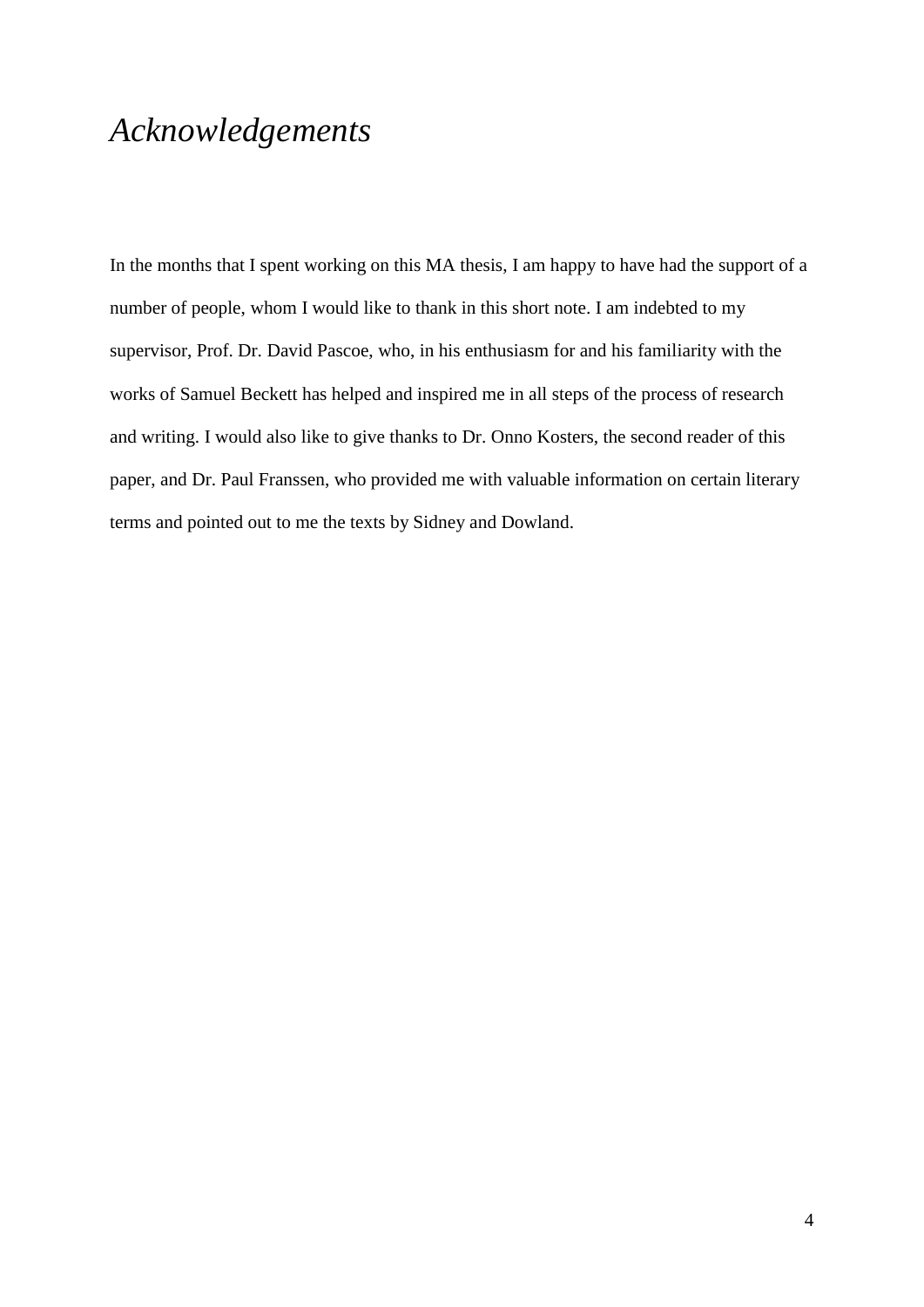# *Acknowledgements*

In the months that I spent working on this MA thesis, I am happy to have had the support of a number of people, whom I would like to thank in this short note. I am indebted to my supervisor, Prof. Dr. David Pascoe, who, in his enthusiasm for and his familiarity with the works of Samuel Beckett has helped and inspired me in all steps of the process of research and writing. I would also like to give thanks to Dr. Onno Kosters, the second reader of this paper, and Dr. Paul Franssen, who provided me with valuable information on certain literary terms and pointed out to me the texts by Sidney and Dowland.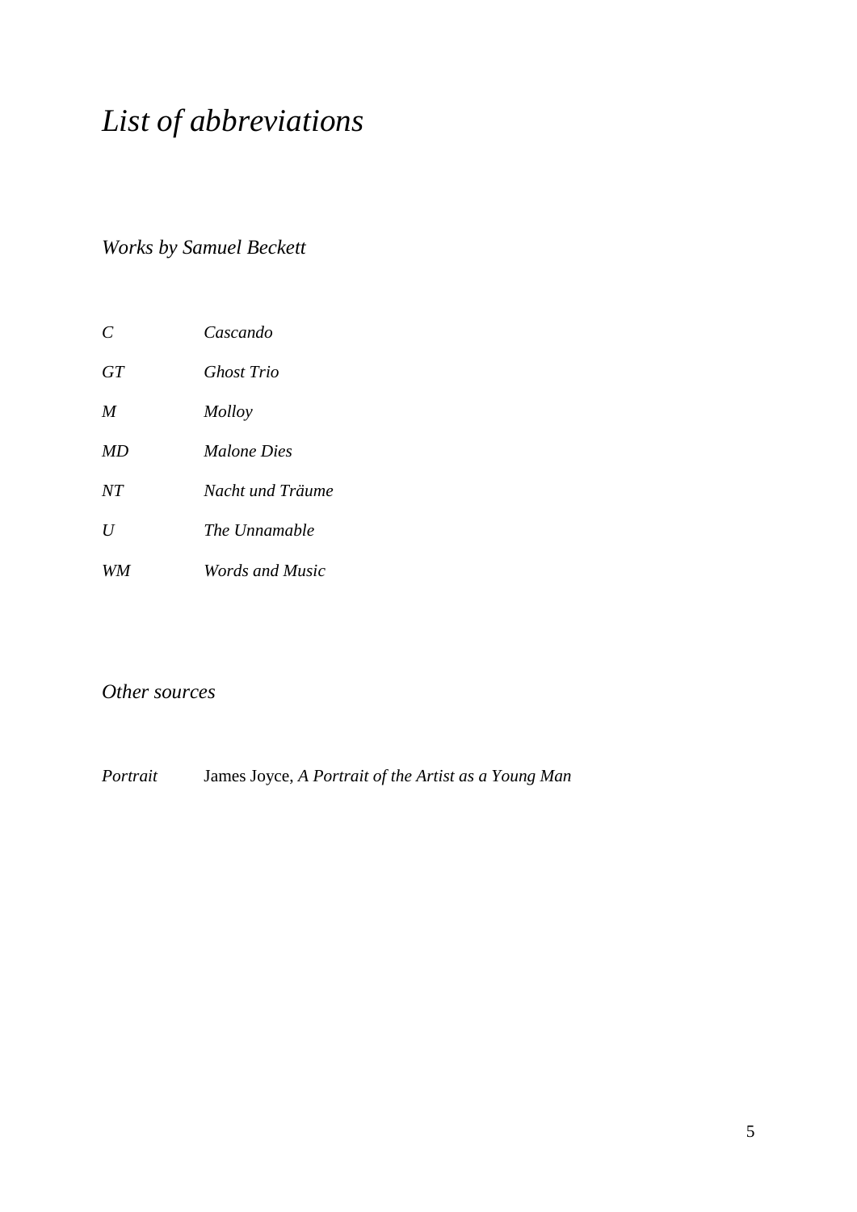# *List of abbreviations*

## *Works by Samuel Beckett*

| | |
|---|---|
| *C* | *Cascando* |
| *GT* | *Ghost Trio* |
| *M* | *Molloy* |
| *MD* | *Malone Dies* |
| *NT* | *Nacht und Träume* |
| *U* | *The Unnamable* |
| *WM* | *Words and Music* |

## *Other sources*

| | |
|---|---|
| *Portrait* | James Joyce, *A Portrait of the Artist as a Young Man* |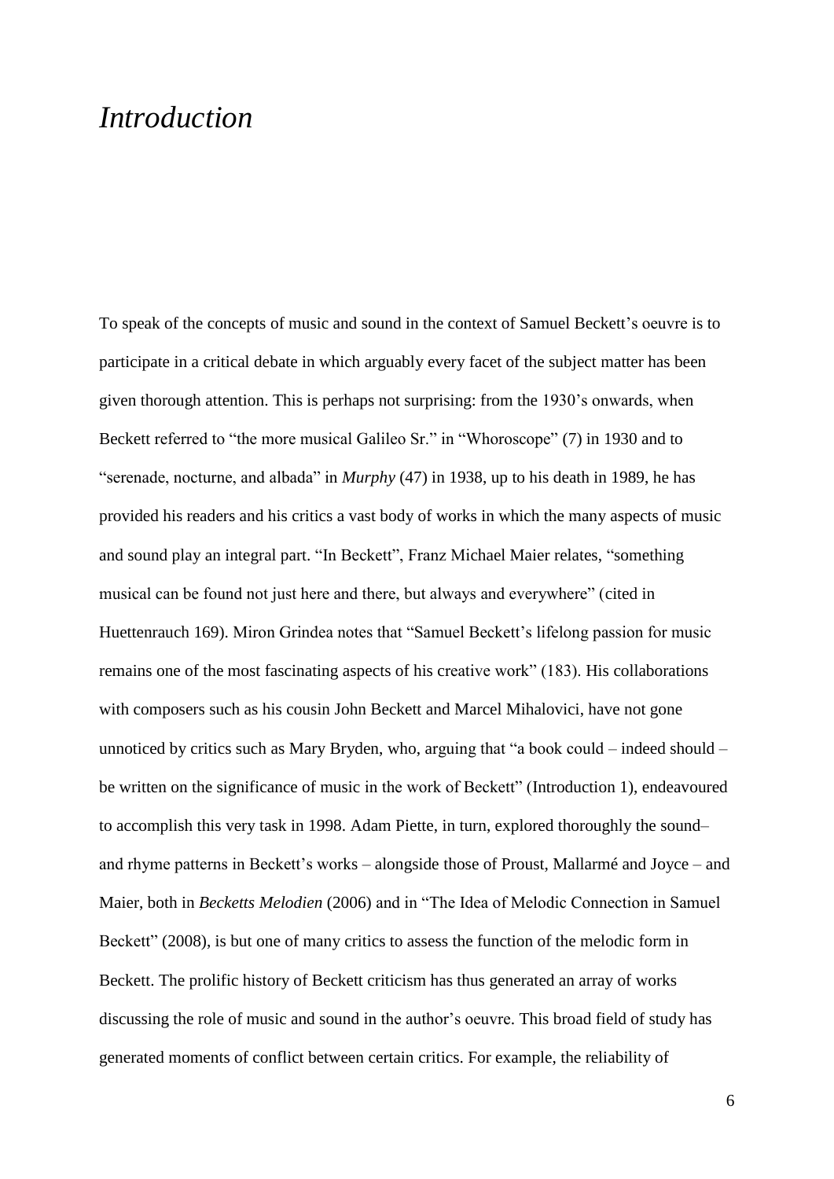# *Introduction*

To speak of the concepts of music and sound in the context of Samuel Beckett's oeuvre is to participate in a critical debate in which arguably every facet of the subject matter has been given thorough attention. This is perhaps not surprising: from the 1930's onwards, when Beckett referred to "the more musical Galileo Sr." in "Whoroscope" (7) in 1930 and to "serenade, nocturne, and albada" in *Murphy* (47) in 1938, up to his death in 1989, he has provided his readers and his critics a vast body of works in which the many aspects of music and sound play an integral part. "In Beckett", Franz Michael Maier relates, "something musical can be found not just here and there, but always and everywhere" (cited in Huettenrauch 169). Miron Grindea notes that "Samuel Beckett's lifelong passion for music remains one of the most fascinating aspects of his creative work" (183). His collaborations with composers such as his cousin John Beckett and Marcel Mihalovici, have not gone unnoticed by critics such as Mary Bryden, who, arguing that "a book could – indeed should – be written on the significance of music in the work of Beckett" (Introduction 1), endeavoured to accomplish this very task in 1998. Adam Piette, in turn, explored thoroughly the sound– and rhyme patterns in Beckett's works – alongside those of Proust, Mallarmé and Joyce – and Maier, both in *Becketts Melodien* (2006) and in "The Idea of Melodic Connection in Samuel Beckett" (2008), is but one of many critics to assess the function of the melodic form in Beckett. The prolific history of Beckett criticism has thus generated an array of works discussing the role of music and sound in the author's oeuvre. This broad field of study has generated moments of conflict between certain critics. For example, the reliability of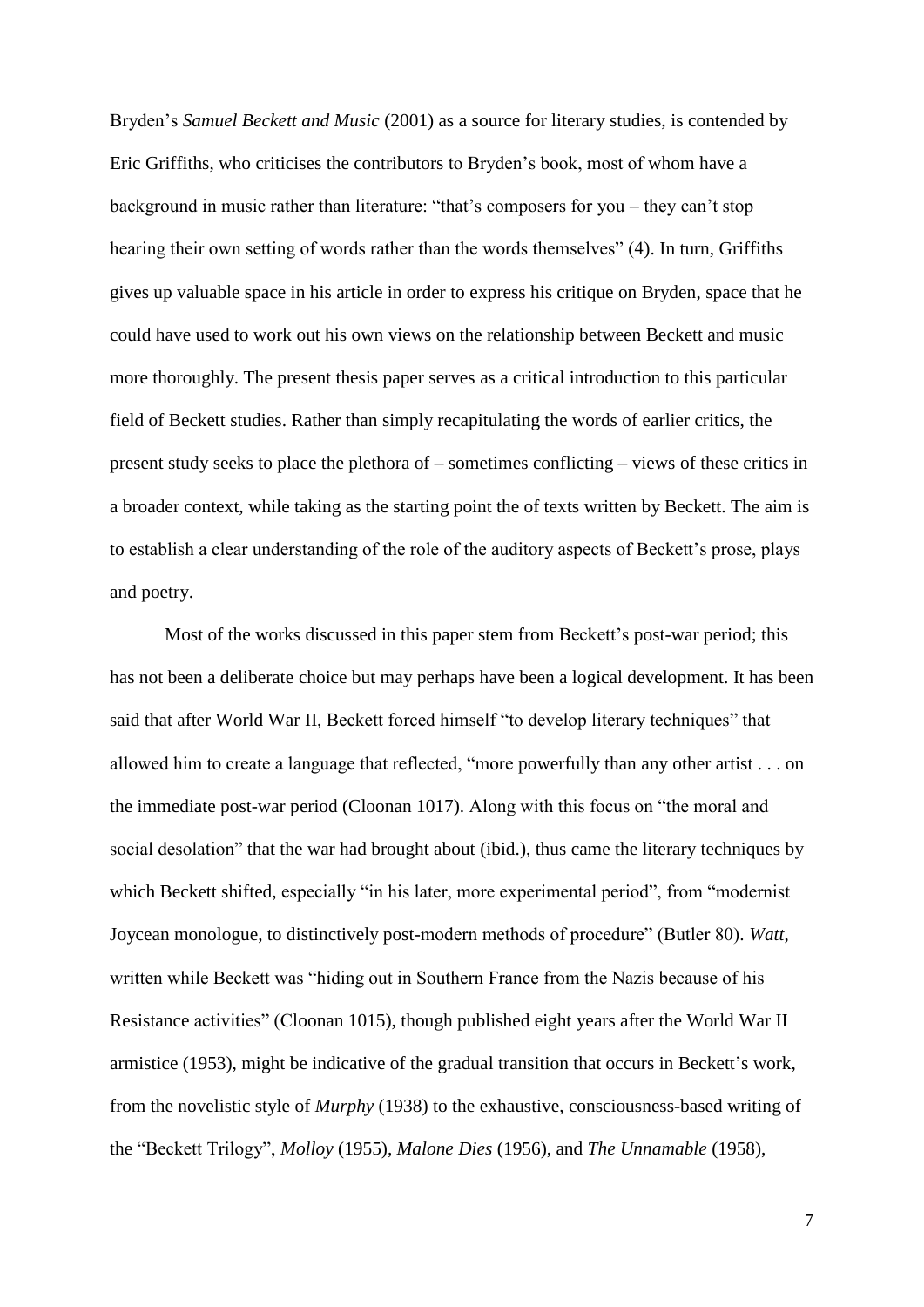Bryden's *Samuel Beckett and Music* (2001) as a source for literary studies, is contended by Eric Griffiths, who criticises the contributors to Bryden's book, most of whom have a background in music rather than literature: "that's composers for you – they can't stop hearing their own setting of words rather than the words themselves" (4). In turn, Griffiths gives up valuable space in his article in order to express his critique on Bryden, space that he could have used to work out his own views on the relationship between Beckett and music more thoroughly. The present thesis paper serves as a critical introduction to this particular field of Beckett studies. Rather than simply recapitulating the words of earlier critics, the present study seeks to place the plethora of – sometimes conflicting – views of these critics in a broader context, while taking as the starting point the of texts written by Beckett. The aim is to establish a clear understanding of the role of the auditory aspects of Beckett's prose, plays and poetry.

Most of the works discussed in this paper stem from Beckett's post-war period; this has not been a deliberate choice but may perhaps have been a logical development. It has been said that after World War II, Beckett forced himself "to develop literary techniques" that allowed him to create a language that reflected, "more powerfully than any other artist . . . on the immediate post-war period (Cloonan 1017). Along with this focus on "the moral and social desolation" that the war had brought about (ibid.), thus came the literary techniques by which Beckett shifted, especially "in his later, more experimental period", from "modernist Joycean monologue, to distinctively post-modern methods of procedure" (Butler 80). *Watt*, written while Beckett was "hiding out in Southern France from the Nazis because of his Resistance activities" (Cloonan 1015), though published eight years after the World War II armistice (1953), might be indicative of the gradual transition that occurs in Beckett's work, from the novelistic style of *Murphy* (1938) to the exhaustive, consciousness-based writing of the "Beckett Trilogy", *Molloy* (1955), *Malone Dies* (1956), and *The Unnamable* (1958),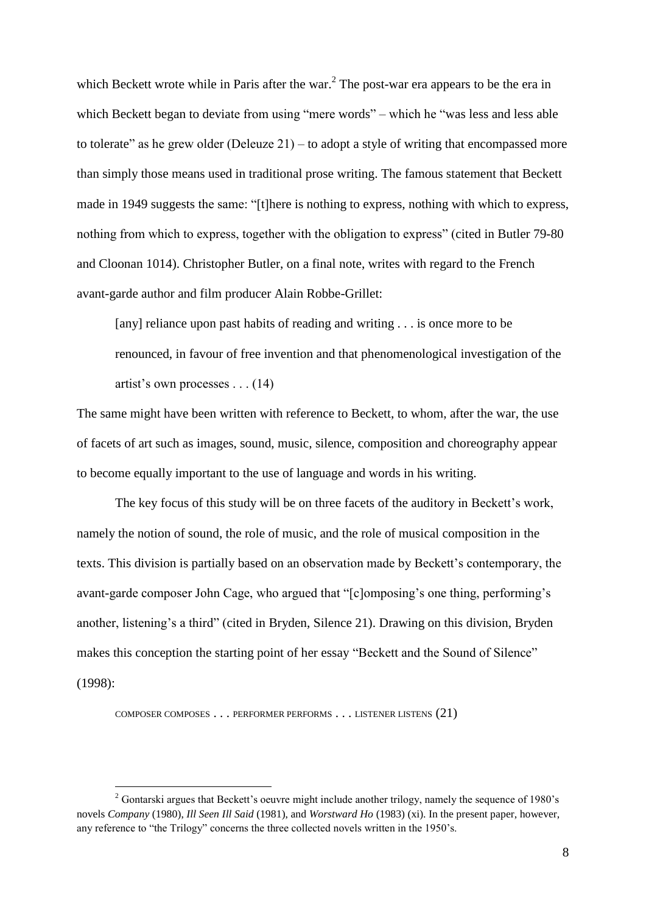which Beckett wrote while in Paris after the war.[2] The post-war era appears to be the era in which Beckett began to deviate from using "mere words" – which he "was less and less able to tolerate" as he grew older (Deleuze 21) – to adopt a style of writing that encompassed more than simply those means used in traditional prose writing. The famous statement that Beckett made in 1949 suggests the same: "[t]here is nothing to express, nothing with which to express, nothing from which to express, together with the obligation to express" (cited in Butler 79-80 and Cloonan 1014). Christopher Butler, on a final note, writes with regard to the French avant-garde author and film producer Alain Robbe-Grillet:

> [any] reliance upon past habits of reading and writing . . . is once more to be renounced, in favour of free invention and that phenomenological investigation of the artist's own processes . . . (14)

The same might have been written with reference to Beckett, to whom, after the war, the use of facets of art such as images, sound, music, silence, composition and choreography appear to become equally important to the use of language and words in his writing.

The key focus of this study will be on three facets of the auditory in Beckett's work, namely the notion of sound, the role of music, and the role of musical composition in the texts. This division is partially based on an observation made by Beckett's contemporary, the avant-garde composer John Cage, who argued that "[c]omposing's one thing, performing's another, listening's a third" (cited in Bryden, Silence 21). Drawing on this division, Bryden makes this conception the starting point of her essay "Beckett and the Sound of Silence" (1998):

> COMPOSER COMPOSES . . . PERFORMER PERFORMS . . . LISTENER LISTENS (21)

---

[2] Gontarski argues that Beckett's oeuvre might include another trilogy, namely the sequence of 1980's novels *Company* (1980), *Ill Seen Ill Said* (1981), and *Worstward Ho* (1983) (xi). In the present paper, however, any reference to "the Trilogy" concerns the three collected novels written in the 1950's.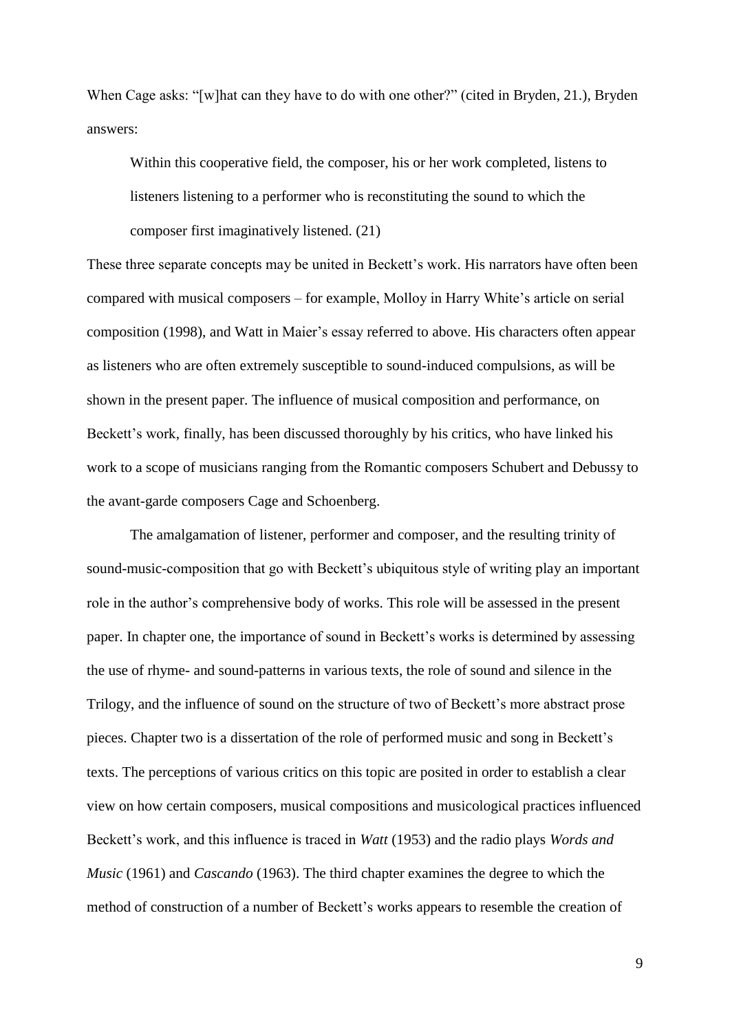When Cage asks: "[w]hat can they have to do with one other?" (cited in Bryden, 21.), Bryden answers:

> Within this cooperative field, the composer, his or her work completed, listens to listeners listening to a performer who is reconstituting the sound to which the composer first imaginatively listened. (21)

These three separate concepts may be united in Beckett's work. His narrators have often been compared with musical composers – for example, Molloy in Harry White's article on serial composition (1998), and Watt in Maier's essay referred to above. His characters often appear as listeners who are often extremely susceptible to sound-induced compulsions, as will be shown in the present paper. The influence of musical composition and performance, on Beckett's work, finally, has been discussed thoroughly by his critics, who have linked his work to a scope of musicians ranging from the Romantic composers Schubert and Debussy to the avant-garde composers Cage and Schoenberg.

The amalgamation of listener, performer and composer, and the resulting trinity of sound-music-composition that go with Beckett's ubiquitous style of writing play an important role in the author's comprehensive body of works. This role will be assessed in the present paper. In chapter one, the importance of sound in Beckett's works is determined by assessing the use of rhyme- and sound-patterns in various texts, the role of sound and silence in the Trilogy, and the influence of sound on the structure of two of Beckett's more abstract prose pieces. Chapter two is a dissertation of the role of performed music and song in Beckett's texts. The perceptions of various critics on this topic are posited in order to establish a clear view on how certain composers, musical compositions and musicological practices influenced Beckett's work, and this influence is traced in *Watt* (1953) and the radio plays *Words and Music* (1961) and *Cascando* (1963). The third chapter examines the degree to which the method of construction of a number of Beckett's works appears to resemble the creation of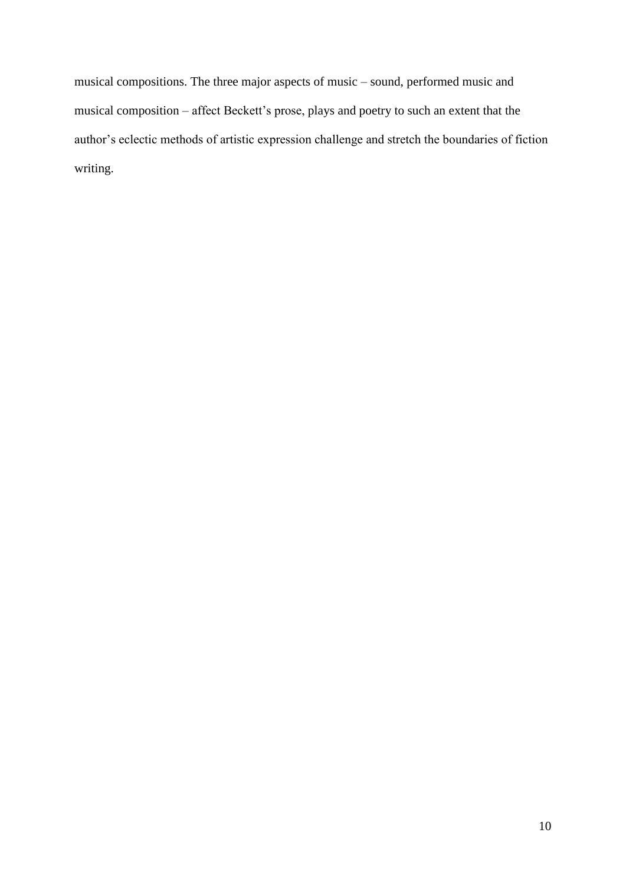musical compositions. The three major aspects of music – sound, performed music and musical composition – affect Beckett's prose, plays and poetry to such an extent that the author's eclectic methods of artistic expression challenge and stretch the boundaries of fiction writing.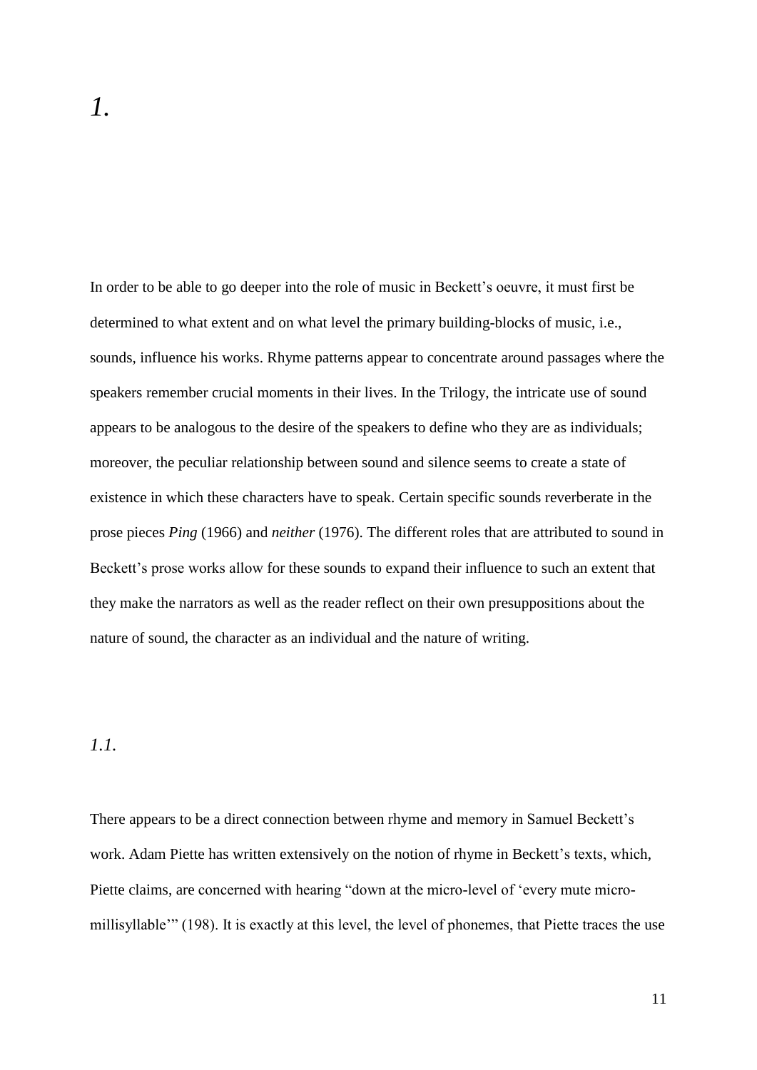# *1.*

In order to be able to go deeper into the role of music in Beckett's oeuvre, it must first be determined to what extent and on what level the primary building-blocks of music, i.e., sounds, influence his works. Rhyme patterns appear to concentrate around passages where the speakers remember crucial moments in their lives. In the Trilogy, the intricate use of sound appears to be analogous to the desire of the speakers to define who they are as individuals; moreover, the peculiar relationship between sound and silence seems to create a state of existence in which these characters have to speak. Certain specific sounds reverberate in the prose pieces *Ping* (1966) and *neither* (1976). The different roles that are attributed to sound in Beckett's prose works allow for these sounds to expand their influence to such an extent that they make the narrators as well as the reader reflect on their own presuppositions about the nature of sound, the character as an individual and the nature of writing.

## *1.1.*

There appears to be a direct connection between rhyme and memory in Samuel Beckett's work. Adam Piette has written extensively on the notion of rhyme in Beckett's texts, which, Piette claims, are concerned with hearing "down at the micro-level of 'every mute micro-millisyllable'" (198). It is exactly at this level, the level of phonemes, that Piette traces the use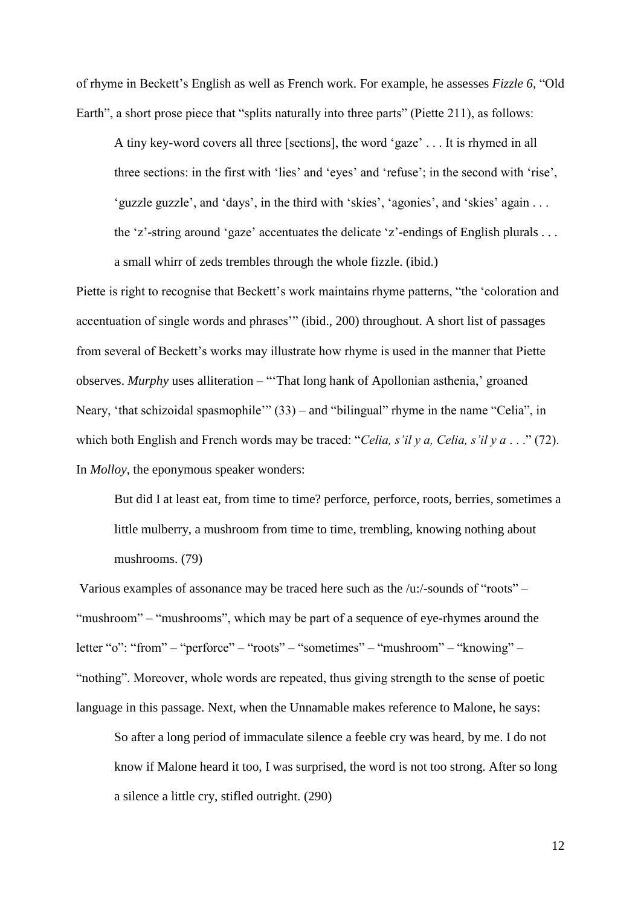of rhyme in Beckett's English as well as French work. For example, he assesses *Fizzle 6*, "Old Earth", a short prose piece that "splits naturally into three parts" (Piette 211), as follows:

> A tiny key-word covers all three [sections], the word 'gaze' . . . It is rhymed in all three sections: in the first with 'lies' and 'eyes' and 'refuse'; in the second with 'rise', 'guzzle guzzle', and 'days', in the third with 'skies', 'agonies', and 'skies' again . . . the 'z'-string around 'gaze' accentuates the delicate 'z'-endings of English plurals . . . a small whirr of zeds trembles through the whole fizzle. (ibid.)

Piette is right to recognise that Beckett's work maintains rhyme patterns, "the 'coloration and accentuation of single words and phrases'" (ibid., 200) throughout. A short list of passages from several of Beckett's works may illustrate how rhyme is used in the manner that Piette observes. *Murphy* uses alliteration – "'That long hank of Apollonian asthenia,' groaned Neary, 'that schizoidal spasmophile'" (33) – and "bilingual" rhyme in the name "Celia", in which both English and French words may be traced: "*Celia, s'il y a, Celia, s'il y a* . . ." (72). In *Molloy*, the eponymous speaker wonders:

> But did I at least eat, from time to time? perforce, perforce, roots, berries, sometimes a little mulberry, a mushroom from time to time, trembling, knowing nothing about mushrooms. (79)

Various examples of assonance may be traced here such as the /u:/-sounds of "roots" – "mushroom" – "mushrooms", which may be part of a sequence of eye-rhymes around the letter "o": "from" – "perforce" – "roots" – "sometimes" – "mushroom" – "knowing" – "nothing". Moreover, whole words are repeated, thus giving strength to the sense of poetic language in this passage. Next, when the Unnamable makes reference to Malone, he says:

> So after a long period of immaculate silence a feeble cry was heard, by me. I do not know if Malone heard it too, I was surprised, the word is not too strong. After so long a silence a little cry, stifled outright. (290)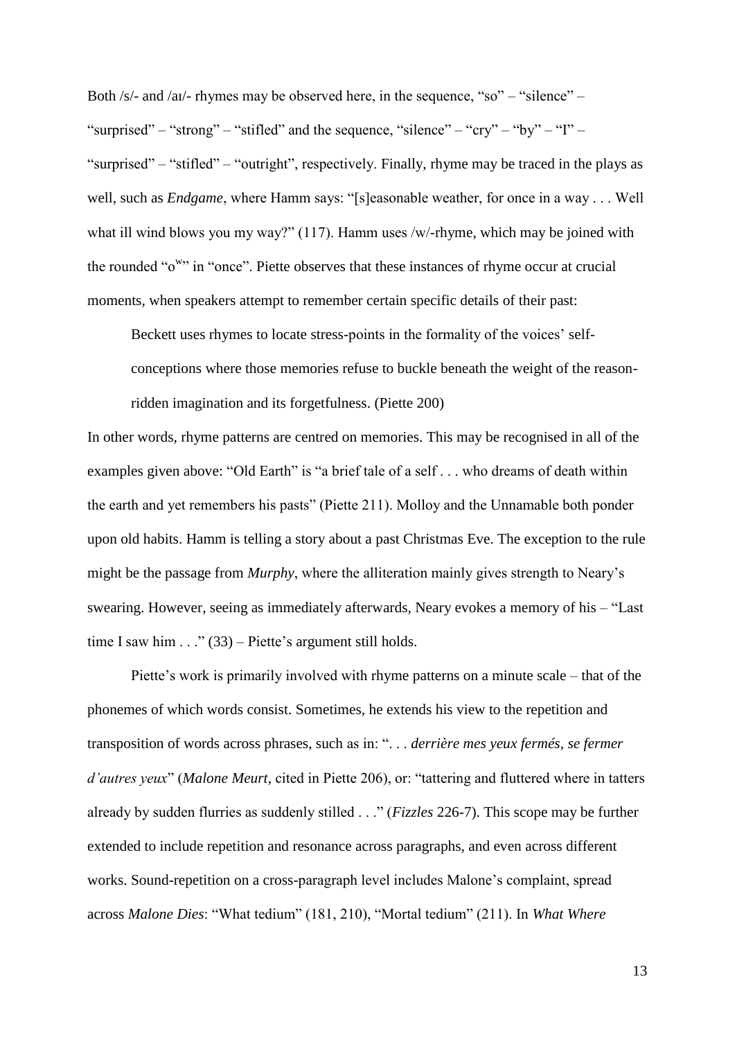Both /s/- and /aɪ/- rhymes may be observed here, in the sequence, "so" – "silence" – "surprised" – "strong" – "stifled" and the sequence, "silence" – "cry" – "by" – "I" – "surprised" – "stifled" – "outright", respectively. Finally, rhyme may be traced in the plays as well, such as *Endgame*, where Hamm says: "[s]easonable weather, for once in a way . . . Well what ill wind blows you my way?" (117). Hamm uses /w/-rhyme, which may be joined with the rounded "o$^w$" in "once". Piette observes that these instances of rhyme occur at crucial moments, when speakers attempt to remember certain specific details of their past:

> Beckett uses rhymes to locate stress-points in the formality of the voices' self-conceptions where those memories refuse to buckle beneath the weight of the reason-ridden imagination and its forgetfulness. (Piette 200)

In other words, rhyme patterns are centred on memories. This may be recognised in all of the examples given above: "Old Earth" is "a brief tale of a self . . . who dreams of death within the earth and yet remembers his pasts" (Piette 211). Molloy and the Unnamable both ponder upon old habits. Hamm is telling a story about a past Christmas Eve. The exception to the rule might be the passage from *Murphy*, where the alliteration mainly gives strength to Neary's swearing. However, seeing as immediately afterwards, Neary evokes a memory of his – "Last time I saw him . . ." (33) – Piette's argument still holds.

Piette's work is primarily involved with rhyme patterns on a minute scale – that of the phonemes of which words consist. Sometimes, he extends his view to the repetition and transposition of words across phrases, such as in: ". . . *derrière mes yeux fermés, se fermer d'autres yeux*" (*Malone Meurt*, cited in Piette 206), or: "tattering and fluttered where in tatters already by sudden flurries as suddenly stilled . . ." (*Fizzles* 226-7). This scope may be further extended to include repetition and resonance across paragraphs, and even across different works. Sound-repetition on a cross-paragraph level includes Malone's complaint, spread across *Malone Dies*: "What tedium" (181, 210), "Mortal tedium" (211). In *What Where*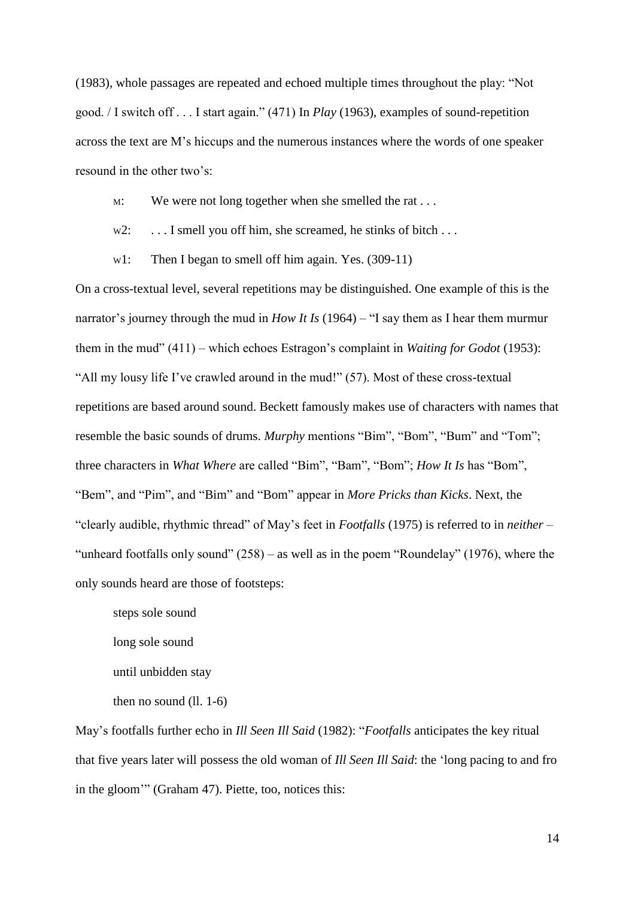(1983), whole passages are repeated and echoed multiple times throughout the play: "Not good. / I switch off . . . I start again." (471) In *Play* (1963), examples of sound-repetition across the text are M's hiccups and the numerous instances where the words of one speaker resound in the other two's:

> M: We were not long together when she smelled the rat . . .
>
> W2: . . . I smell you off him, she screamed, he stinks of bitch . . .
>
> W1: Then I began to smell off him again. Yes. (309-11)

On a cross-textual level, several repetitions may be distinguished. One example of this is the narrator's journey through the mud in *How It Is* (1964) – "I say them as I hear them murmur them in the mud" (411) – which echoes Estragon's complaint in *Waiting for Godot* (1953): "All my lousy life I've crawled around in the mud!" (57). Most of these cross-textual repetitions are based around sound. Beckett famously makes use of characters with names that resemble the basic sounds of drums. *Murphy* mentions "Bim", "Bom", "Bum" and "Tom"; three characters in *What Where* are called "Bim", "Bam", "Bom"; *How It Is* has "Bom", "Bem", and "Pim", and "Bim" and "Bom" appear in *More Pricks than Kicks*. Next, the "clearly audible, rhythmic thread" of May's feet in *Footfalls* (1975) is referred to in *neither* – "unheard footfalls only sound" (258) – as well as in the poem "Roundelay" (1976), where the only sounds heard are those of footsteps:

> steps sole sound
>
> long sole sound
>
> until unbidden stay
>
> then no sound (ll. 1-6)

May's footfalls further echo in *Ill Seen Ill Said* (1982): "*Footfalls* anticipates the key ritual that five years later will possess the old woman of *Ill Seen Ill Said*: the 'long pacing to and fro in the gloom'" (Graham 47). Piette, too, notices this: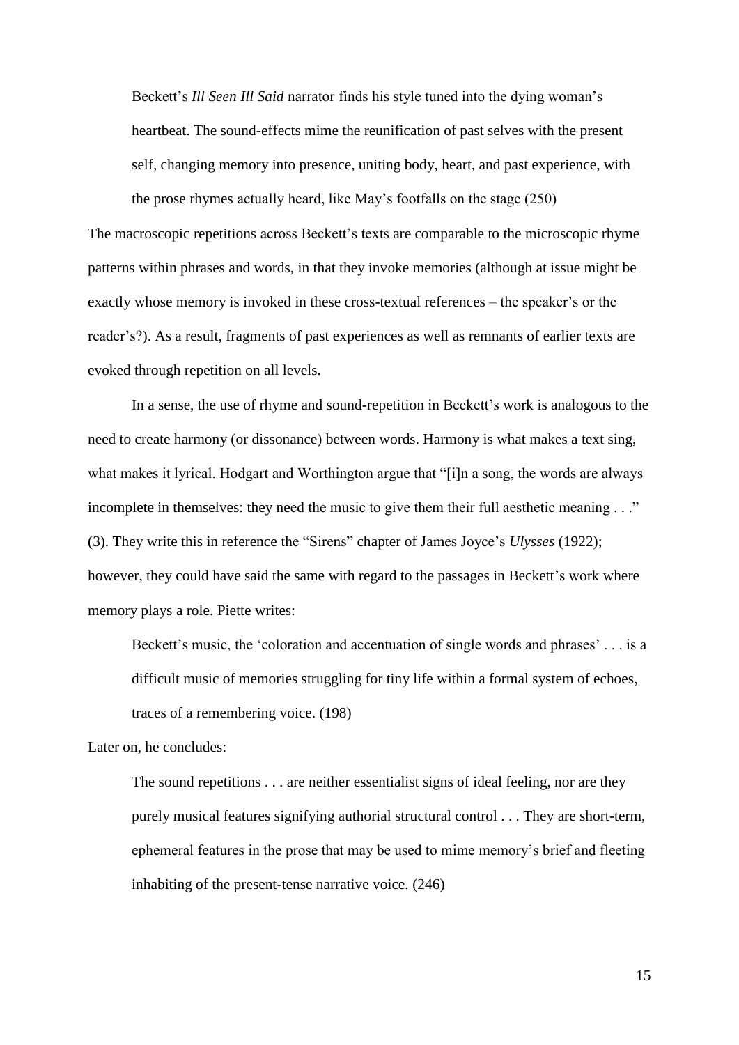> Beckett's *Ill Seen Ill Said* narrator finds his style tuned into the dying woman's heartbeat. The sound-effects mime the reunification of past selves with the present self, changing memory into presence, uniting body, heart, and past experience, with the prose rhymes actually heard, like May's footfalls on the stage (250)

The macroscopic repetitions across Beckett's texts are comparable to the microscopic rhyme patterns within phrases and words, in that they invoke memories (although at issue might be exactly whose memory is invoked in these cross-textual references – the speaker's or the reader's?). As a result, fragments of past experiences as well as remnants of earlier texts are evoked through repetition on all levels.

In a sense, the use of rhyme and sound-repetition in Beckett's work is analogous to the need to create harmony (or dissonance) between words. Harmony is what makes a text sing, what makes it lyrical. Hodgart and Worthington argue that "[i]n a song, the words are always incomplete in themselves: they need the music to give them their full aesthetic meaning . . ." (3). They write this in reference the "Sirens" chapter of James Joyce's *Ulysses* (1922); however, they could have said the same with regard to the passages in Beckett's work where memory plays a role. Piette writes:

> Beckett's music, the 'coloration and accentuation of single words and phrases' . . . is a difficult music of memories struggling for tiny life within a formal system of echoes, traces of a remembering voice. (198)

Later on, he concludes:

> The sound repetitions . . . are neither essentialist signs of ideal feeling, nor are they purely musical features signifying authorial structural control . . . They are short-term, ephemeral features in the prose that may be used to mime memory's brief and fleeting inhabiting of the present-tense narrative voice. (246)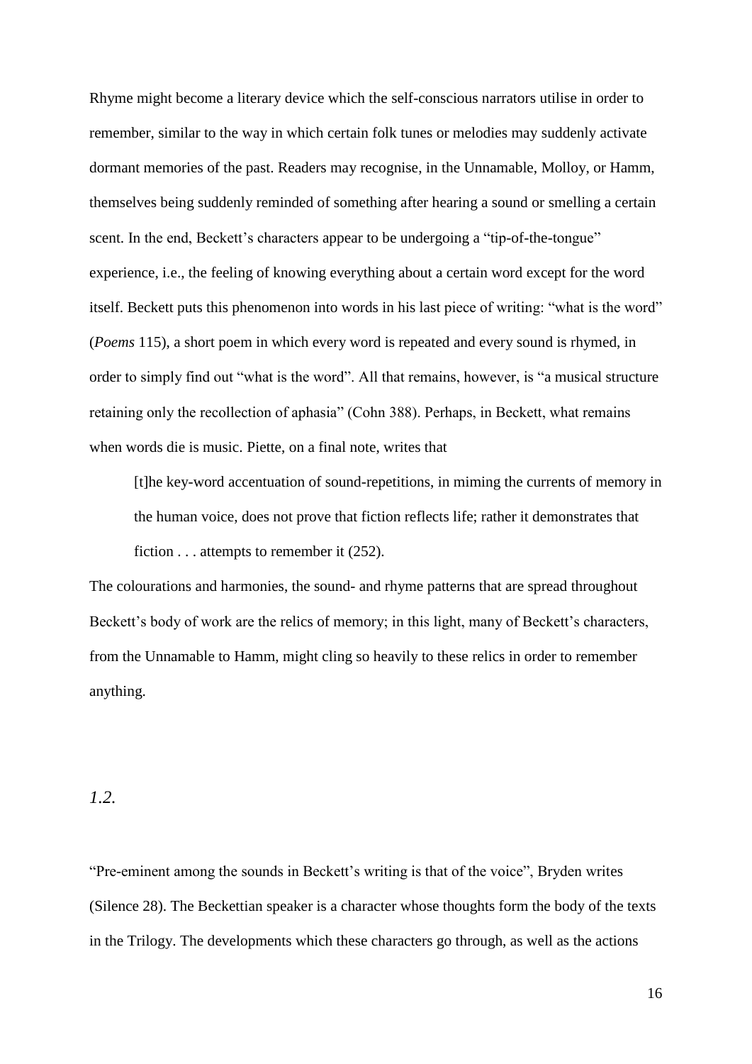Rhyme might become a literary device which the self-conscious narrators utilise in order to remember, similar to the way in which certain folk tunes or melodies may suddenly activate dormant memories of the past. Readers may recognise, in the Unnamable, Molloy, or Hamm, themselves being suddenly reminded of something after hearing a sound or smelling a certain scent. In the end, Beckett's characters appear to be undergoing a "tip-of-the-tongue" experience, i.e., the feeling of knowing everything about a certain word except for the word itself. Beckett puts this phenomenon into words in his last piece of writing: "what is the word" (*Poems* 115), a short poem in which every word is repeated and every sound is rhymed, in order to simply find out "what is the word". All that remains, however, is "a musical structure retaining only the recollection of aphasia" (Cohn 388). Perhaps, in Beckett, what remains when words die is music. Piette, on a final note, writes that

> [t]he key-word accentuation of sound-repetitions, in miming the currents of memory in the human voice, does not prove that fiction reflects life; rather it demonstrates that fiction . . . attempts to remember it (252).

The colourations and harmonies, the sound- and rhyme patterns that are spread throughout Beckett's body of work are the relics of memory; in this light, many of Beckett's characters, from the Unnamable to Hamm, might cling so heavily to these relics in order to remember anything.

## *1.2.*

"Pre-eminent among the sounds in Beckett's writing is that of the voice", Bryden writes (Silence 28). The Beckettian speaker is a character whose thoughts form the body of the texts in the Trilogy. The developments which these characters go through, as well as the actions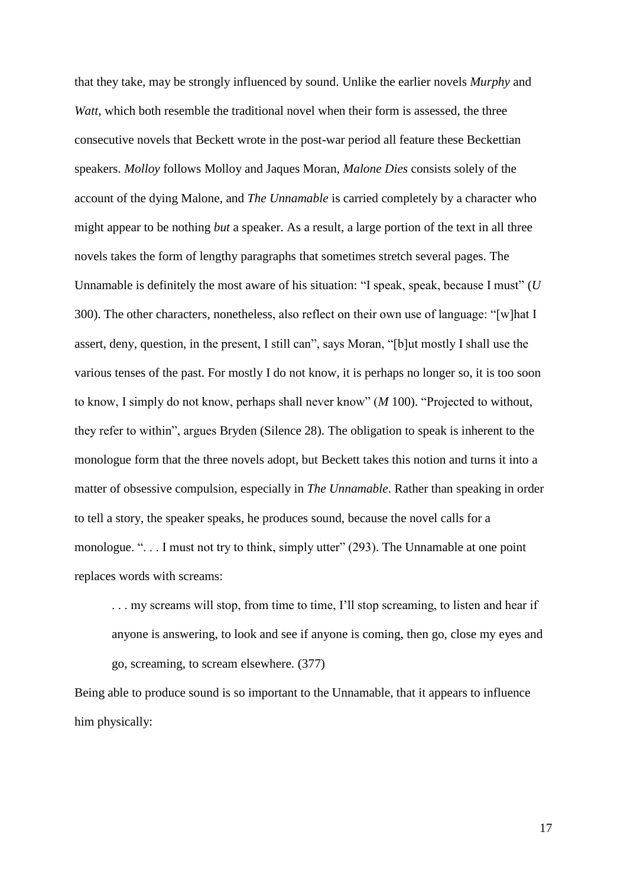that they take, may be strongly influenced by sound. Unlike the earlier novels *Murphy* and *Watt*, which both resemble the traditional novel when their form is assessed, the three consecutive novels that Beckett wrote in the post-war period all feature these Beckettian speakers. *Molloy* follows Molloy and Jaques Moran, *Malone Dies* consists solely of the account of the dying Malone, and *The Unnamable* is carried completely by a character who might appear to be nothing *but* a speaker. As a result, a large portion of the text in all three novels takes the form of lengthy paragraphs that sometimes stretch several pages. The Unnamable is definitely the most aware of his situation: "I speak, speak, because I must" (*U* 300). The other characters, nonetheless, also reflect on their own use of language: "[w]hat I assert, deny, question, in the present, I still can", says Moran, "[b]ut mostly I shall use the various tenses of the past. For mostly I do not know, it is perhaps no longer so, it is too soon to know, I simply do not know, perhaps shall never know" (*M* 100). "Projected to without, they refer to within", argues Bryden (Silence 28). The obligation to speak is inherent to the monologue form that the three novels adopt, but Beckett takes this notion and turns it into a matter of obsessive compulsion, especially in *The Unnamable*. Rather than speaking in order to tell a story, the speaker speaks, he produces sound, because the novel calls for a monologue. ". . . I must not try to think, simply utter" (293). The Unnamable at one point replaces words with screams:

> . . . my screams will stop, from time to time, I'll stop screaming, to listen and hear if anyone is answering, to look and see if anyone is coming, then go, close my eyes and go, screaming, to scream elsewhere. (377)

Being able to produce sound is so important to the Unnamable, that it appears to influence him physically: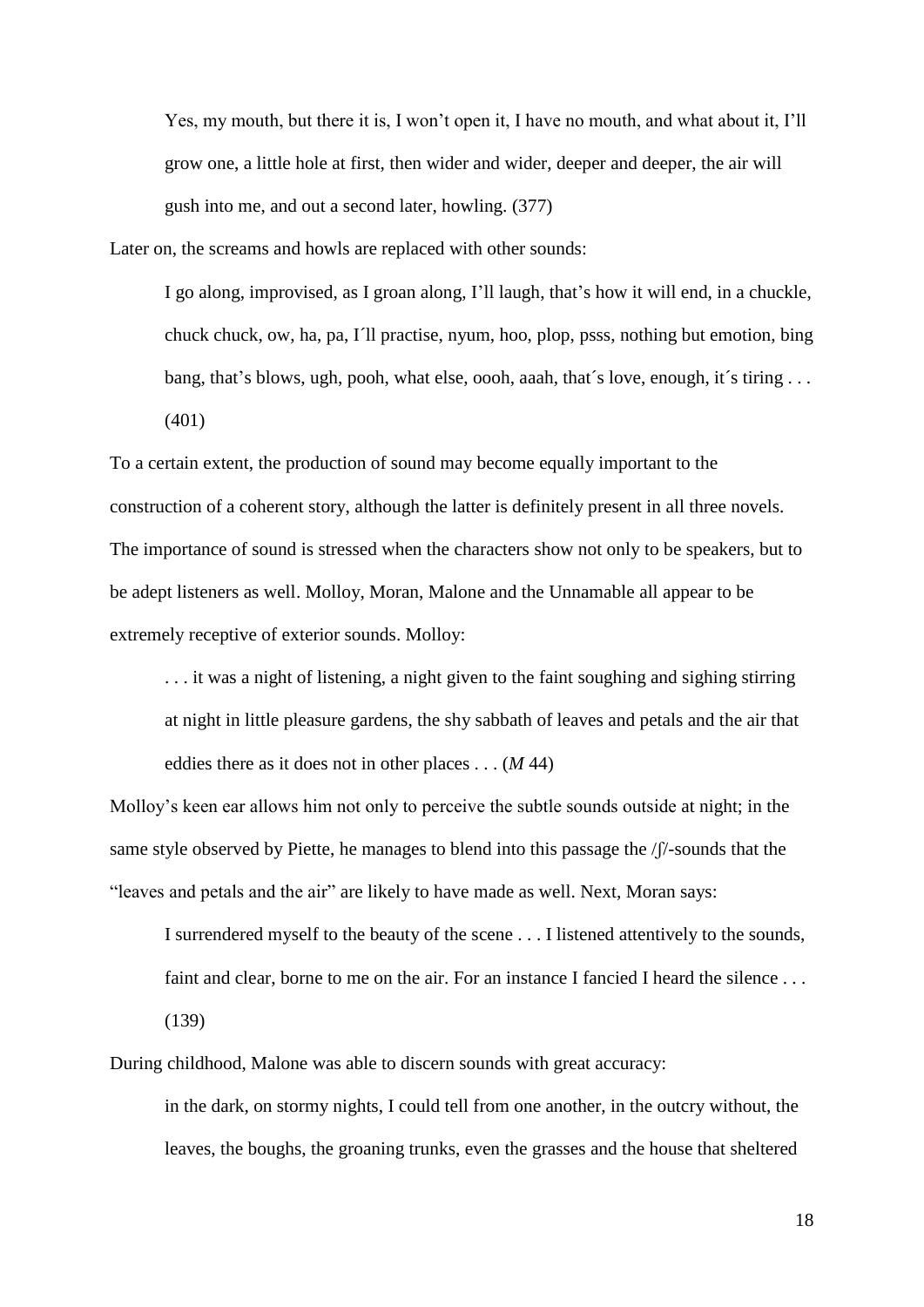> Yes, my mouth, but there it is, I won't open it, I have no mouth, and what about it, I'll grow one, a little hole at first, then wider and wider, deeper and deeper, the air will gush into me, and out a second later, howling. (377)

Later on, the screams and howls are replaced with other sounds:

> I go along, improvised, as I groan along, I'll laugh, that's how it will end, in a chuckle, chuck chuck, ow, ha, pa, I´ll practise, nyum, hoo, plop, psss, nothing but emotion, bing bang, that's blows, ugh, pooh, what else, oooh, aaah, that´s love, enough, it´s tiring . . . (401)

To a certain extent, the production of sound may become equally important to the construction of a coherent story, although the latter is definitely present in all three novels. The importance of sound is stressed when the characters show not only to be speakers, but to be adept listeners as well. Molloy, Moran, Malone and the Unnamable all appear to be extremely receptive of exterior sounds. Molloy:

> . . . it was a night of listening, a night given to the faint soughing and sighing stirring at night in little pleasure gardens, the shy sabbath of leaves and petals and the air that eddies there as it does not in other places . . . (*M* 44)

Molloy's keen ear allows him not only to perceive the subtle sounds outside at night; in the same style observed by Piette, he manages to blend into this passage the /ʃ/-sounds that the "leaves and petals and the air" are likely to have made as well. Next, Moran says:

> I surrendered myself to the beauty of the scene . . . I listened attentively to the sounds, faint and clear, borne to me on the air. For an instance I fancied I heard the silence . . . (139)

During childhood, Malone was able to discern sounds with great accuracy:

> in the dark, on stormy nights, I could tell from one another, in the outcry without, the leaves, the boughs, the groaning trunks, even the grasses and the house that sheltered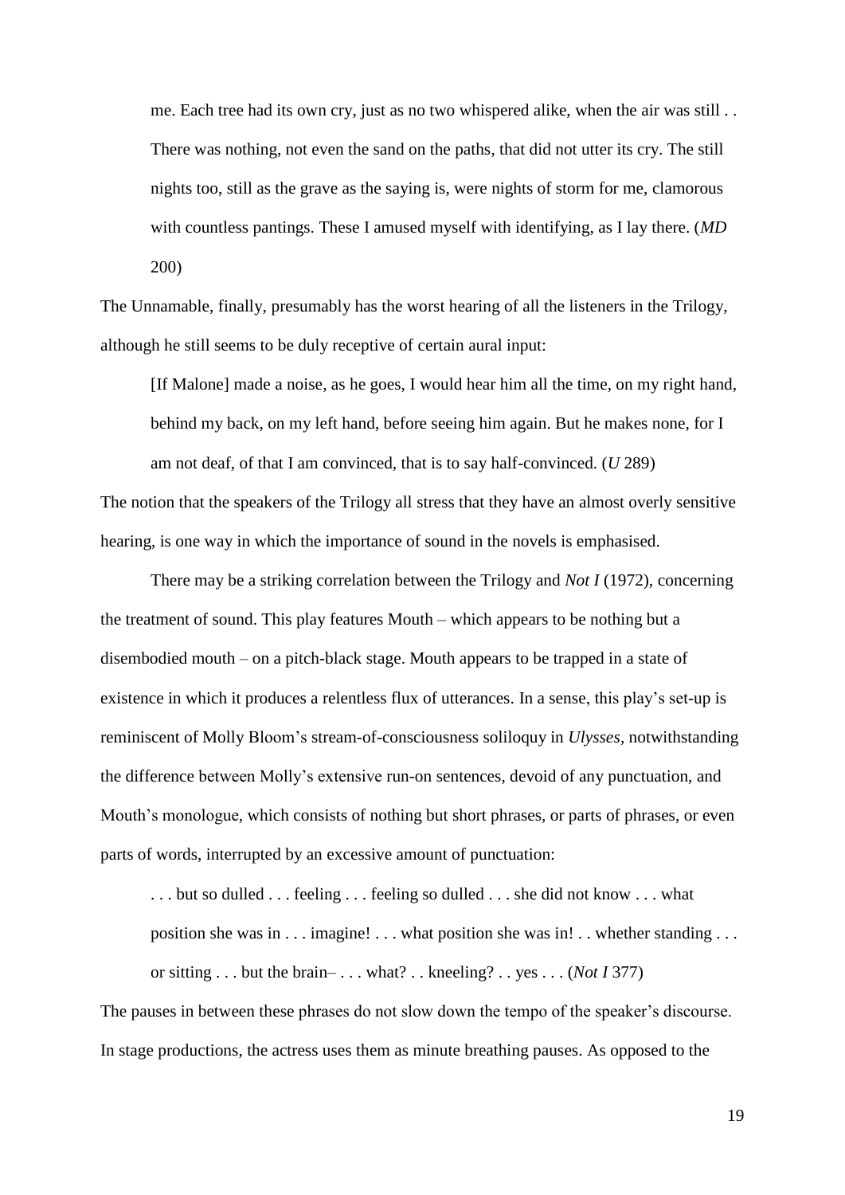> me. Each tree had its own cry, just as no two whispered alike, when the air was still . . There was nothing, not even the sand on the paths, that did not utter its cry. The still nights too, still as the grave as the saying is, were nights of storm for me, clamorous with countless pantings. These I amused myself with identifying, as I lay there. (*MD* 200)

The Unnamable, finally, presumably has the worst hearing of all the listeners in the Trilogy, although he still seems to be duly receptive of certain aural input:

> [If Malone] made a noise, as he goes, I would hear him all the time, on my right hand, behind my back, on my left hand, before seeing him again. But he makes none, for I am not deaf, of that I am convinced, that is to say half-convinced. (*U* 289)

The notion that the speakers of the Trilogy all stress that they have an almost overly sensitive hearing, is one way in which the importance of sound in the novels is emphasised.

There may be a striking correlation between the Trilogy and *Not I* (1972), concerning the treatment of sound. This play features Mouth – which appears to be nothing but a disembodied mouth – on a pitch-black stage. Mouth appears to be trapped in a state of existence in which it produces a relentless flux of utterances. In a sense, this play's set-up is reminiscent of Molly Bloom's stream-of-consciousness soliloquy in *Ulysses*, notwithstanding the difference between Molly's extensive run-on sentences, devoid of any punctuation, and Mouth's monologue, which consists of nothing but short phrases, or parts of phrases, or even parts of words, interrupted by an excessive amount of punctuation:

> . . . but so dulled . . . feeling . . . feeling so dulled . . . she did not know . . . what position she was in . . . imagine! . . . what position she was in! . . whether standing . . . or sitting . . . but the brain– . . . what? . . kneeling? . . yes . . . (*Not I* 377)

The pauses in between these phrases do not slow down the tempo of the speaker's discourse. In stage productions, the actress uses them as minute breathing pauses. As opposed to the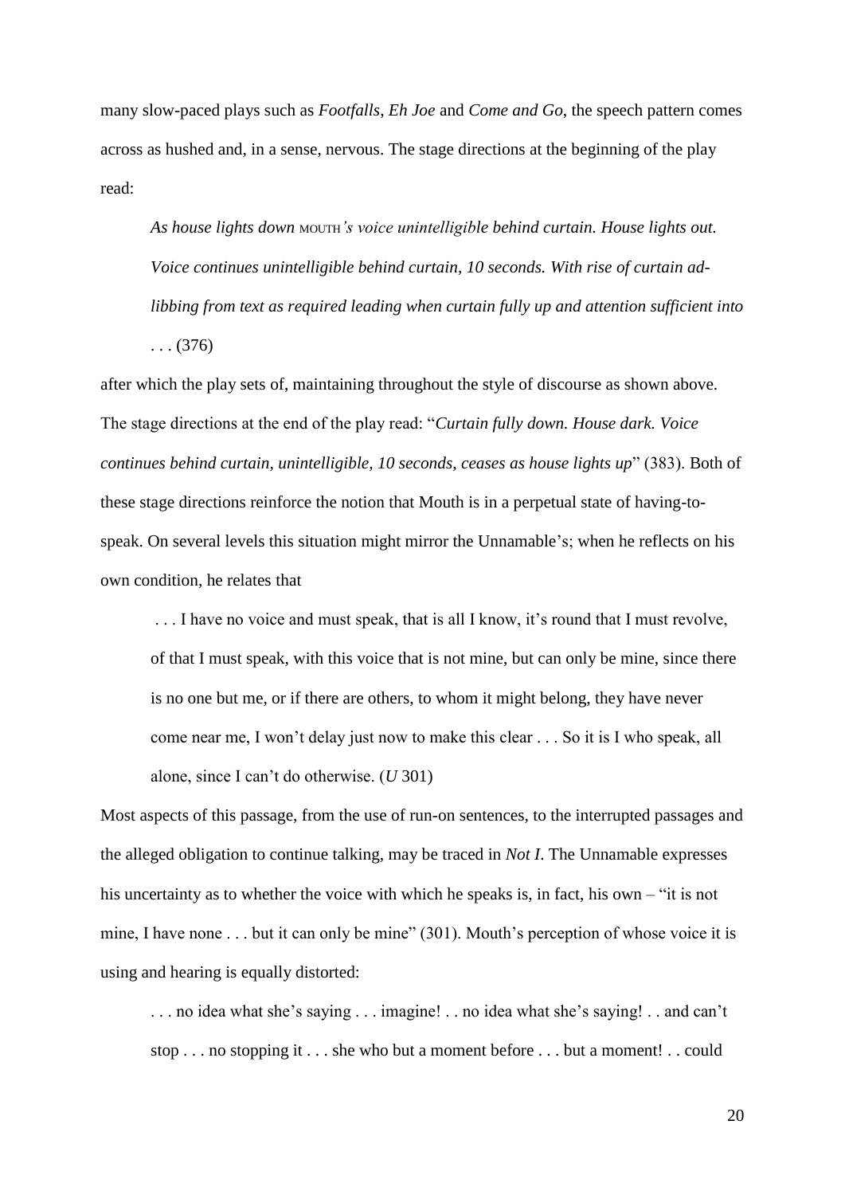many slow-paced plays such as *Footfalls*, *Eh Joe* and *Come and Go*, the speech pattern comes across as hushed and, in a sense, nervous. The stage directions at the beginning of the play read:

> *As house lights down* MOUTH*'s voice unintelligible behind curtain. House lights out. Voice continues unintelligible behind curtain, 10 seconds. With rise of curtain ad-libbing from text as required leading when curtain fully up and attention sufficient into* . . . (376)

after which the play sets of, maintaining throughout the style of discourse as shown above. The stage directions at the end of the play read: "*Curtain fully down. House dark. Voice continues behind curtain, unintelligible, 10 seconds, ceases as house lights up*" (383). Both of these stage directions reinforce the notion that Mouth is in a perpetual state of having-to-speak. On several levels this situation might mirror the Unnamable's; when he reflects on his own condition, he relates that

> . . . I have no voice and must speak, that is all I know, it's round that I must revolve, of that I must speak, with this voice that is not mine, but can only be mine, since there is no one but me, or if there are others, to whom it might belong, they have never come near me, I won't delay just now to make this clear . . . So it is I who speak, all alone, since I can't do otherwise. (*U* 301)

Most aspects of this passage, from the use of run-on sentences, to the interrupted passages and the alleged obligation to continue talking, may be traced in *Not I*. The Unnamable expresses his uncertainty as to whether the voice with which he speaks is, in fact, his own – "it is not mine, I have none . . . but it can only be mine" (301). Mouth's perception of whose voice it is using and hearing is equally distorted:

> . . . no idea what she's saying . . . imagine! . . no idea what she's saying! . . and can't stop . . . no stopping it . . . she who but a moment before . . . but a moment! . . could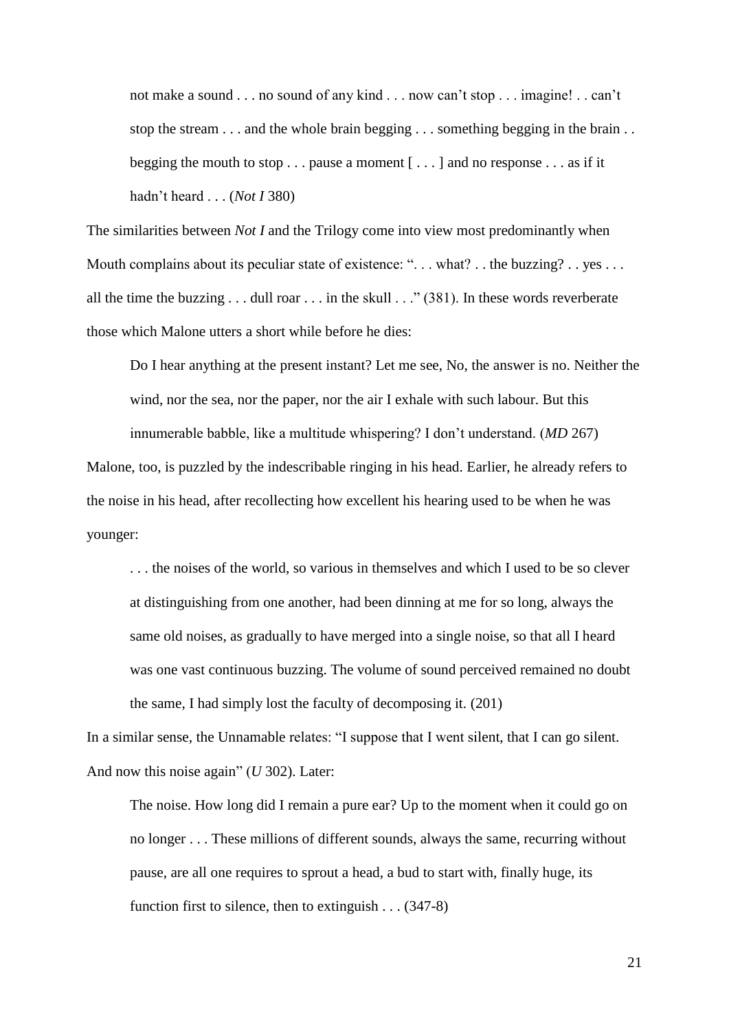> not make a sound . . . no sound of any kind . . . now can't stop . . . imagine! . . can't stop the stream . . . and the whole brain begging . . . something begging in the brain . . begging the mouth to stop . . . pause a moment [ . . . ] and no response . . . as if it hadn't heard . . . (*Not I* 380)

The similarities between *Not I* and the Trilogy come into view most predominantly when Mouth complains about its peculiar state of existence: ". . . what? . . the buzzing? . . yes . . . all the time the buzzing . . . dull roar . . . in the skull . . ." (381). In these words reverberate those which Malone utters a short while before he dies:

> Do I hear anything at the present instant? Let me see, No, the answer is no. Neither the wind, nor the sea, nor the paper, nor the air I exhale with such labour. But this innumerable babble, like a multitude whispering? I don't understand. (*MD* 267)

Malone, too, is puzzled by the indescribable ringing in his head. Earlier, he already refers to the noise in his head, after recollecting how excellent his hearing used to be when he was younger:

> . . . the noises of the world, so various in themselves and which I used to be so clever at distinguishing from one another, had been dinning at me for so long, always the same old noises, as gradually to have merged into a single noise, so that all I heard was one vast continuous buzzing. The volume of sound perceived remained no doubt the same, I had simply lost the faculty of decomposing it. (201)

In a similar sense, the Unnamable relates: "I suppose that I went silent, that I can go silent. And now this noise again" (*U* 302). Later:

> The noise. How long did I remain a pure ear? Up to the moment when it could go on no longer . . . These millions of different sounds, always the same, recurring without pause, are all one requires to sprout a head, a bud to start with, finally huge, its function first to silence, then to extinguish . . . (347-8)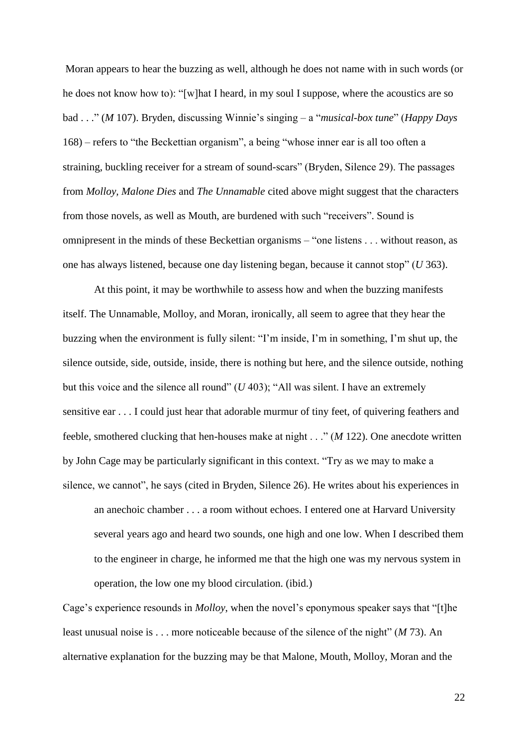Moran appears to hear the buzzing as well, although he does not name with in such words (or he does not know how to): "[w]hat I heard, in my soul I suppose, where the acoustics are so bad . . ." (*M* 107). Bryden, discussing Winnie's singing – a "*musical-box tune*" (*Happy Days* 168) – refers to "the Beckettian organism", a being "whose inner ear is all too often a straining, buckling receiver for a stream of sound-scars" (Bryden, Silence 29). The passages from *Molloy, Malone Dies* and *The Unnamable* cited above might suggest that the characters from those novels, as well as Mouth, are burdened with such "receivers". Sound is omnipresent in the minds of these Beckettian organisms – "one listens . . . without reason, as one has always listened, because one day listening began, because it cannot stop" (*U* 363).

At this point, it may be worthwhile to assess how and when the buzzing manifests itself. The Unnamable, Molloy, and Moran, ironically, all seem to agree that they hear the buzzing when the environment is fully silent: "I'm inside, I'm in something, I'm shut up, the silence outside, side, outside, inside, there is nothing but here, and the silence outside, nothing but this voice and the silence all round" (*U* 403); "All was silent. I have an extremely sensitive ear . . . I could just hear that adorable murmur of tiny feet, of quivering feathers and feeble, smothered clucking that hen-houses make at night . . ." (*M* 122). One anecdote written by John Cage may be particularly significant in this context. "Try as we may to make a silence, we cannot", he says (cited in Bryden, Silence 26). He writes about his experiences in

> an anechoic chamber . . . a room without echoes. I entered one at Harvard University several years ago and heard two sounds, one high and one low. When I described them to the engineer in charge, he informed me that the high one was my nervous system in operation, the low one my blood circulation. (ibid.)

Cage's experience resounds in *Molloy*, when the novel's eponymous speaker says that "[t]he least unusual noise is . . . more noticeable because of the silence of the night" (*M* 73). An alternative explanation for the buzzing may be that Malone, Mouth, Molloy, Moran and the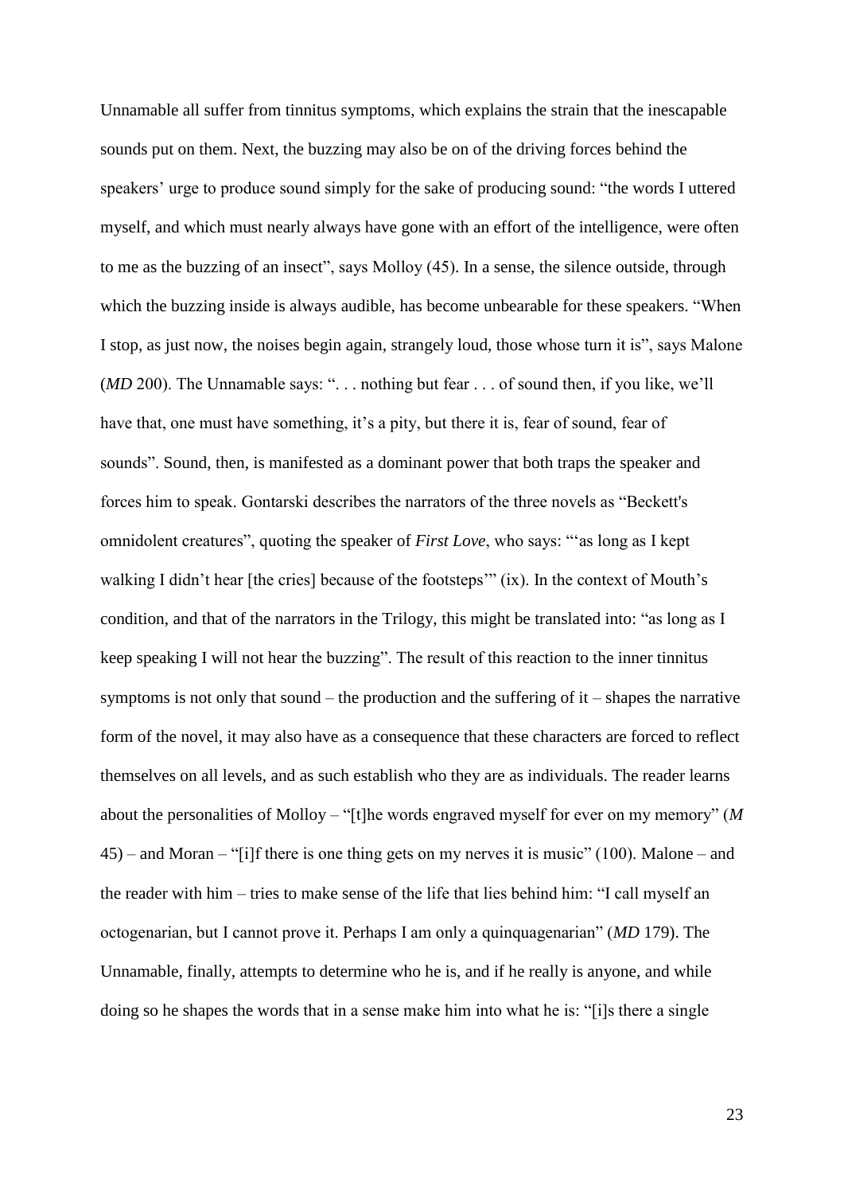Unnamable all suffer from tinnitus symptoms, which explains the strain that the inescapable sounds put on them. Next, the buzzing may also be on of the driving forces behind the speakers' urge to produce sound simply for the sake of producing sound: "the words I uttered myself, and which must nearly always have gone with an effort of the intelligence, were often to me as the buzzing of an insect", says Molloy (45). In a sense, the silence outside, through which the buzzing inside is always audible, has become unbearable for these speakers. "When I stop, as just now, the noises begin again, strangely loud, those whose turn it is", says Malone (*MD* 200). The Unnamable says: ". . . nothing but fear . . . of sound then, if you like, we'll have that, one must have something, it's a pity, but there it is, fear of sound, fear of sounds". Sound, then, is manifested as a dominant power that both traps the speaker and forces him to speak. Gontarski describes the narrators of the three novels as "Beckett's omnidolent creatures", quoting the speaker of *First Love*, who says: "'as long as I kept walking I didn't hear [the cries] because of the footsteps'" (ix). In the context of Mouth's condition, and that of the narrators in the Trilogy, this might be translated into: "as long as I keep speaking I will not hear the buzzing". The result of this reaction to the inner tinnitus symptoms is not only that sound – the production and the suffering of it – shapes the narrative form of the novel, it may also have as a consequence that these characters are forced to reflect themselves on all levels, and as such establish who they are as individuals. The reader learns about the personalities of Molloy – "[t]he words engraved myself for ever on my memory" (*M* 45) – and Moran – "[i]f there is one thing gets on my nerves it is music" (100). Malone – and the reader with him – tries to make sense of the life that lies behind him: "I call myself an octogenarian, but I cannot prove it. Perhaps I am only a quinquagenarian" (*MD* 179). The Unnamable, finally, attempts to determine who he is, and if he really is anyone, and while doing so he shapes the words that in a sense make him into what he is: "[i]s there a single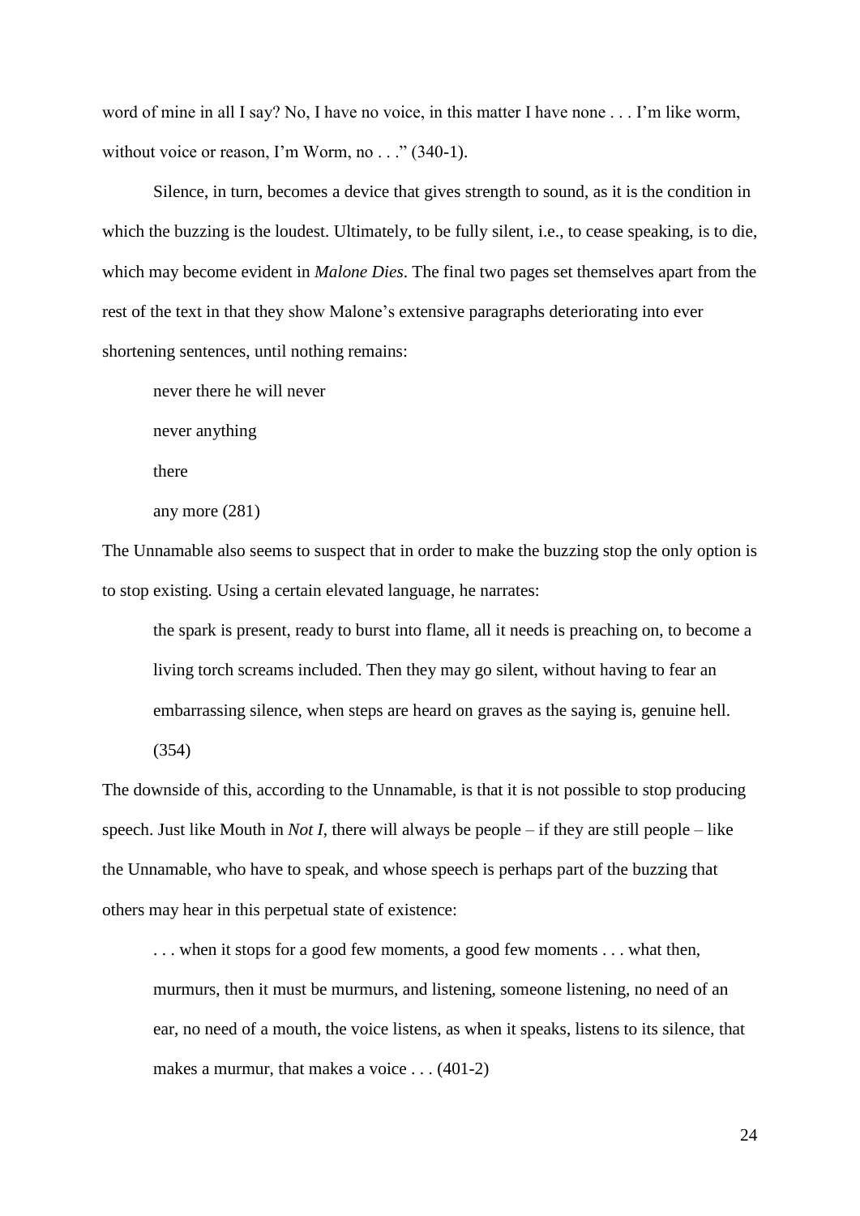word of mine in all I say? No, I have no voice, in this matter I have none . . . I'm like worm, without voice or reason, I'm Worm, no . . ." (340-1).

Silence, in turn, becomes a device that gives strength to sound, as it is the condition in which the buzzing is the loudest. Ultimately, to be fully silent, i.e., to cease speaking, is to die, which may become evident in *Malone Dies*. The final two pages set themselves apart from the rest of the text in that they show Malone's extensive paragraphs deteriorating into ever shortening sentences, until nothing remains:

> never there he will never
>
> never anything
>
> there
>
> any more (281)

The Unnamable also seems to suspect that in order to make the buzzing stop the only option is to stop existing. Using a certain elevated language, he narrates:

> the spark is present, ready to burst into flame, all it needs is preaching on, to become a living torch screams included. Then they may go silent, without having to fear an embarrassing silence, when steps are heard on graves as the saying is, genuine hell. (354)

The downside of this, according to the Unnamable, is that it is not possible to stop producing speech. Just like Mouth in *Not I*, there will always be people – if they are still people – like the Unnamable, who have to speak, and whose speech is perhaps part of the buzzing that others may hear in this perpetual state of existence:

> . . . when it stops for a good few moments, a good few moments . . . what then, murmurs, then it must be murmurs, and listening, someone listening, no need of an ear, no need of a mouth, the voice listens, as when it speaks, listens to its silence, that makes a murmur, that makes a voice . . . (401-2)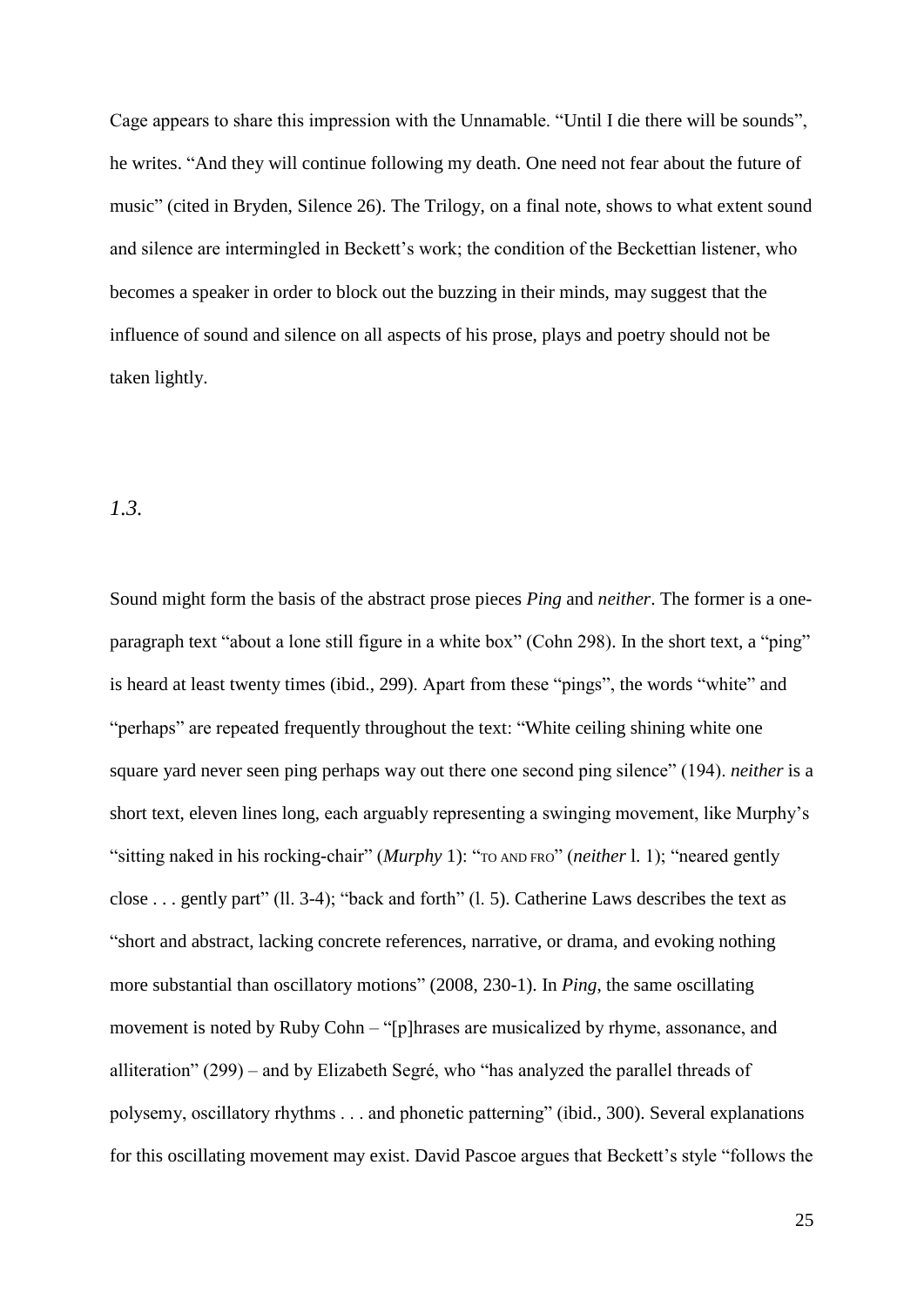Cage appears to share this impression with the Unnamable. "Until I die there will be sounds", he writes. "And they will continue following my death. One need not fear about the future of music" (cited in Bryden, Silence 26). The Trilogy, on a final note, shows to what extent sound and silence are intermingled in Beckett's work; the condition of the Beckettian listener, who becomes a speaker in order to block out the buzzing in their minds, may suggest that the influence of sound and silence on all aspects of his prose, plays and poetry should not be taken lightly.

## *1.3.*

Sound might form the basis of the abstract prose pieces *Ping* and *neither*. The former is a one-paragraph text "about a lone still figure in a white box" (Cohn 298). In the short text, a "ping" is heard at least twenty times (ibid., 299). Apart from these "pings", the words "white" and "perhaps" are repeated frequently throughout the text: "White ceiling shining white one square yard never seen ping perhaps way out there one second ping silence" (194). *neither* is a short text, eleven lines long, each arguably representing a swinging movement, like Murphy's "sitting naked in his rocking-chair" (*Murphy* 1): "TO AND FRO" (*neither* l. 1); "neared gently close . . . gently part" (ll. 3-4); "back and forth" (l. 5). Catherine Laws describes the text as "short and abstract, lacking concrete references, narrative, or drama, and evoking nothing more substantial than oscillatory motions" (2008, 230-1). In *Ping*, the same oscillating movement is noted by Ruby Cohn – "[p]hrases are musicalized by rhyme, assonance, and alliteration" (299) – and by Elizabeth Segré, who "has analyzed the parallel threads of polysemy, oscillatory rhythms . . . and phonetic patterning" (ibid., 300). Several explanations for this oscillating movement may exist. David Pascoe argues that Beckett's style "follows the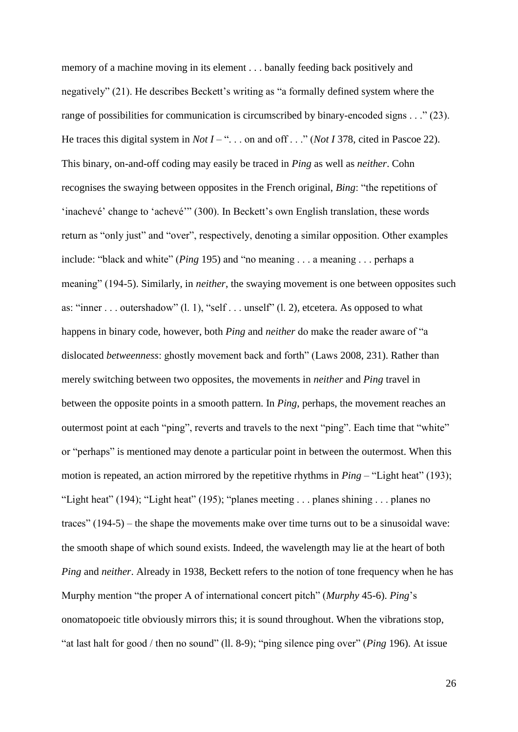memory of a machine moving in its element . . . banally feeding back positively and negatively" (21). He describes Beckett's writing as "a formally defined system where the range of possibilities for communication is circumscribed by binary-encoded signs . . ." (23). He traces this digital system in *Not I* – ". . . on and off . . ." (*Not I* 378, cited in Pascoe 22). This binary, on-and-off coding may easily be traced in *Ping* as well as *neither*. Cohn recognises the swaying between opposites in the French original, *Bing*: "the repetitions of 'inachevé' change to 'achevé'" (300). In Beckett's own English translation, these words return as "only just" and "over", respectively, denoting a similar opposition. Other examples include: "black and white" (*Ping* 195) and "no meaning . . . a meaning . . . perhaps a meaning" (194-5). Similarly, in *neither*, the swaying movement is one between opposites such as: "inner . . . outershadow" (l. 1), "self . . . unself" (l. 2), etcetera. As opposed to what happens in binary code, however, both *Ping* and *neither* do make the reader aware of "a dislocated *betweenness*: ghostly movement back and forth" (Laws 2008, 231). Rather than merely switching between two opposites, the movements in *neither* and *Ping* travel in between the opposite points in a smooth pattern. In *Ping*, perhaps, the movement reaches an outermost point at each "ping", reverts and travels to the next "ping". Each time that "white" or "perhaps" is mentioned may denote a particular point in between the outermost. When this motion is repeated, an action mirrored by the repetitive rhythms in *Ping* – "Light heat" (193); "Light heat" (194); "Light heat" (195); "planes meeting . . . planes shining . . . planes no traces" (194-5) – the shape the movements make over time turns out to be a sinusoidal wave: the smooth shape of which sound exists. Indeed, the wavelength may lie at the heart of both *Ping* and *neither*. Already in 1938, Beckett refers to the notion of tone frequency when he has Murphy mention "the proper A of international concert pitch" (*Murphy* 45-6). *Ping*'s onomatopoeic title obviously mirrors this; it is sound throughout. When the vibrations stop, "at last halt for good / then no sound" (ll. 8-9); "ping silence ping over" (*Ping* 196). At issue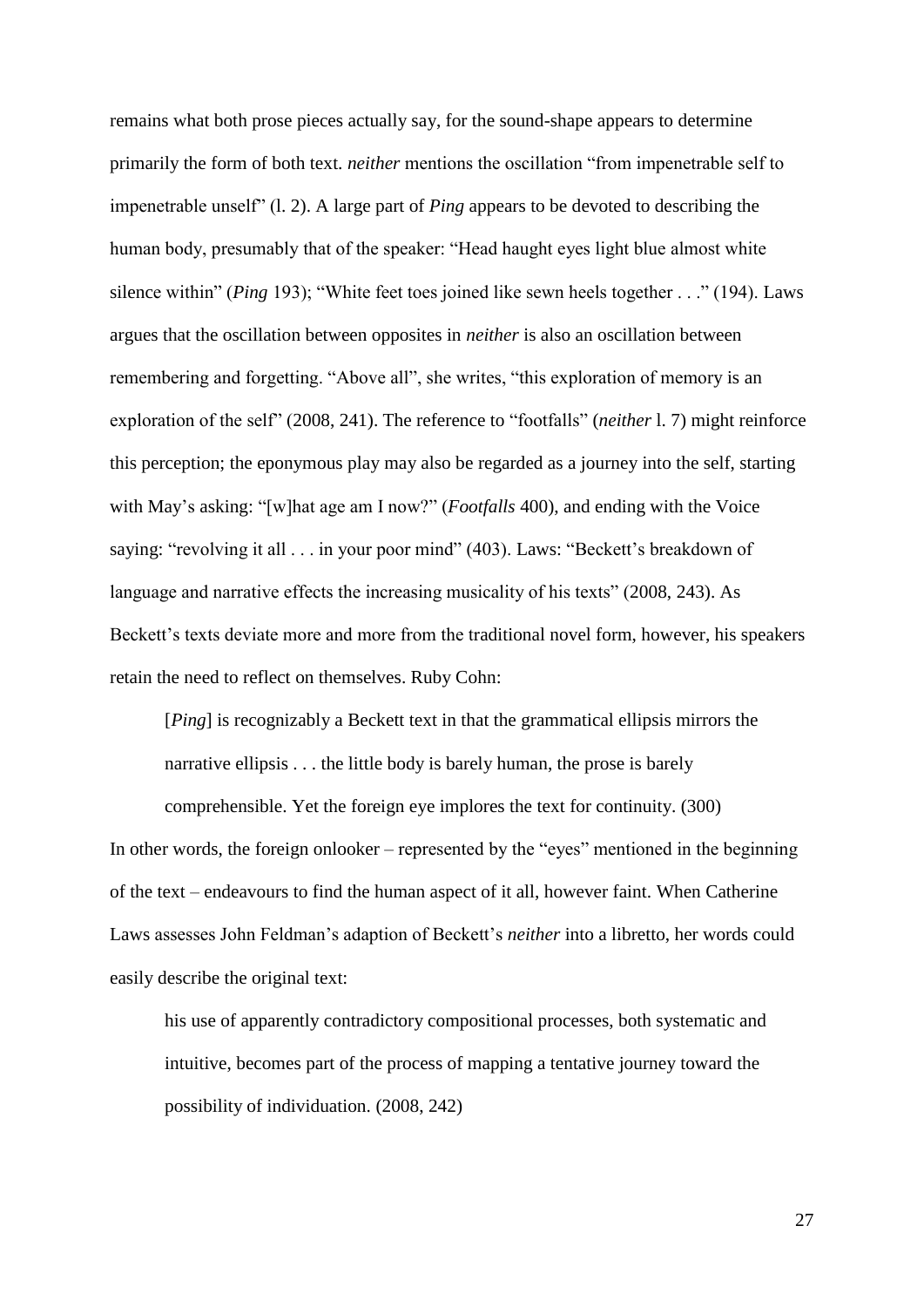remains what both prose pieces actually say, for the sound-shape appears to determine primarily the form of both text. *neither* mentions the oscillation "from impenetrable self to impenetrable unself" (l. 2). A large part of *Ping* appears to be devoted to describing the human body, presumably that of the speaker: "Head haught eyes light blue almost white silence within" (*Ping* 193); "White feet toes joined like sewn heels together . . ." (194). Laws argues that the oscillation between opposites in *neither* is also an oscillation between remembering and forgetting. "Above all", she writes, "this exploration of memory is an exploration of the self" (2008, 241). The reference to "footfalls" (*neither* l. 7) might reinforce this perception; the eponymous play may also be regarded as a journey into the self, starting with May's asking: "[w]hat age am I now?" (*Footfalls* 400), and ending with the Voice saying: "revolving it all . . . in your poor mind" (403). Laws: "Beckett's breakdown of language and narrative effects the increasing musicality of his texts" (2008, 243). As Beckett's texts deviate more and more from the traditional novel form, however, his speakers retain the need to reflect on themselves. Ruby Cohn:

> [*Ping*] is recognizably a Beckett text in that the grammatical ellipsis mirrors the narrative ellipsis . . . the little body is barely human, the prose is barely comprehensible. Yet the foreign eye implores the text for continuity. (300)

In other words, the foreign onlooker – represented by the "eyes" mentioned in the beginning of the text – endeavours to find the human aspect of it all, however faint. When Catherine Laws assesses John Feldman's adaption of Beckett's *neither* into a libretto, her words could easily describe the original text:

> his use of apparently contradictory compositional processes, both systematic and intuitive, becomes part of the process of mapping a tentative journey toward the possibility of individuation. (2008, 242)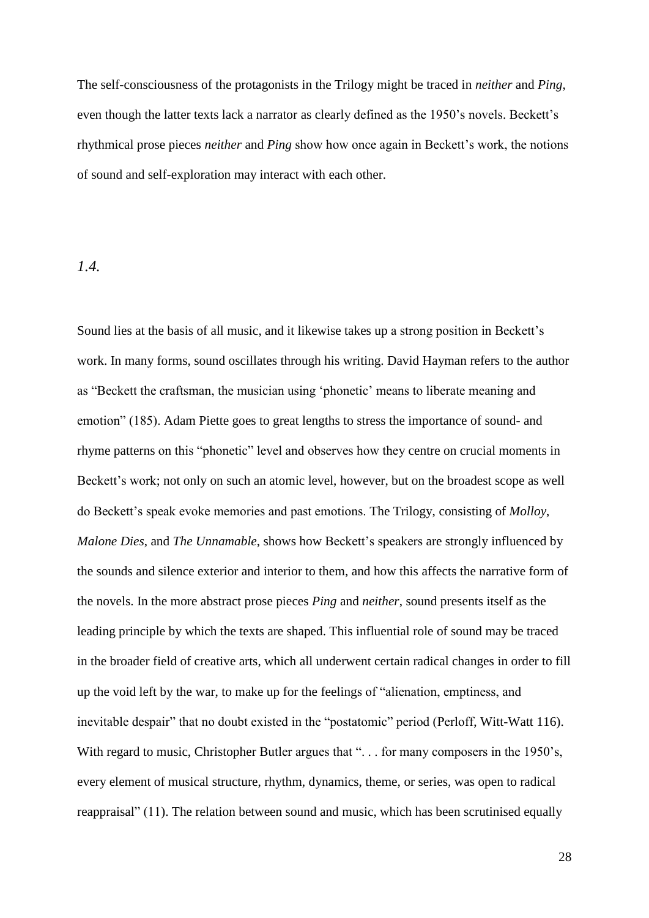The self-consciousness of the protagonists in the Trilogy might be traced in *neither* and *Ping*, even though the latter texts lack a narrator as clearly defined as the 1950's novels. Beckett's rhythmical prose pieces *neither* and *Ping* show how once again in Beckett's work, the notions of sound and self-exploration may interact with each other.

## *1.4.*

Sound lies at the basis of all music, and it likewise takes up a strong position in Beckett's work. In many forms, sound oscillates through his writing. David Hayman refers to the author as "Beckett the craftsman, the musician using 'phonetic' means to liberate meaning and emotion" (185). Adam Piette goes to great lengths to stress the importance of sound- and rhyme patterns on this "phonetic" level and observes how they centre on crucial moments in Beckett's work; not only on such an atomic level, however, but on the broadest scope as well do Beckett's speak evoke memories and past emotions. The Trilogy, consisting of *Molloy*, *Malone Dies*, and *The Unnamable*, shows how Beckett's speakers are strongly influenced by the sounds and silence exterior and interior to them, and how this affects the narrative form of the novels. In the more abstract prose pieces *Ping* and *neither*, sound presents itself as the leading principle by which the texts are shaped. This influential role of sound may be traced in the broader field of creative arts, which all underwent certain radical changes in order to fill up the void left by the war, to make up for the feelings of "alienation, emptiness, and inevitable despair" that no doubt existed in the "postatomic" period (Perloff, Witt-Watt 116). With regard to music, Christopher Butler argues that ". . . for many composers in the 1950's, every element of musical structure, rhythm, dynamics, theme, or series, was open to radical reappraisal" (11). The relation between sound and music, which has been scrutinised equally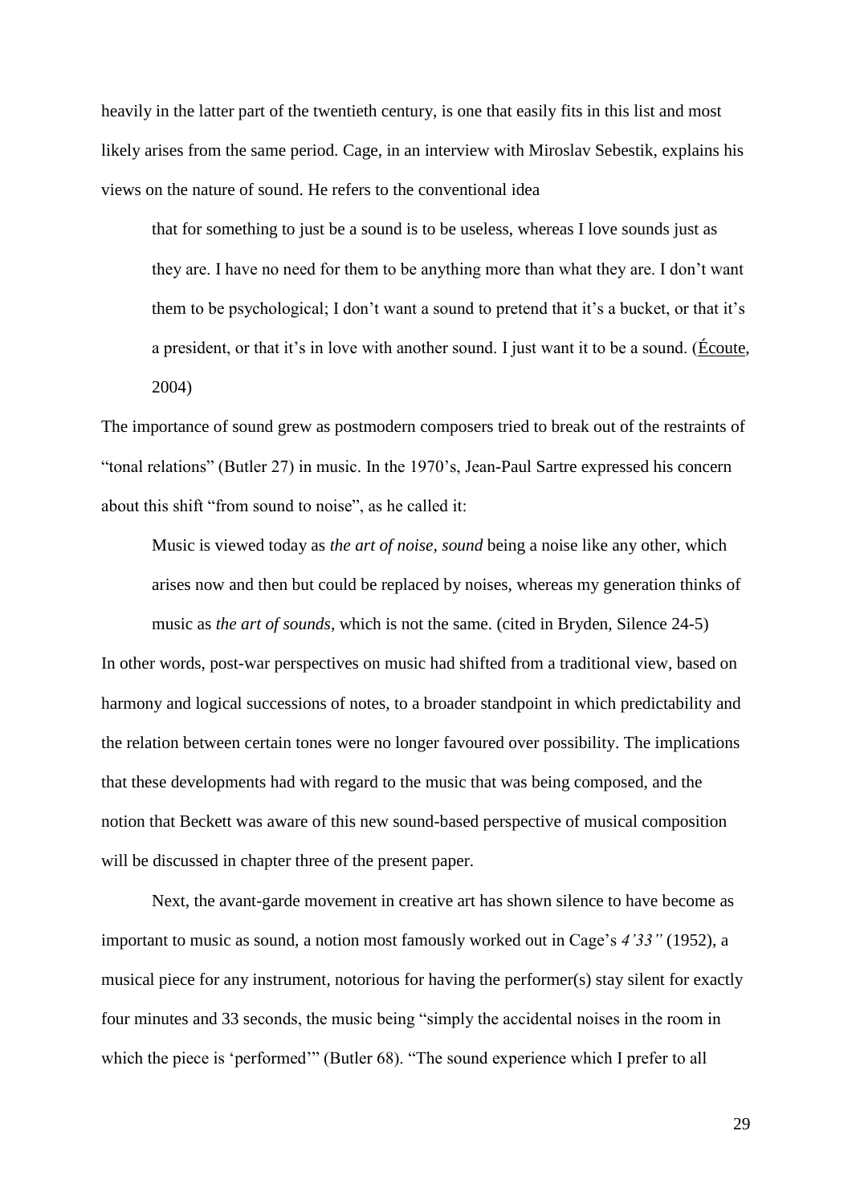heavily in the latter part of the twentieth century, is one that easily fits in this list and most likely arises from the same period. Cage, in an interview with Miroslav Sebestik, explains his views on the nature of sound. He refers to the conventional idea

> that for something to just be a sound is to be useless, whereas I love sounds just as they are. I have no need for them to be anything more than what they are. I don't want them to be psychological; I don't want a sound to pretend that it's a bucket, or that it's a president, or that it's in love with another sound. I just want it to be a sound. (Écoute, 2004)

The importance of sound grew as postmodern composers tried to break out of the restraints of "tonal relations" (Butler 27) in music. In the 1970's, Jean-Paul Sartre expressed his concern about this shift "from sound to noise", as he called it:

> Music is viewed today as *the art of noise*, *sound* being a noise like any other, which arises now and then but could be replaced by noises, whereas my generation thinks of music as *the art of sounds*, which is not the same. (cited in Bryden, Silence 24-5)

In other words, post-war perspectives on music had shifted from a traditional view, based on harmony and logical successions of notes, to a broader standpoint in which predictability and the relation between certain tones were no longer favoured over possibility. The implications that these developments had with regard to the music that was being composed, and the notion that Beckett was aware of this new sound-based perspective of musical composition will be discussed in chapter three of the present paper.

Next, the avant-garde movement in creative art has shown silence to have become as important to music as sound, a notion most famously worked out in Cage's *4'33"* (1952), a musical piece for any instrument, notorious for having the performer(s) stay silent for exactly four minutes and 33 seconds, the music being "simply the accidental noises in the room in which the piece is 'performed'" (Butler 68). "The sound experience which I prefer to all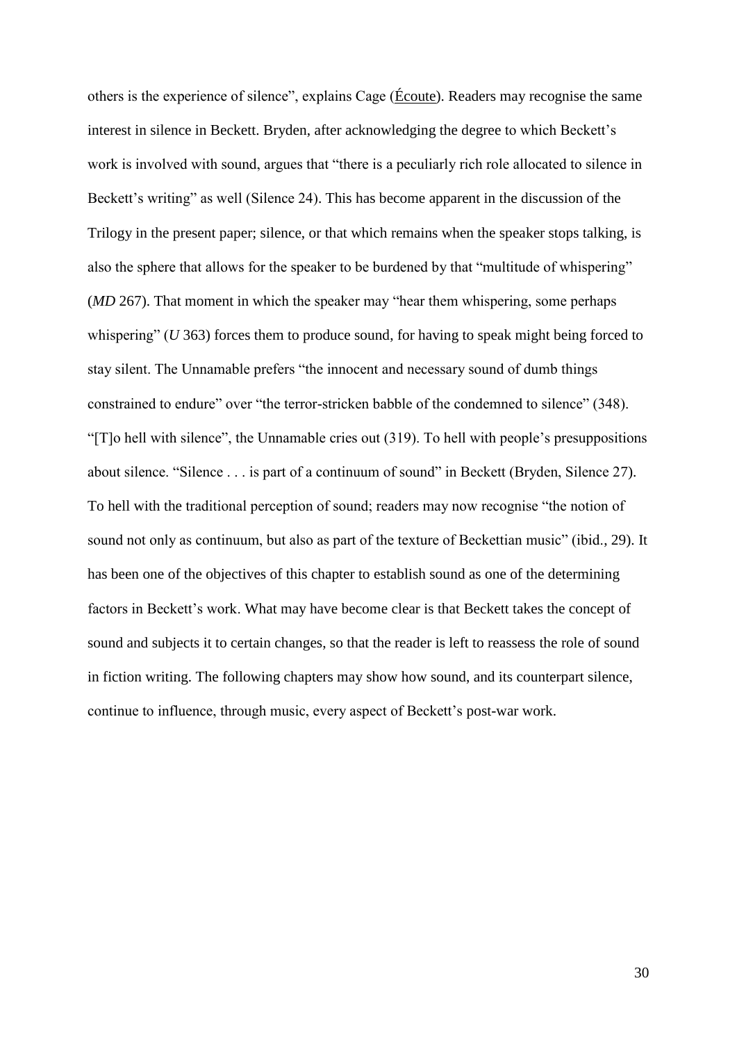others is the experience of silence", explains Cage (Écoute). Readers may recognise the same interest in silence in Beckett. Bryden, after acknowledging the degree to which Beckett's work is involved with sound, argues that "there is a peculiarly rich role allocated to silence in Beckett's writing" as well (Silence 24). This has become apparent in the discussion of the Trilogy in the present paper; silence, or that which remains when the speaker stops talking, is also the sphere that allows for the speaker to be burdened by that "multitude of whispering" (*MD* 267). That moment in which the speaker may "hear them whispering, some perhaps whispering" (*U* 363) forces them to produce sound, for having to speak might being forced to stay silent. The Unnamable prefers "the innocent and necessary sound of dumb things constrained to endure" over "the terror-stricken babble of the condemned to silence" (348). "[T]o hell with silence", the Unnamable cries out (319). To hell with people's presuppositions about silence. "Silence . . . is part of a continuum of sound" in Beckett (Bryden, Silence 27). To hell with the traditional perception of sound; readers may now recognise "the notion of sound not only as continuum, but also as part of the texture of Beckettian music" (ibid., 29). It has been one of the objectives of this chapter to establish sound as one of the determining factors in Beckett's work. What may have become clear is that Beckett takes the concept of sound and subjects it to certain changes, so that the reader is left to reassess the role of sound in fiction writing. The following chapters may show how sound, and its counterpart silence, continue to influence, through music, every aspect of Beckett's post-war work.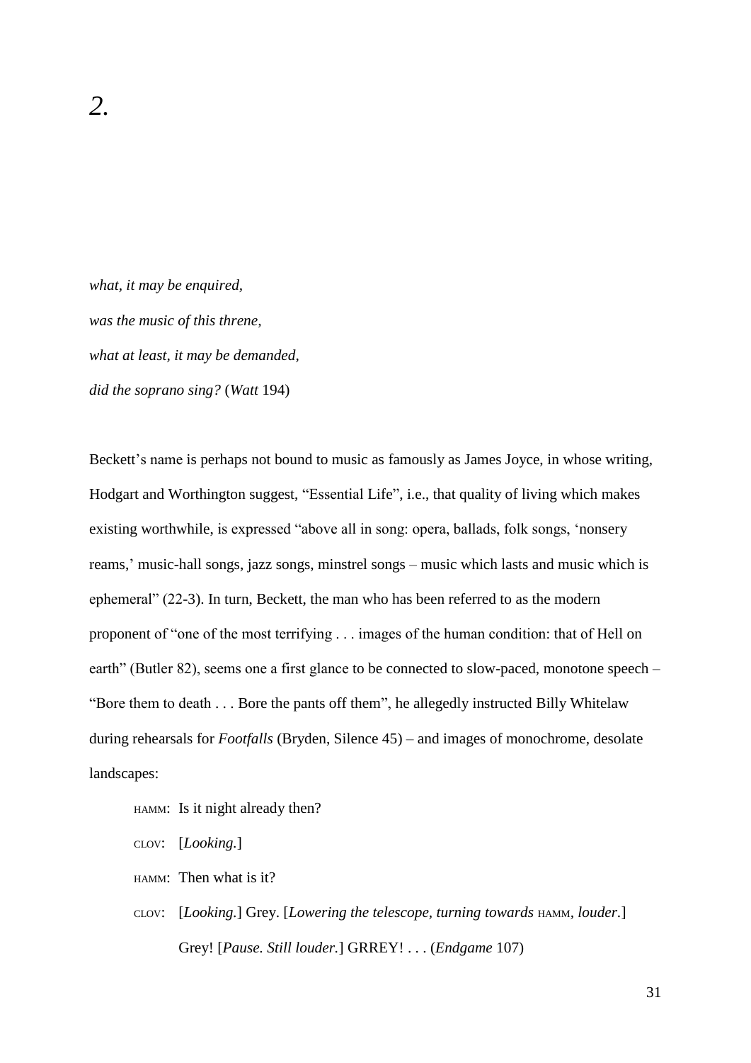# *2.*

*what, it may be enquired,*

*was the music of this threne,*

*what at least, it may be demanded,*

*did the soprano sing?* (*Watt* 194)

Beckett's name is perhaps not bound to music as famously as James Joyce, in whose writing, Hodgart and Worthington suggest, "Essential Life", i.e., that quality of living which makes existing worthwhile, is expressed "above all in song: opera, ballads, folk songs, 'nonsery reams,' music-hall songs, jazz songs, minstrel songs – music which lasts and music which is ephemeral" (22-3). In turn, Beckett, the man who has been referred to as the modern proponent of "one of the most terrifying . . . images of the human condition: that of Hell on earth" (Butler 82), seems one a first glance to be connected to slow-paced, monotone speech – "Bore them to death . . . Bore the pants off them", he allegedly instructed Billy Whitelaw during rehearsals for *Footfalls* (Bryden, Silence 45) – and images of monochrome, desolate landscapes:

> HAMM: Is it night already then?
>
> CLOV: [*Looking.*]
>
> HAMM: Then what is it?
>
> CLOV: [*Looking.*] Grey. [*Lowering the telescope, turning towards* HAMM, *louder.*] Grey! [*Pause. Still louder.*] GRREY! . . . (*Endgame* 107)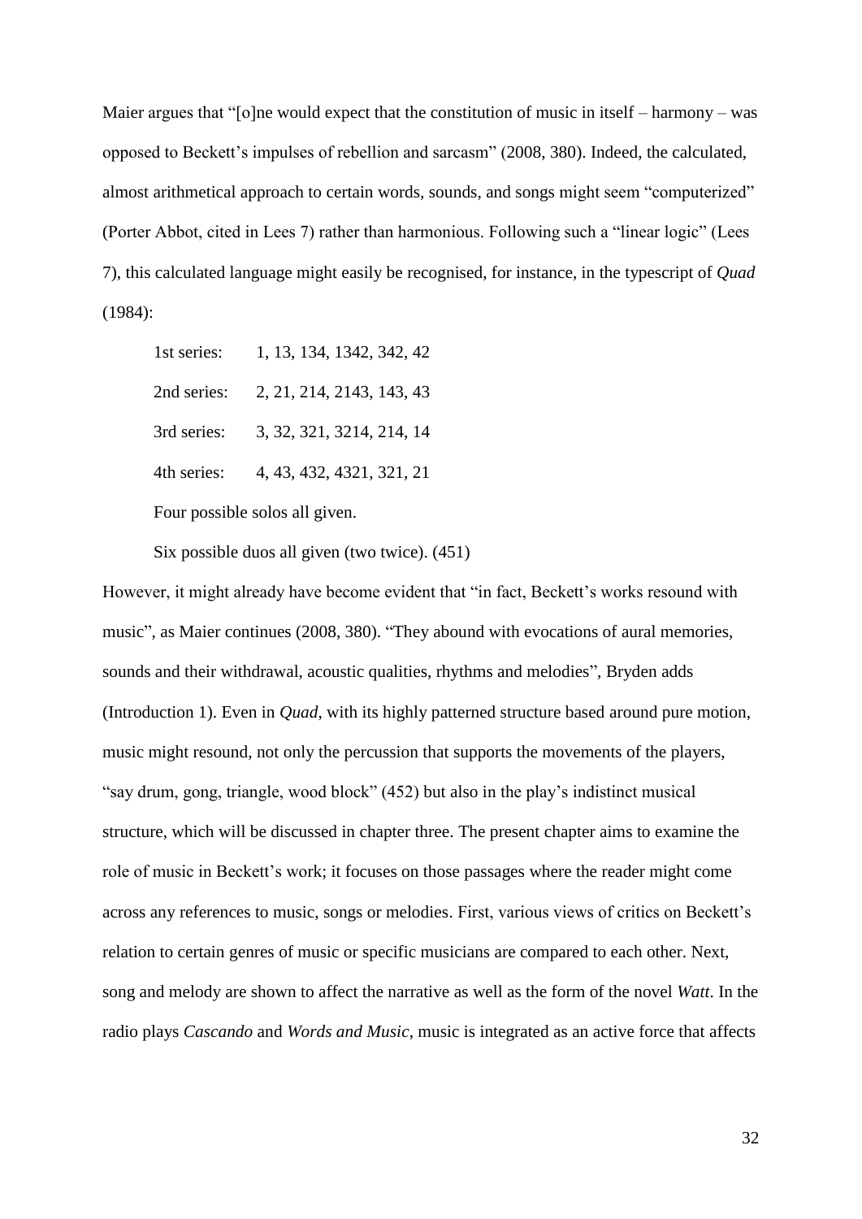Maier argues that "[o]ne would expect that the constitution of music in itself – harmony – was opposed to Beckett's impulses of rebellion and sarcasm" (2008, 380). Indeed, the calculated, almost arithmetical approach to certain words, sounds, and songs might seem "computerized" (Porter Abbot, cited in Lees 7) rather than harmonious. Following such a "linear logic" (Lees 7), this calculated language might easily be recognised, for instance, in the typescript of *Quad* (1984):

> 1st series: 1, 13, 134, 1342, 342, 42
>
> 2nd series: 2, 21, 214, 2143, 143, 43
>
> 3rd series: 3, 32, 321, 3214, 214, 14
>
> 4th series: 4, 43, 432, 4321, 321, 21
>
> Four possible solos all given.
>
> Six possible duos all given (two twice). (451)

However, it might already have become evident that "in fact, Beckett's works resound with music", as Maier continues (2008, 380). "They abound with evocations of aural memories, sounds and their withdrawal, acoustic qualities, rhythms and melodies", Bryden adds (Introduction 1). Even in *Quad*, with its highly patterned structure based around pure motion, music might resound, not only the percussion that supports the movements of the players, "say drum, gong, triangle, wood block" (452) but also in the play's indistinct musical structure, which will be discussed in chapter three. The present chapter aims to examine the role of music in Beckett's work; it focuses on those passages where the reader might come across any references to music, songs or melodies. First, various views of critics on Beckett's relation to certain genres of music or specific musicians are compared to each other. Next, song and melody are shown to affect the narrative as well as the form of the novel *Watt*. In the radio plays *Cascando* and *Words and Music*, music is integrated as an active force that affects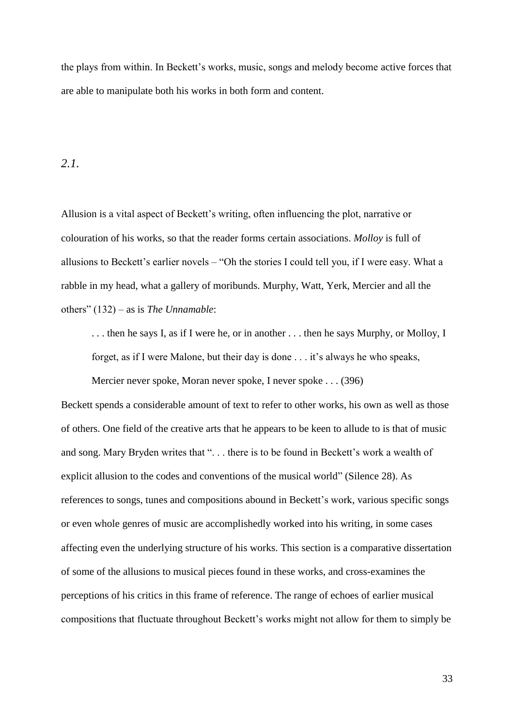the plays from within. In Beckett's works, music, songs and melody become active forces that are able to manipulate both his works in both form and content.

## *2.1.*

Allusion is a vital aspect of Beckett's writing, often influencing the plot, narrative or colouration of his works, so that the reader forms certain associations. *Molloy* is full of allusions to Beckett's earlier novels – "Oh the stories I could tell you, if I were easy. What a rabble in my head, what a gallery of moribunds. Murphy, Watt, Yerk, Mercier and all the others" (132) – as is *The Unnamable*:

> . . . then he says I, as if I were he, or in another . . . then he says Murphy, or Molloy, I forget, as if I were Malone, but their day is done . . . it's always he who speaks, Mercier never spoke, Moran never spoke, I never spoke . . . (396)

Beckett spends a considerable amount of text to refer to other works, his own as well as those of others. One field of the creative arts that he appears to be keen to allude to is that of music and song. Mary Bryden writes that ". . . there is to be found in Beckett's work a wealth of explicit allusion to the codes and conventions of the musical world" (Silence 28). As references to songs, tunes and compositions abound in Beckett's work, various specific songs or even whole genres of music are accomplishedly worked into his writing, in some cases affecting even the underlying structure of his works. This section is a comparative dissertation of some of the allusions to musical pieces found in these works, and cross-examines the perceptions of his critics in this frame of reference. The range of echoes of earlier musical compositions that fluctuate throughout Beckett's works might not allow for them to simply be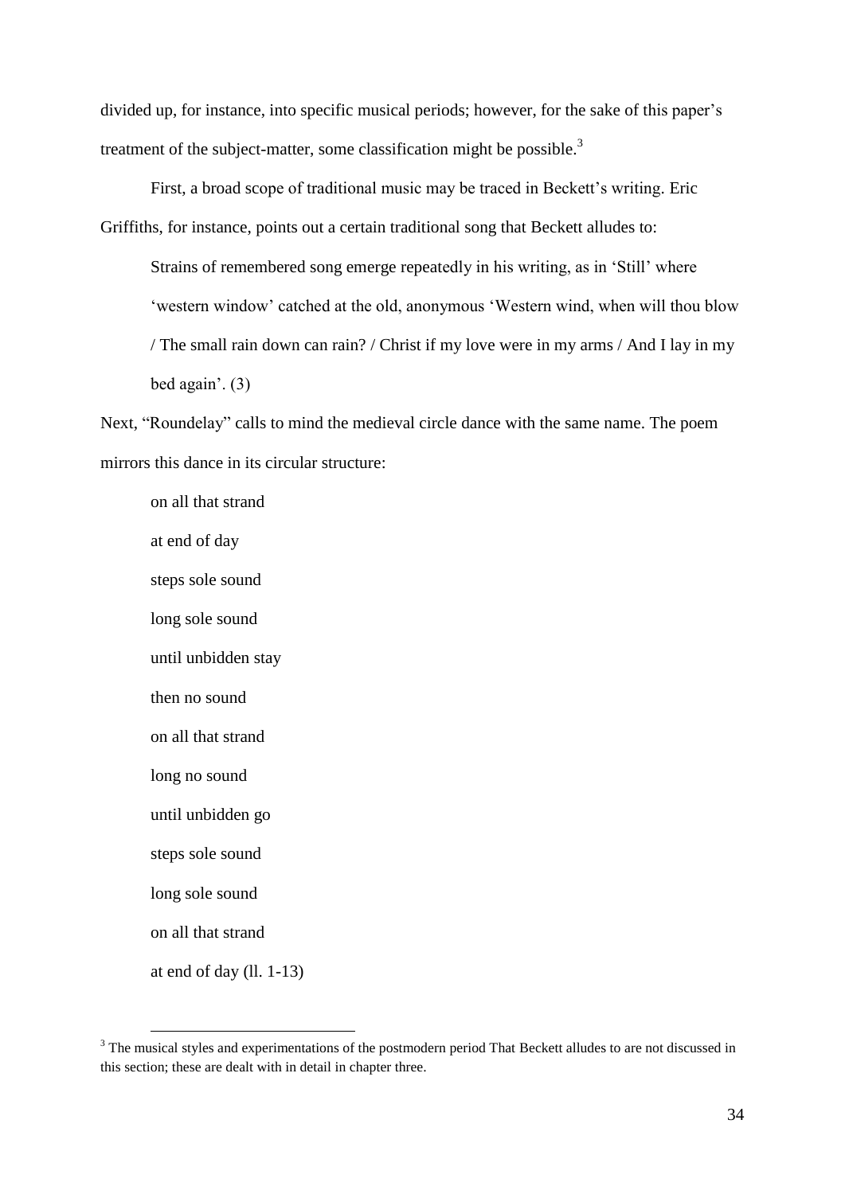divided up, for instance, into specific musical periods; however, for the sake of this paper's treatment of the subject-matter, some classification might be possible.[3]

First, a broad scope of traditional music may be traced in Beckett's writing. Eric Griffiths, for instance, points out a certain traditional song that Beckett alludes to:

> Strains of remembered song emerge repeatedly in his writing, as in 'Still' where 'western window' catched at the old, anonymous 'Western wind, when will thou blow / The small rain down can rain? / Christ if my love were in my arms / And I lay in my bed again'. (3)

Next, "Roundelay" calls to mind the medieval circle dance with the same name. The poem mirrors this dance in its circular structure:

> on all that strand  
> at end of day  
> steps sole sound  
> long sole sound  
> until unbidden stay  
> then no sound  
> on all that strand  
> long no sound  
> until unbidden go  
> steps sole sound  
> long sole sound  
> on all that strand  
> at end of day (ll. 1-13)

[3] The musical styles and experimentations of the postmodern period That Beckett alludes to are not discussed in this section; these are dealt with in detail in chapter three.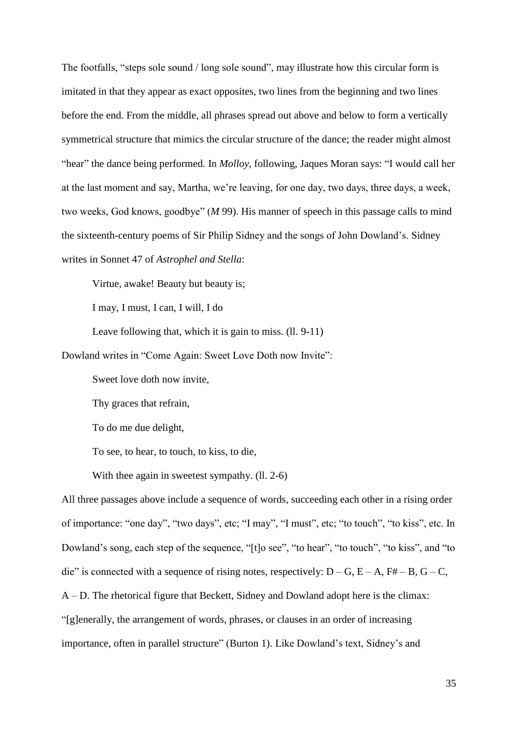The footfalls, "steps sole sound / long sole sound", may illustrate how this circular form is imitated in that they appear as exact opposites, two lines from the beginning and two lines before the end. From the middle, all phrases spread out above and below to form a vertically symmetrical structure that mimics the circular structure of the dance; the reader might almost "hear" the dance being performed. In *Molloy*, following, Jaques Moran says: "I would call her at the last moment and say, Martha, we're leaving, for one day, two days, three days, a week, two weeks, God knows, goodbye" (*M* 99). His manner of speech in this passage calls to mind the sixteenth-century poems of Sir Philip Sidney and the songs of John Dowland's. Sidney writes in Sonnet 47 of *Astrophel and Stella*:

> Virtue, awake! Beauty but beauty is;
>
> I may, I must, I can, I will, I do
>
> Leave following that, which it is gain to miss. (ll. 9-11)

Dowland writes in "Come Again: Sweet Love Doth now Invite":

> Sweet love doth now invite,
>
> Thy graces that refrain,
>
> To do me due delight,
>
> To see, to hear, to touch, to kiss, to die,
>
> With thee again in sweetest sympathy. (ll. 2-6)

All three passages above include a sequence of words, succeeding each other in a rising order of importance: "one day", "two days", etc; "I may", "I must", etc; "to touch", "to kiss", etc. In Dowland's song, each step of the sequence, "[t]o see", "to hear", "to touch", "to kiss", and "to die" is connected with a sequence of rising notes, respectively: D – G, E – A, F# – B, G – C, A – D. The rhetorical figure that Beckett, Sidney and Dowland adopt here is the climax: "[g]enerally, the arrangement of words, phrases, or clauses in an order of increasing importance, often in parallel structure" (Burton 1). Like Dowland's text, Sidney's and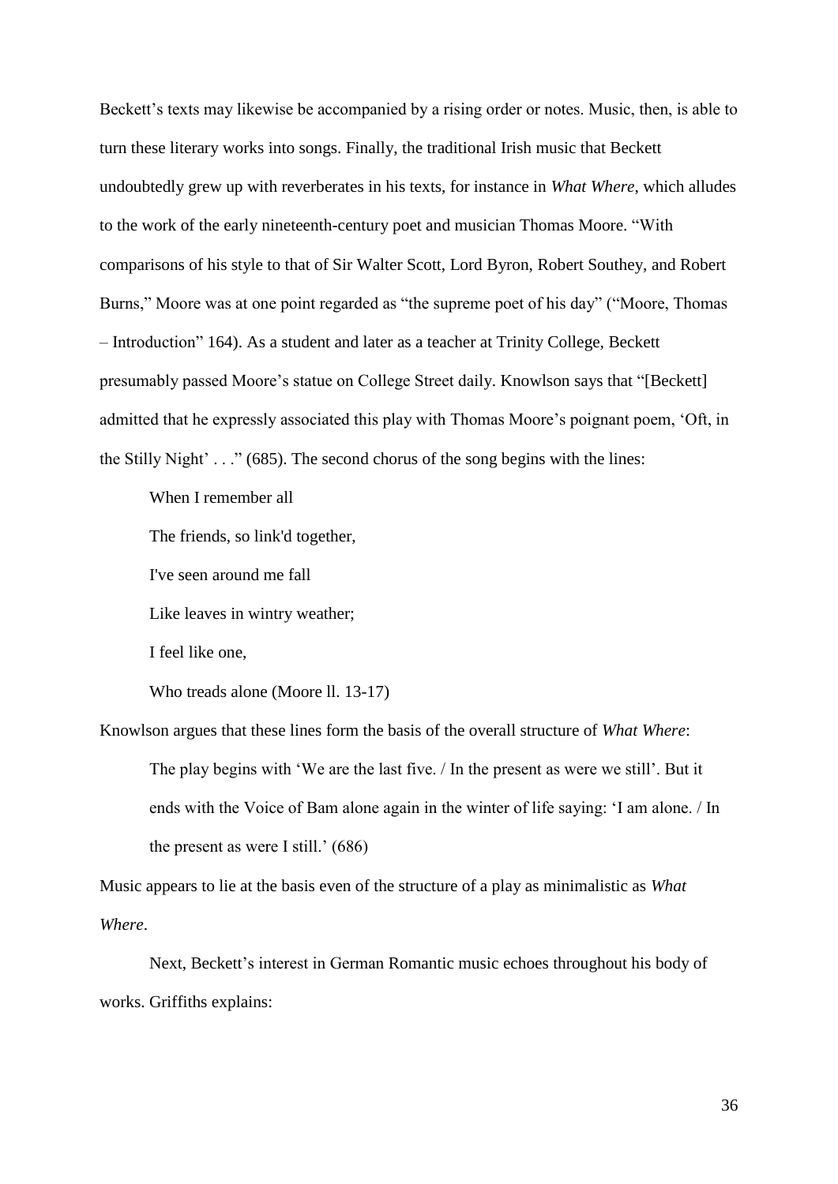Beckett's texts may likewise be accompanied by a rising order or notes. Music, then, is able to turn these literary works into songs. Finally, the traditional Irish music that Beckett undoubtedly grew up with reverberates in his texts, for instance in *What Where*, which alludes to the work of the early nineteenth-century poet and musician Thomas Moore. "With comparisons of his style to that of Sir Walter Scott, Lord Byron, Robert Southey, and Robert Burns," Moore was at one point regarded as "the supreme poet of his day" ("Moore, Thomas – Introduction" 164). As a student and later as a teacher at Trinity College, Beckett presumably passed Moore's statue on College Street daily. Knowlson says that "[Beckett] admitted that he expressly associated this play with Thomas Moore's poignant poem, 'Oft, in the Stilly Night' . . ." (685). The second chorus of the song begins with the lines:

> When I remember all
>
> The friends, so link'd together,
>
> I've seen around me fall
>
> Like leaves in wintry weather;
>
> I feel like one,
>
> Who treads alone (Moore ll. 13-17)

Knowlson argues that these lines form the basis of the overall structure of *What Where*:

> The play begins with 'We are the last five. / In the present as were we still'. But it ends with the Voice of Bam alone again in the winter of life saying: 'I am alone. / In the present as were I still.' (686)

Music appears to lie at the basis even of the structure of a play as minimalistic as *What Where*.

Next, Beckett's interest in German Romantic music echoes throughout his body of works. Griffiths explains: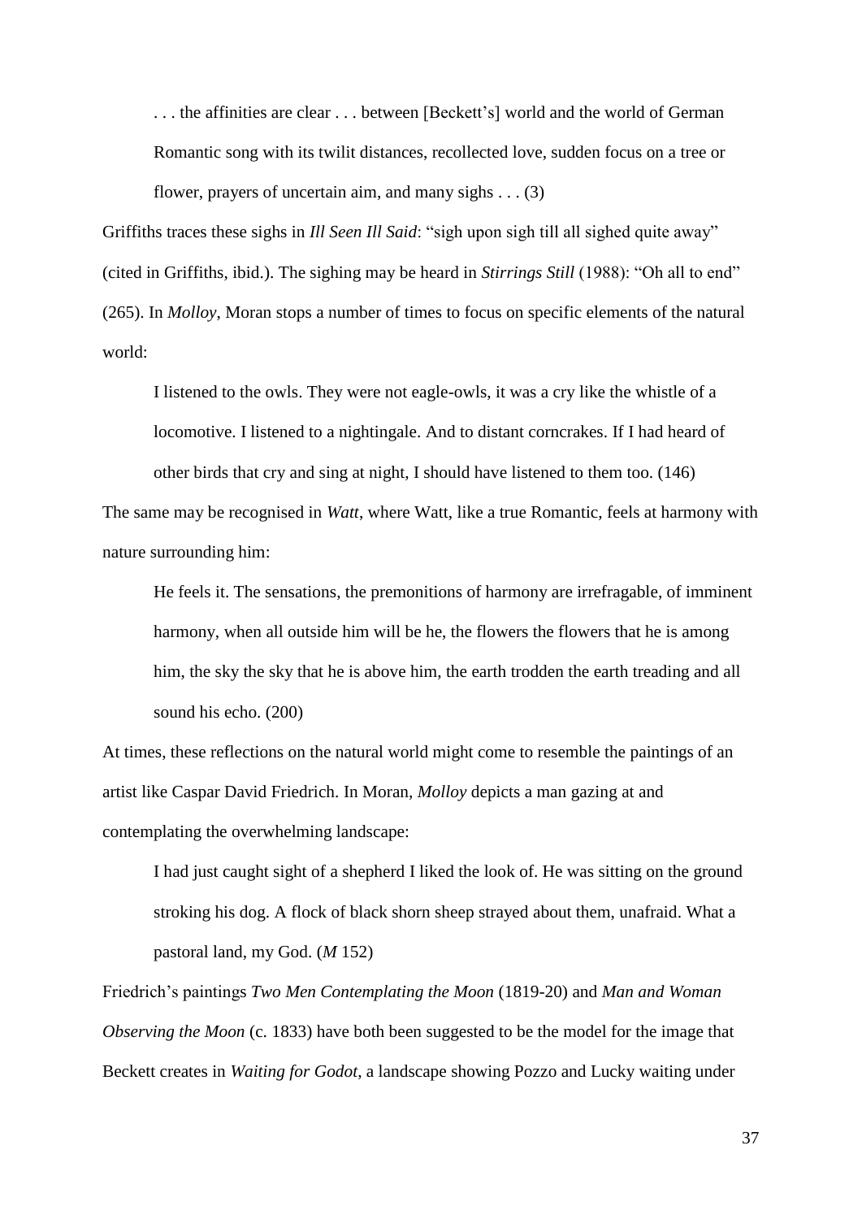> . . . the affinities are clear . . . between [Beckett's] world and the world of German Romantic song with its twilit distances, recollected love, sudden focus on a tree or flower, prayers of uncertain aim, and many sighs . . . (3)

Griffiths traces these sighs in *Ill Seen Ill Said*: "sigh upon sigh till all sighed quite away" (cited in Griffiths, ibid.). The sighing may be heard in *Stirrings Still* (1988): "Oh all to end" (265). In *Molloy*, Moran stops a number of times to focus on specific elements of the natural world:

> I listened to the owls. They were not eagle-owls, it was a cry like the whistle of a locomotive. I listened to a nightingale. And to distant corncrakes. If I had heard of other birds that cry and sing at night, I should have listened to them too. (146)

The same may be recognised in *Watt*, where Watt, like a true Romantic, feels at harmony with nature surrounding him:

> He feels it. The sensations, the premonitions of harmony are irrefragable, of imminent harmony, when all outside him will be he, the flowers the flowers that he is among him, the sky the sky that he is above him, the earth trodden the earth treading and all sound his echo. (200)

At times, these reflections on the natural world might come to resemble the paintings of an artist like Caspar David Friedrich. In Moran, *Molloy* depicts a man gazing at and contemplating the overwhelming landscape:

> I had just caught sight of a shepherd I liked the look of. He was sitting on the ground stroking his dog. A flock of black shorn sheep strayed about them, unafraid. What a pastoral land, my God. (*M* 152)

Friedrich's paintings *Two Men Contemplating the Moon* (1819-20) and *Man and Woman Observing the Moon* (c. 1833) have both been suggested to be the model for the image that Beckett creates in *Waiting for Godot*, a landscape showing Pozzo and Lucky waiting under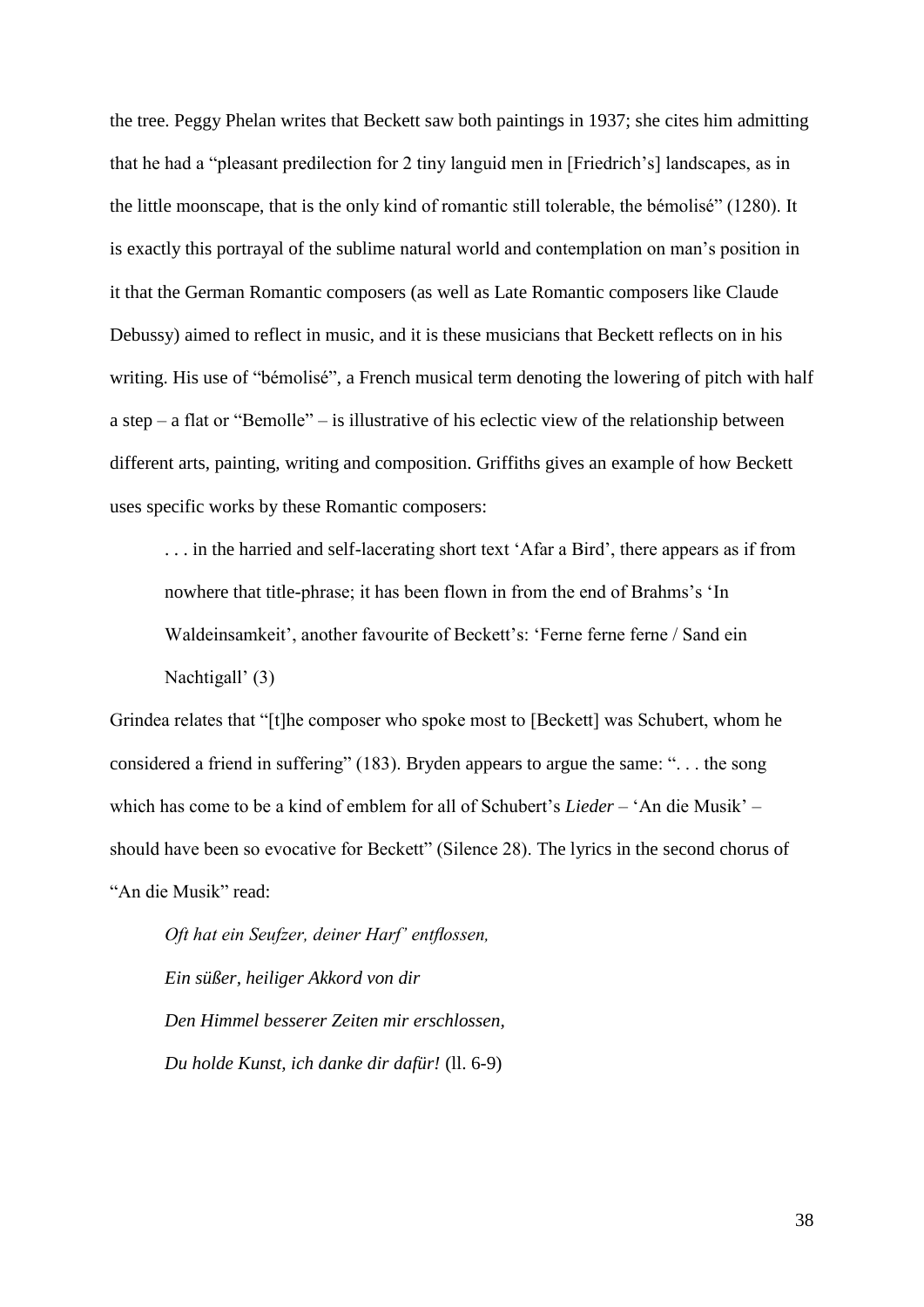the tree. Peggy Phelan writes that Beckett saw both paintings in 1937; she cites him admitting that he had a "pleasant predilection for 2 tiny languid men in [Friedrich's] landscapes, as in the little moonscape, that is the only kind of romantic still tolerable, the bémolisé" (1280). It is exactly this portrayal of the sublime natural world and contemplation on man's position in it that the German Romantic composers (as well as Late Romantic composers like Claude Debussy) aimed to reflect in music, and it is these musicians that Beckett reflects on in his writing. His use of "bémolisé", a French musical term denoting the lowering of pitch with half a step – a flat or "Bemolle" – is illustrative of his eclectic view of the relationship between different arts, painting, writing and composition. Griffiths gives an example of how Beckett uses specific works by these Romantic composers:

> . . . in the harried and self-lacerating short text 'Afar a Bird', there appears as if from nowhere that title-phrase; it has been flown in from the end of Brahms's 'In Waldeinsamkeit', another favourite of Beckett's: 'Ferne ferne ferne / Sand ein Nachtigall' (3)

Grindea relates that "[t]he composer who spoke most to [Beckett] was Schubert, whom he considered a friend in suffering" (183). Bryden appears to argue the same: ". . . the song which has come to be a kind of emblem for all of Schubert's *Lieder* – 'An die Musik' – should have been so evocative for Beckett" (Silence 28). The lyrics in the second chorus of "An die Musik" read:

> *Oft hat ein Seufzer, deiner Harf' entflossen,*
> *Ein süßer, heiliger Akkord von dir*
> *Den Himmel besserer Zeiten mir erschlossen,*
> *Du holde Kunst, ich danke dir dafür!* (ll. 6-9)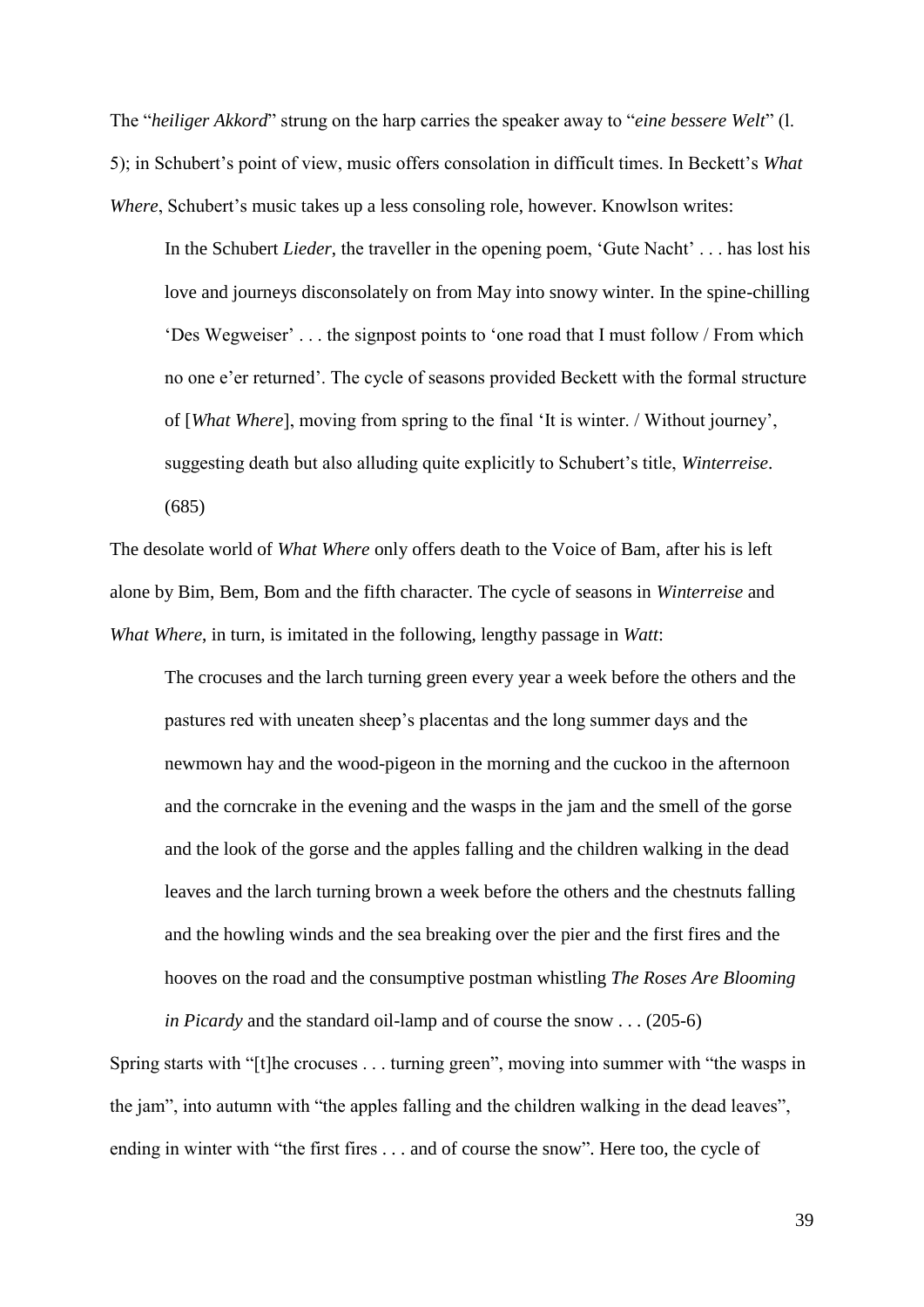The "*heiliger Akkord*" strung on the harp carries the speaker away to "*eine bessere Welt*" (l. 5); in Schubert's point of view, music offers consolation in difficult times. In Beckett's *What Where*, Schubert's music takes up a less consoling role, however. Knowlson writes:

> In the Schubert *Lieder*, the traveller in the opening poem, 'Gute Nacht' . . . has lost his love and journeys disconsolately on from May into snowy winter. In the spine-chilling 'Des Wegweiser' . . . the signpost points to 'one road that I must follow / From which no one e'er returned'. The cycle of seasons provided Beckett with the formal structure of [*What Where*], moving from spring to the final 'It is winter. / Without journey', suggesting death but also alluding quite explicitly to Schubert's title, *Winterreise*. (685)

The desolate world of *What Where* only offers death to the Voice of Bam, after his is left alone by Bim, Bem, Bom and the fifth character. The cycle of seasons in *Winterreise* and *What Where*, in turn, is imitated in the following, lengthy passage in *Watt*:

> The crocuses and the larch turning green every year a week before the others and the pastures red with uneaten sheep's placentas and the long summer days and the newmown hay and the wood-pigeon in the morning and the cuckoo in the afternoon and the corncrake in the evening and the wasps in the jam and the smell of the gorse and the look of the gorse and the apples falling and the children walking in the dead leaves and the larch turning brown a week before the others and the chestnuts falling and the howling winds and the sea breaking over the pier and the first fires and the hooves on the road and the consumptive postman whistling *The Roses Are Blooming in Picardy* and the standard oil-lamp and of course the snow . . . (205-6)

Spring starts with "[t]he crocuses . . . turning green", moving into summer with "the wasps in the jam", into autumn with "the apples falling and the children walking in the dead leaves", ending in winter with "the first fires . . . and of course the snow". Here too, the cycle of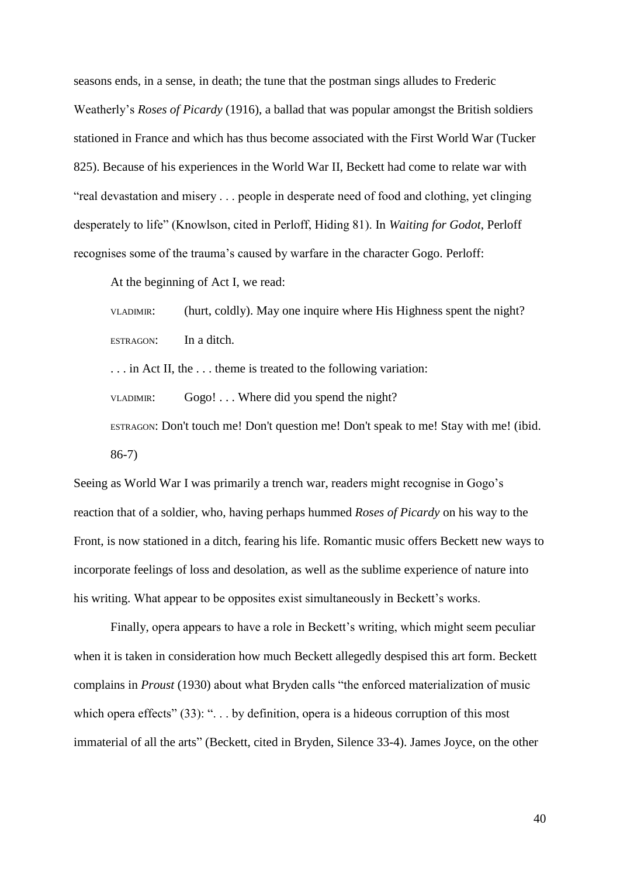seasons ends, in a sense, in death; the tune that the postman sings alludes to Frederic Weatherly's *Roses of Picardy* (1916), a ballad that was popular amongst the British soldiers stationed in France and which has thus become associated with the First World War (Tucker 825). Because of his experiences in the World War II, Beckett had come to relate war with "real devastation and misery . . . people in desperate need of food and clothing, yet clinging desperately to life" (Knowlson, cited in Perloff, Hiding 81). In *Waiting for Godot*, Perloff recognises some of the trauma's caused by warfare in the character Gogo. Perloff:

> At the beginning of Act I, we read:
>
> VLADIMIR: (hurt, coldly). May one inquire where His Highness spent the night?
>
> ESTRAGON: In a ditch.
>
> . . . in Act II, the . . . theme is treated to the following variation:
>
> VLADIMIR: Gogo! . . . Where did you spend the night?
>
> ESTRAGON: Don't touch me! Don't question me! Don't speak to me! Stay with me! (ibid. 86-7)

Seeing as World War I was primarily a trench war, readers might recognise in Gogo's reaction that of a soldier, who, having perhaps hummed *Roses of Picardy* on his way to the Front, is now stationed in a ditch, fearing his life. Romantic music offers Beckett new ways to incorporate feelings of loss and desolation, as well as the sublime experience of nature into his writing. What appear to be opposites exist simultaneously in Beckett's works.

Finally, opera appears to have a role in Beckett's writing, which might seem peculiar when it is taken in consideration how much Beckett allegedly despised this art form. Beckett complains in *Proust* (1930) about what Bryden calls "the enforced materialization of music which opera effects" (33): ". . . by definition, opera is a hideous corruption of this most immaterial of all the arts" (Beckett, cited in Bryden, Silence 33-4). James Joyce, on the other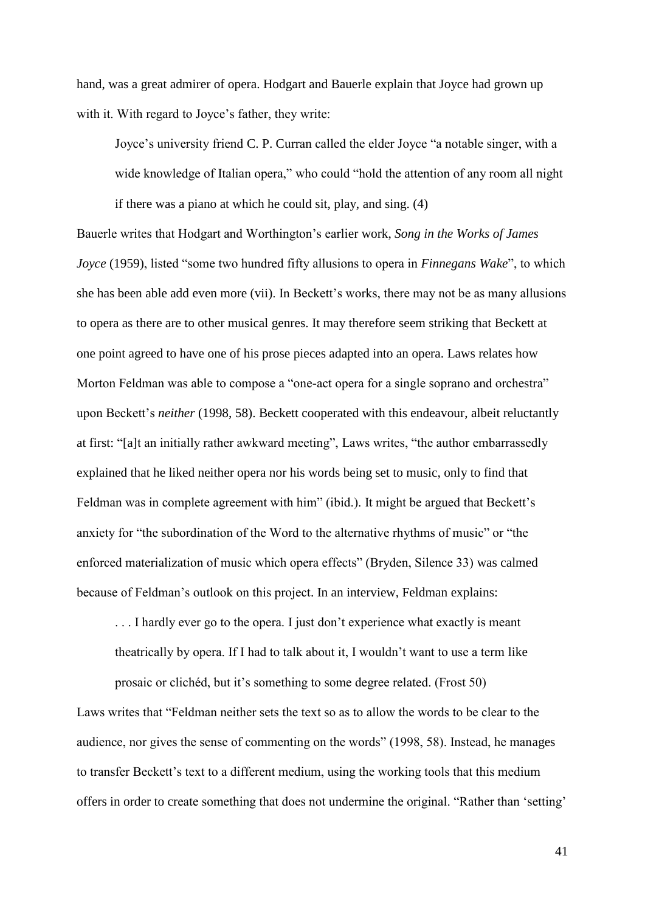hand, was a great admirer of opera. Hodgart and Bauerle explain that Joyce had grown up with it. With regard to Joyce's father, they write:

> Joyce's university friend C. P. Curran called the elder Joyce "a notable singer, with a wide knowledge of Italian opera," who could "hold the attention of any room all night if there was a piano at which he could sit, play, and sing. (4)

Bauerle writes that Hodgart and Worthington's earlier work, *Song in the Works of James Joyce* (1959), listed "some two hundred fifty allusions to opera in *Finnegans Wake*", to which she has been able add even more (vii). In Beckett's works, there may not be as many allusions to opera as there are to other musical genres. It may therefore seem striking that Beckett at one point agreed to have one of his prose pieces adapted into an opera. Laws relates how Morton Feldman was able to compose a "one-act opera for a single soprano and orchestra" upon Beckett's *neither* (1998, 58). Beckett cooperated with this endeavour, albeit reluctantly at first: "[a]t an initially rather awkward meeting", Laws writes, "the author embarrassedly explained that he liked neither opera nor his words being set to music, only to find that Feldman was in complete agreement with him" (ibid.). It might be argued that Beckett's anxiety for "the subordination of the Word to the alternative rhythms of music" or "the enforced materialization of music which opera effects" (Bryden, Silence 33) was calmed because of Feldman's outlook on this project. In an interview, Feldman explains:

> . . . I hardly ever go to the opera. I just don't experience what exactly is meant theatrically by opera. If I had to talk about it, I wouldn't want to use a term like prosaic or clichéd, but it's something to some degree related. (Frost 50)

Laws writes that "Feldman neither sets the text so as to allow the words to be clear to the audience, nor gives the sense of commenting on the words" (1998, 58). Instead, he manages to transfer Beckett's text to a different medium, using the working tools that this medium offers in order to create something that does not undermine the original. "Rather than 'setting'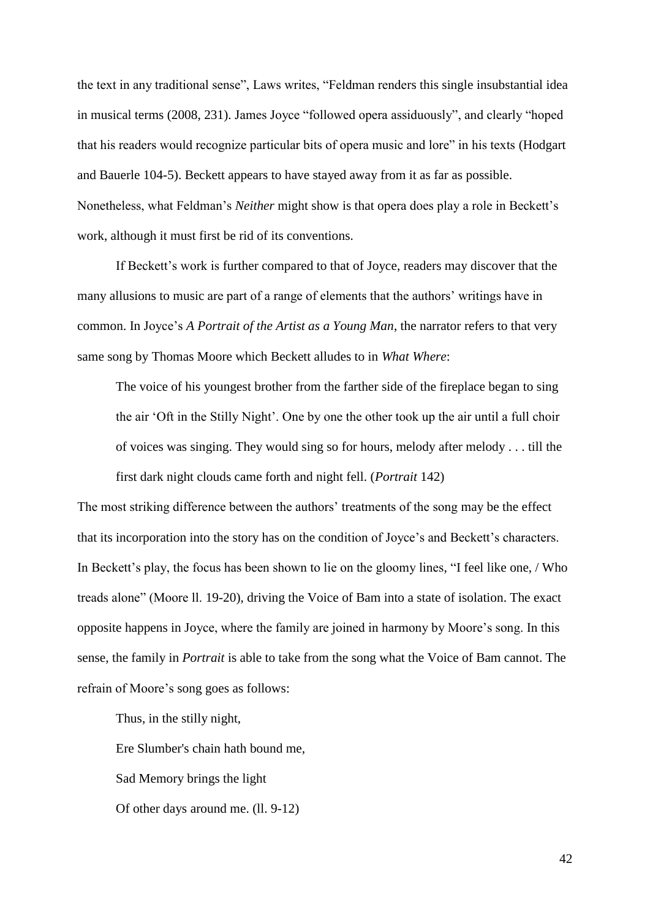the text in any traditional sense", Laws writes, "Feldman renders this single insubstantial idea in musical terms (2008, 231). James Joyce "followed opera assiduously", and clearly "hoped that his readers would recognize particular bits of opera music and lore" in his texts (Hodgart and Bauerle 104-5). Beckett appears to have stayed away from it as far as possible. Nonetheless, what Feldman's *Neither* might show is that opera does play a role in Beckett's work, although it must first be rid of its conventions.

If Beckett's work is further compared to that of Joyce, readers may discover that the many allusions to music are part of a range of elements that the authors' writings have in common. In Joyce's *A Portrait of the Artist as a Young Man*, the narrator refers to that very same song by Thomas Moore which Beckett alludes to in *What Where*:

> The voice of his youngest brother from the farther side of the fireplace began to sing the air 'Oft in the Stilly Night'. One by one the other took up the air until a full choir of voices was singing. They would sing so for hours, melody after melody . . . till the first dark night clouds came forth and night fell. (*Portrait* 142)

The most striking difference between the authors' treatments of the song may be the effect that its incorporation into the story has on the condition of Joyce's and Beckett's characters. In Beckett's play, the focus has been shown to lie on the gloomy lines, "I feel like one, / Who treads alone" (Moore ll. 19-20), driving the Voice of Bam into a state of isolation. The exact opposite happens in Joyce, where the family are joined in harmony by Moore's song. In this sense, the family in *Portrait* is able to take from the song what the Voice of Bam cannot. The refrain of Moore's song goes as follows:

> Thus, in the stilly night,
> Ere Slumber's chain hath bound me,
> Sad Memory brings the light
> Of other days around me. (ll. 9-12)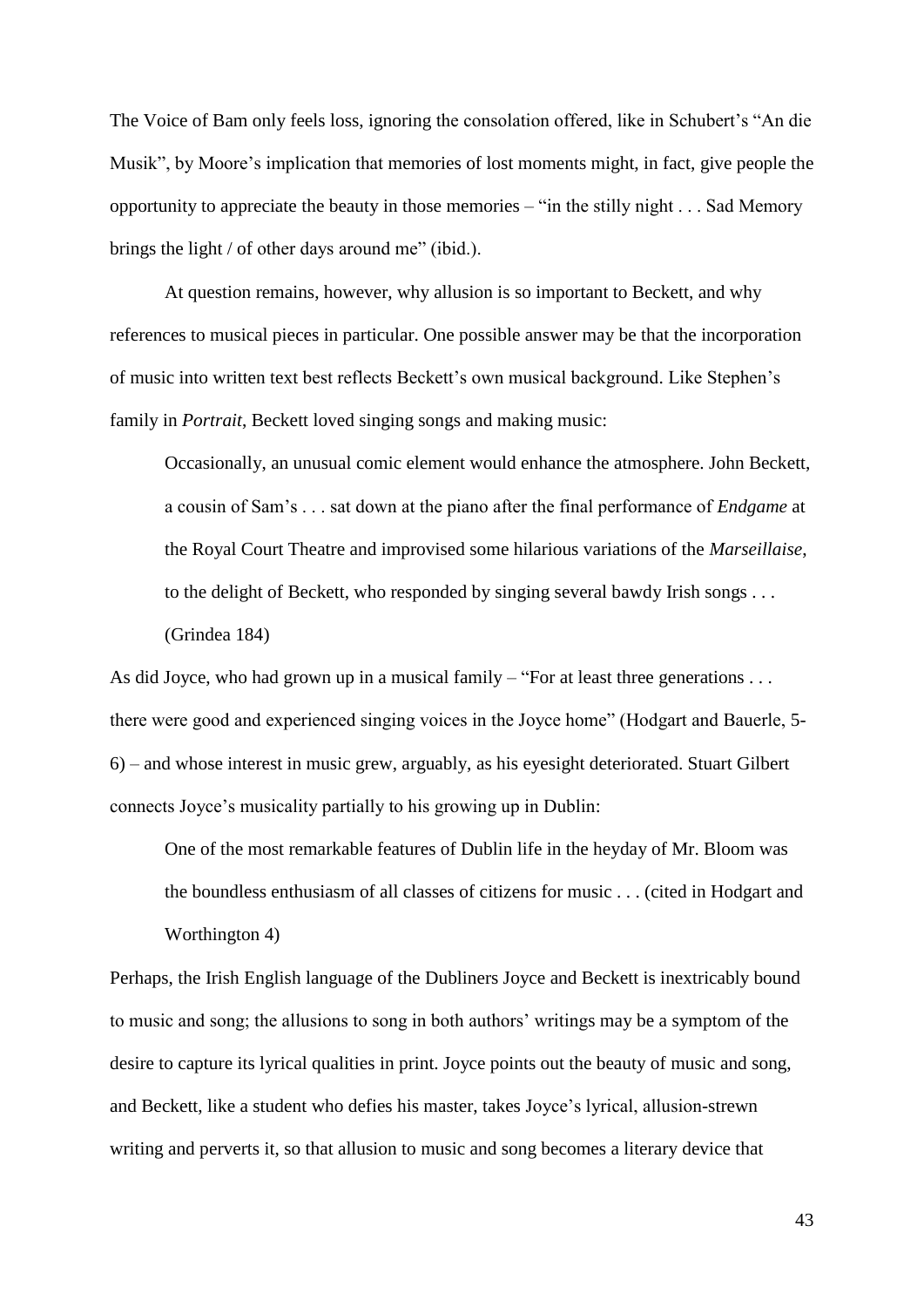The Voice of Bam only feels loss, ignoring the consolation offered, like in Schubert's "An die Musik", by Moore's implication that memories of lost moments might, in fact, give people the opportunity to appreciate the beauty in those memories – "in the stilly night . . . Sad Memory brings the light / of other days around me" (ibid.).

At question remains, however, why allusion is so important to Beckett, and why references to musical pieces in particular. One possible answer may be that the incorporation of music into written text best reflects Beckett's own musical background. Like Stephen's family in *Portrait*, Beckett loved singing songs and making music:

> Occasionally, an unusual comic element would enhance the atmosphere. John Beckett, a cousin of Sam's . . . sat down at the piano after the final performance of *Endgame* at the Royal Court Theatre and improvised some hilarious variations of the *Marseillaise*, to the delight of Beckett, who responded by singing several bawdy Irish songs . . . (Grindea 184)

As did Joyce, who had grown up in a musical family – "For at least three generations . . . there were good and experienced singing voices in the Joyce home" (Hodgart and Bauerle, 5-6) – and whose interest in music grew, arguably, as his eyesight deteriorated. Stuart Gilbert connects Joyce's musicality partially to his growing up in Dublin:

> One of the most remarkable features of Dublin life in the heyday of Mr. Bloom was the boundless enthusiasm of all classes of citizens for music . . . (cited in Hodgart and Worthington 4)

Perhaps, the Irish English language of the Dubliners Joyce and Beckett is inextricably bound to music and song; the allusions to song in both authors' writings may be a symptom of the desire to capture its lyrical qualities in print. Joyce points out the beauty of music and song, and Beckett, like a student who defies his master, takes Joyce's lyrical, allusion-strewn writing and perverts it, so that allusion to music and song becomes a literary device that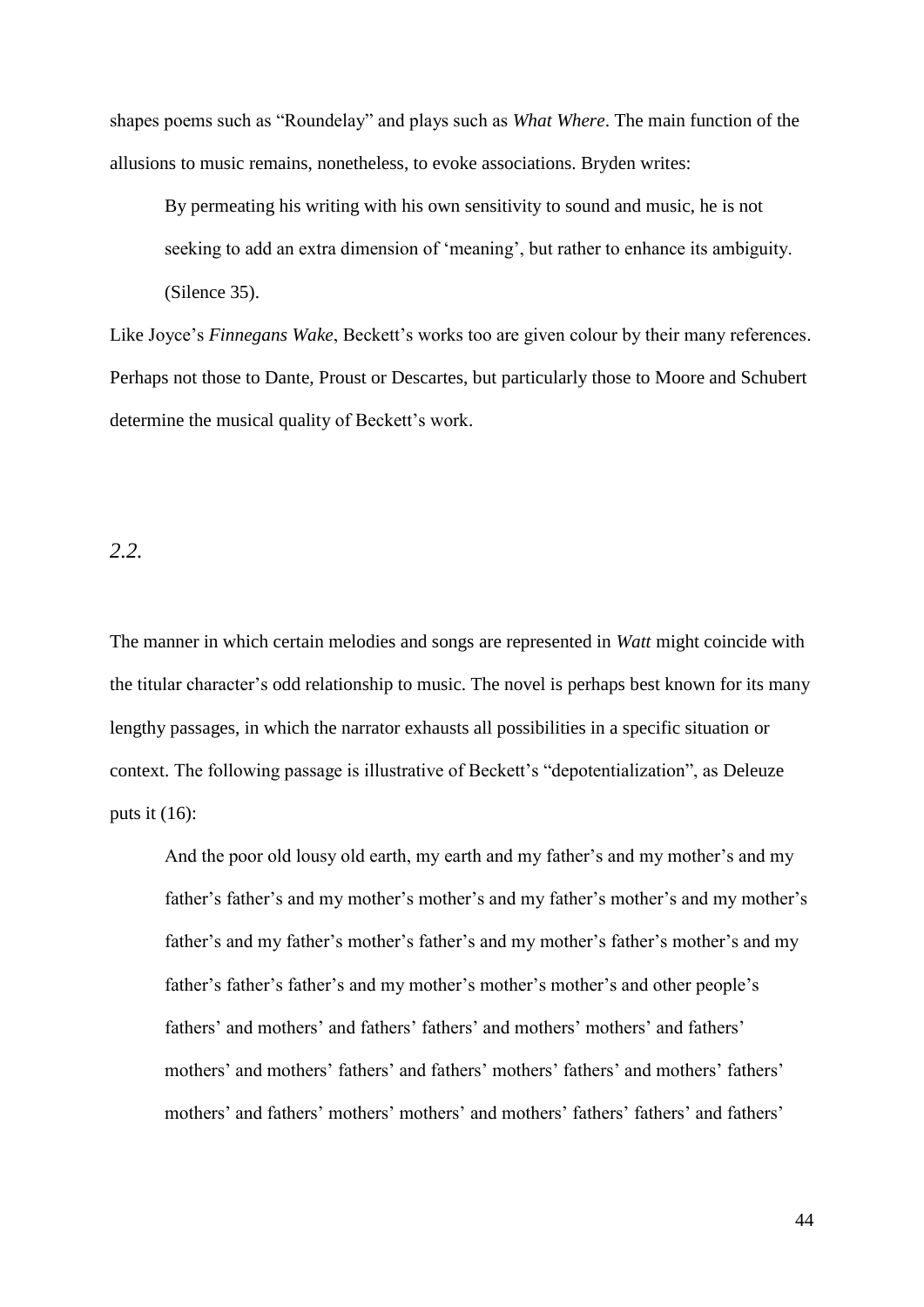shapes poems such as “Roundelay” and plays such as *What Where*. The main function of the allusions to music remains, nonetheless, to evoke associations. Bryden writes:

> By permeating his writing with his own sensitivity to sound and music, he is not seeking to add an extra dimension of ‘meaning’, but rather to enhance its ambiguity. (Silence 35).

Like Joyce’s *Finnegans Wake*, Beckett’s works too are given colour by their many references. Perhaps not those to Dante, Proust or Descartes, but particularly those to Moore and Schubert determine the musical quality of Beckett’s work.

## *2.2.*

The manner in which certain melodies and songs are represented in *Watt* might coincide with the titular character’s odd relationship to music. The novel is perhaps best known for its many lengthy passages, in which the narrator exhausts all possibilities in a specific situation or context. The following passage is illustrative of Beckett’s “depotentialization”, as Deleuze puts it (16):

> And the poor old lousy old earth, my earth and my father’s and my mother’s and my father’s father’s and my mother’s mother’s and my father’s mother’s and my mother’s father’s and my father’s mother’s father’s and my mother’s father’s mother’s and my father’s father’s father’s and my mother’s mother’s mother’s and other people’s fathers’ and mothers’ and fathers’ fathers’ and mothers’ mothers’ and fathers’ mothers’ and mothers’ fathers’ and fathers’ mothers’ fathers’ and mothers’ fathers’ mothers’ and fathers’ mothers’ mothers’ and mothers’ fathers’ fathers’ and fathers’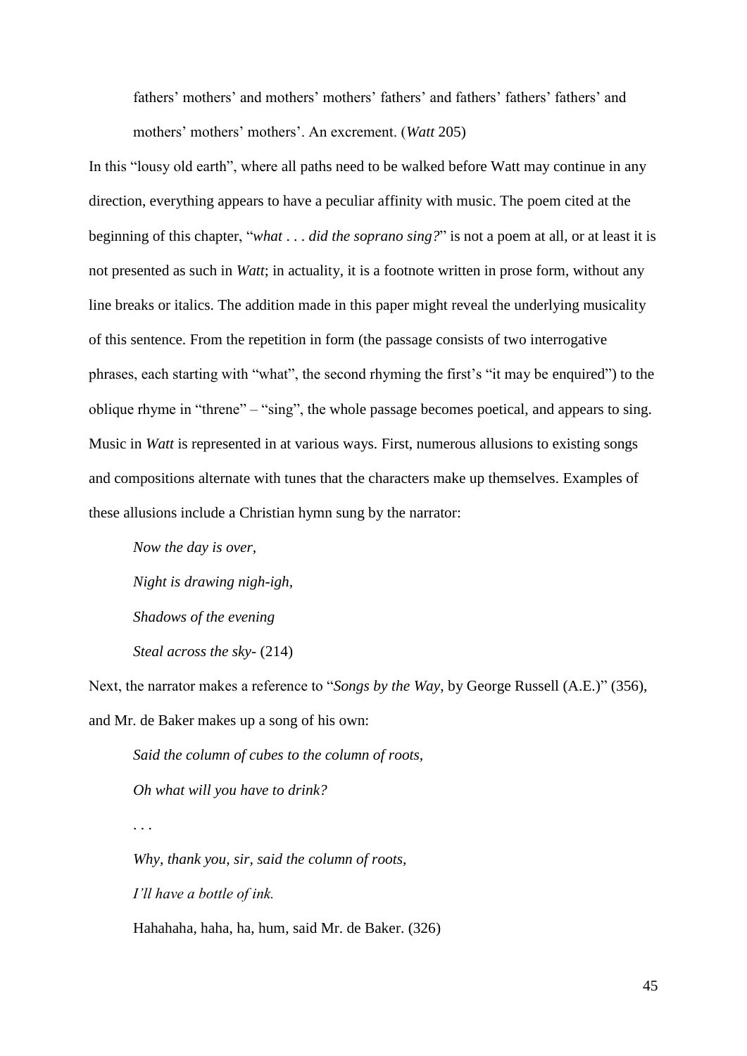> fathers' mothers' and mothers' mothers' fathers' and fathers' fathers' fathers' and mothers' mothers' mothers'. An excrement. (*Watt* 205)

In this "lousy old earth", where all paths need to be walked before Watt may continue in any direction, everything appears to have a peculiar affinity with music. The poem cited at the beginning of this chapter, "*what . . . did the soprano sing?*" is not a poem at all, or at least it is not presented as such in *Watt*; in actuality, it is a footnote written in prose form, without any line breaks or italics. The addition made in this paper might reveal the underlying musicality of this sentence. From the repetition in form (the passage consists of two interrogative phrases, each starting with "what", the second rhyming the first's "it may be enquired") to the oblique rhyme in "threne" – "sing", the whole passage becomes poetical, and appears to sing. Music in *Watt* is represented in at various ways. First, numerous allusions to existing songs and compositions alternate with tunes that the characters make up themselves. Examples of these allusions include a Christian hymn sung by the narrator:

> *Now the day is over,*
>
> *Night is drawing nigh-igh,*
>
> *Shadows of the evening*
>
> *Steal across the sky-* (214)

Next, the narrator makes a reference to "*Songs by the Way*, by George Russell (A.E.)" (356), and Mr. de Baker makes up a song of his own:

> *Said the column of cubes to the column of roots,*
>
> *Oh what will you have to drink?*
>
> . . .
>
> *Why, thank you, sir, said the column of roots,*
>
> *I'll have a bottle of ink.*
>
> Hahahaha, haha, ha, hum, said Mr. de Baker. (326)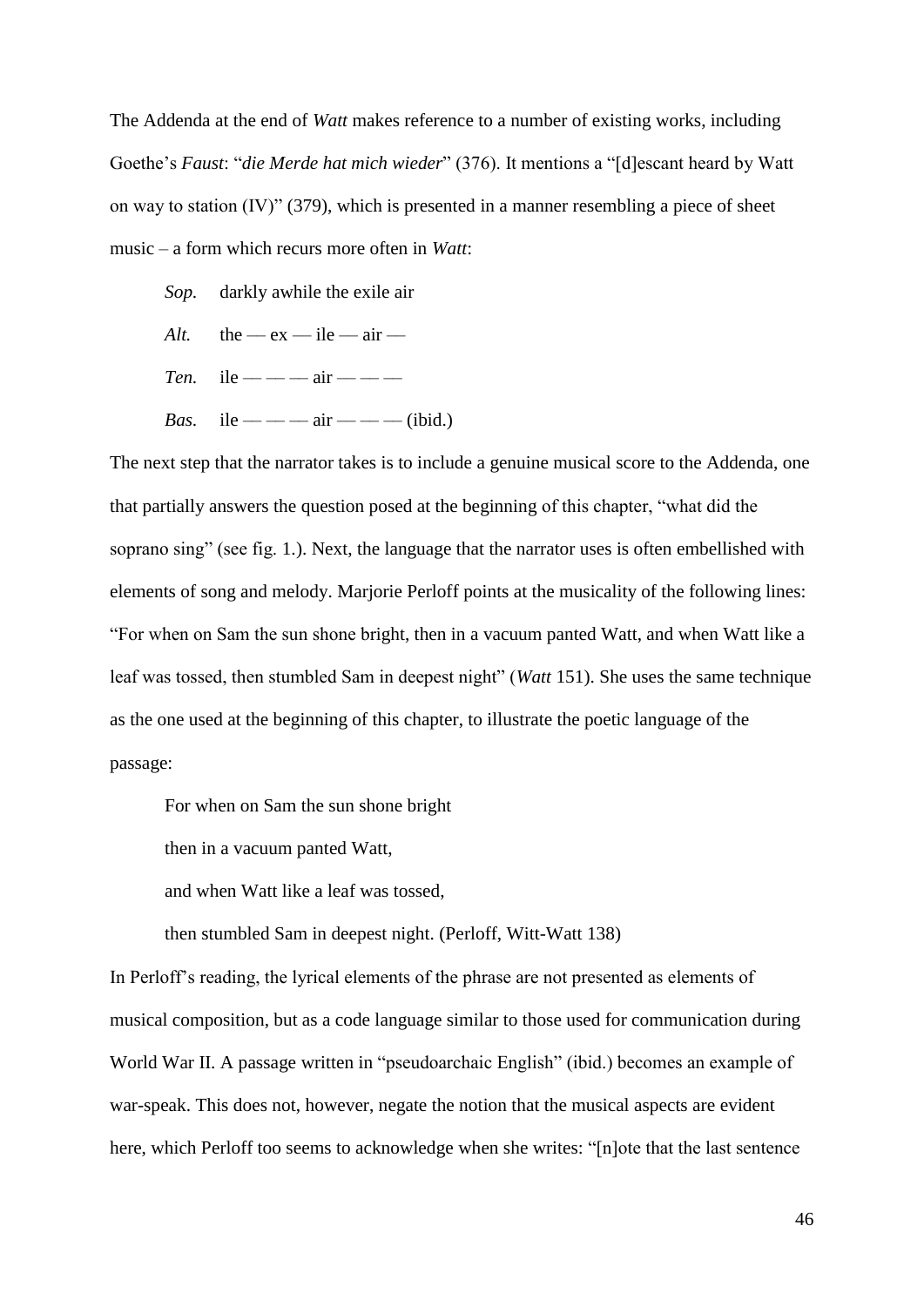The Addenda at the end of *Watt* makes reference to a number of existing works, including Goethe's *Faust*: "*die Merde hat mich wieder*" (376). It mentions a "[d]escant heard by Watt on way to station (IV)" (379), which is presented in a manner resembling a piece of sheet music – a form which recurs more often in *Watt*:

> *Sop.* darkly awhile the exile air
>
> *Alt.* the — ex — ile — air —
>
> *Ten.* ile — — — air — — —
>
> *Bas.* ile — — — air — — — (ibid.)

The next step that the narrator takes is to include a genuine musical score to the Addenda, one that partially answers the question posed at the beginning of this chapter, "what did the soprano sing" (see fig. 1.). Next, the language that the narrator uses is often embellished with elements of song and melody. Marjorie Perloff points at the musicality of the following lines: "For when on Sam the sun shone bright, then in a vacuum panted Watt, and when Watt like a leaf was tossed, then stumbled Sam in deepest night" (*Watt* 151). She uses the same technique as the one used at the beginning of this chapter, to illustrate the poetic language of the passage:

> For when on Sam the sun shone bright
>
> then in a vacuum panted Watt,
>
> and when Watt like a leaf was tossed,
>
> then stumbled Sam in deepest night. (Perloff, Witt-Watt 138)

In Perloff's reading, the lyrical elements of the phrase are not presented as elements of musical composition, but as a code language similar to those used for communication during World War II. A passage written in "pseudoarchaic English" (ibid.) becomes an example of war-speak. This does not, however, negate the notion that the musical aspects are evident here, which Perloff too seems to acknowledge when she writes: "[n]ote that the last sentence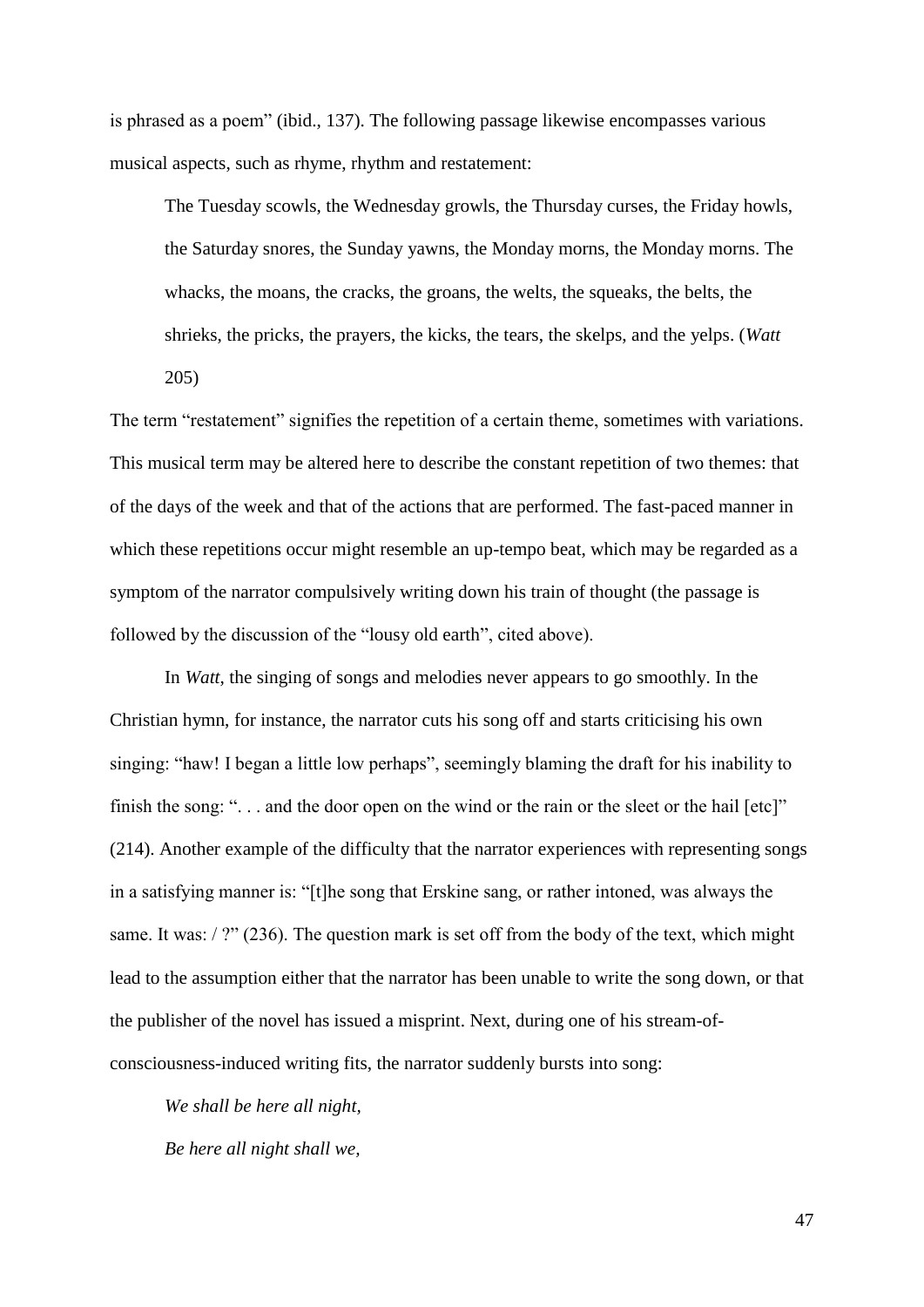is phrased as a poem" (ibid., 137). The following passage likewise encompasses various musical aspects, such as rhyme, rhythm and restatement:

> The Tuesday scowls, the Wednesday growls, the Thursday curses, the Friday howls, the Saturday snores, the Sunday yawns, the Monday morns, the Monday morns. The whacks, the moans, the cracks, the groans, the welts, the squeaks, the belts, the shrieks, the pricks, the prayers, the kicks, the tears, the skelps, and the yelps. (*Watt* 205)

The term "restatement" signifies the repetition of a certain theme, sometimes with variations. This musical term may be altered here to describe the constant repetition of two themes: that of the days of the week and that of the actions that are performed. The fast-paced manner in which these repetitions occur might resemble an up-tempo beat, which may be regarded as a symptom of the narrator compulsively writing down his train of thought (the passage is followed by the discussion of the "lousy old earth", cited above).

In *Watt*, the singing of songs and melodies never appears to go smoothly. In the Christian hymn, for instance, the narrator cuts his song off and starts criticising his own singing: "haw! I began a little low perhaps", seemingly blaming the draft for his inability to finish the song: ". . . and the door open on the wind or the rain or the sleet or the hail [etc]" (214). Another example of the difficulty that the narrator experiences with representing songs in a satisfying manner is: "[t]he song that Erskine sang, or rather intoned, was always the same. It was: / ?" (236). The question mark is set off from the body of the text, which might lead to the assumption either that the narrator has been unable to write the song down, or that the publisher of the novel has issued a misprint. Next, during one of his stream-of-consciousness-induced writing fits, the narrator suddenly bursts into song:

> *We shall be here all night,*
>
> *Be here all night shall we,*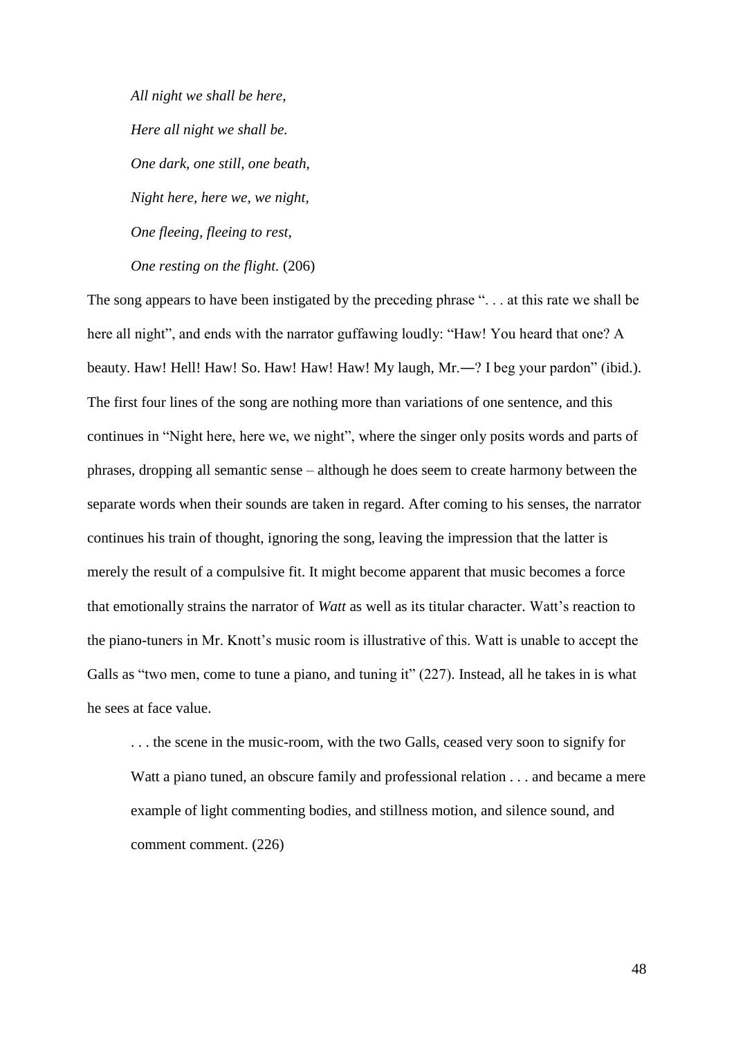> *All night we shall be here,*
>
> *Here all night we shall be.*
>
> *One dark, one still, one beath,*
>
> *Night here, here we, we night,*
>
> *One fleeing, fleeing to rest,*
>
> *One resting on the flight.* (206)

The song appears to have been instigated by the preceding phrase ". . . at this rate we shall be here all night", and ends with the narrator guffawing loudly: "Haw! You heard that one? A beauty. Haw! Hell! Haw! So. Haw! Haw! Haw! My laugh, Mr.—? I beg your pardon" (ibid.). The first four lines of the song are nothing more than variations of one sentence, and this continues in "Night here, here we, we night", where the singer only posits words and parts of phrases, dropping all semantic sense – although he does seem to create harmony between the separate words when their sounds are taken in regard. After coming to his senses, the narrator continues his train of thought, ignoring the song, leaving the impression that the latter is merely the result of a compulsive fit. It might become apparent that music becomes a force that emotionally strains the narrator of *Watt* as well as its titular character. Watt's reaction to the piano-tuners in Mr. Knott's music room is illustrative of this. Watt is unable to accept the Galls as "two men, come to tune a piano, and tuning it" (227). Instead, all he takes in is what he sees at face value.

> . . . the scene in the music-room, with the two Galls, ceased very soon to signify for Watt a piano tuned, an obscure family and professional relation . . . and became a mere example of light commenting bodies, and stillness motion, and silence sound, and comment comment. (226)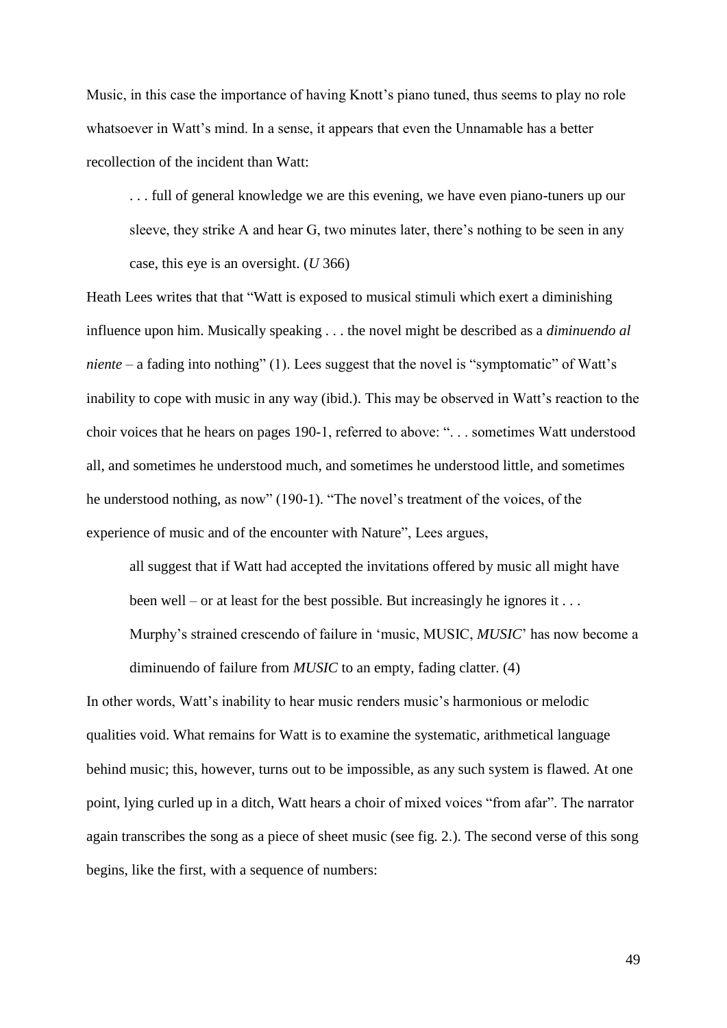Music, in this case the importance of having Knott's piano tuned, thus seems to play no role whatsoever in Watt's mind. In a sense, it appears that even the Unnamable has a better recollection of the incident than Watt:

> . . . full of general knowledge we are this evening, we have even piano-tuners up our sleeve, they strike A and hear G, two minutes later, there's nothing to be seen in any case, this eye is an oversight. (*U* 366)

Heath Lees writes that that "Watt is exposed to musical stimuli which exert a diminishing influence upon him. Musically speaking . . . the novel might be described as a *diminuendo al niente* – a fading into nothing" (1). Lees suggest that the novel is "symptomatic" of Watt's inability to cope with music in any way (ibid.). This may be observed in Watt's reaction to the choir voices that he hears on pages 190-1, referred to above: ". . . sometimes Watt understood all, and sometimes he understood much, and sometimes he understood little, and sometimes he understood nothing, as now" (190-1). "The novel's treatment of the voices, of the experience of music and of the encounter with Nature", Lees argues,

> all suggest that if Watt had accepted the invitations offered by music all might have been well – or at least for the best possible. But increasingly he ignores it . . . Murphy's strained crescendo of failure in 'music, MUSIC, *MUSIC*' has now become a diminuendo of failure from *MUSIC* to an empty, fading clatter. (4)

In other words, Watt's inability to hear music renders music's harmonious or melodic qualities void. What remains for Watt is to examine the systematic, arithmetical language behind music; this, however, turns out to be impossible, as any such system is flawed. At one point, lying curled up in a ditch, Watt hears a choir of mixed voices "from afar". The narrator again transcribes the song as a piece of sheet music (see fig. 2.). The second verse of this song begins, like the first, with a sequence of numbers: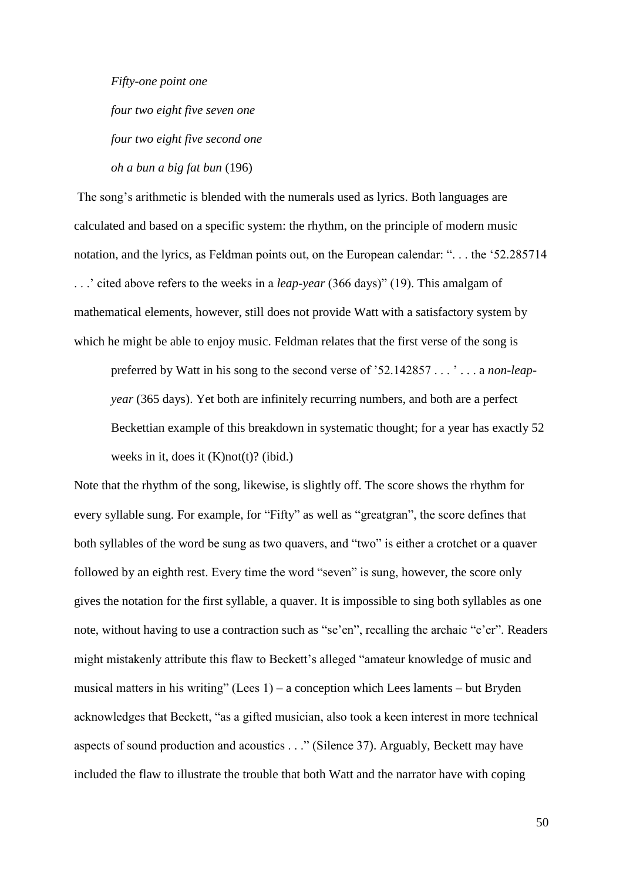*Fifty-one point one*

*four two eight five seven one*

*four two eight five second one*

*oh a bun a big fat bun* (196)

The song's arithmetic is blended with the numerals used as lyrics. Both languages are calculated and based on a specific system: the rhythm, on the principle of modern music notation, and the lyrics, as Feldman points out, on the European calendar: ". . . the '52.285714 . . .' cited above refers to the weeks in a *leap-year* (366 days)" (19). This amalgam of mathematical elements, however, still does not provide Watt with a satisfactory system by which he might be able to enjoy music. Feldman relates that the first verse of the song is

> preferred by Watt in his song to the second verse of '52.142857 . . . ' . . . a *non-leap-year* (365 days). Yet both are infinitely recurring numbers, and both are a perfect Beckettian example of this breakdown in systematic thought; for a year has exactly 52 weeks in it, does it (K)not(t)? (ibid.)

Note that the rhythm of the song, likewise, is slightly off. The score shows the rhythm for every syllable sung. For example, for "Fifty" as well as "greatgran", the score defines that both syllables of the word be sung as two quavers, and "two" is either a crotchet or a quaver followed by an eighth rest. Every time the word "seven" is sung, however, the score only gives the notation for the first syllable, a quaver. It is impossible to sing both syllables as one note, without having to use a contraction such as "se'en", recalling the archaic "e'er". Readers might mistakenly attribute this flaw to Beckett's alleged "amateur knowledge of music and musical matters in his writing" (Lees 1) – a conception which Lees laments – but Bryden acknowledges that Beckett, "as a gifted musician, also took a keen interest in more technical aspects of sound production and acoustics . . ." (Silence 37). Arguably, Beckett may have included the flaw to illustrate the trouble that both Watt and the narrator have with coping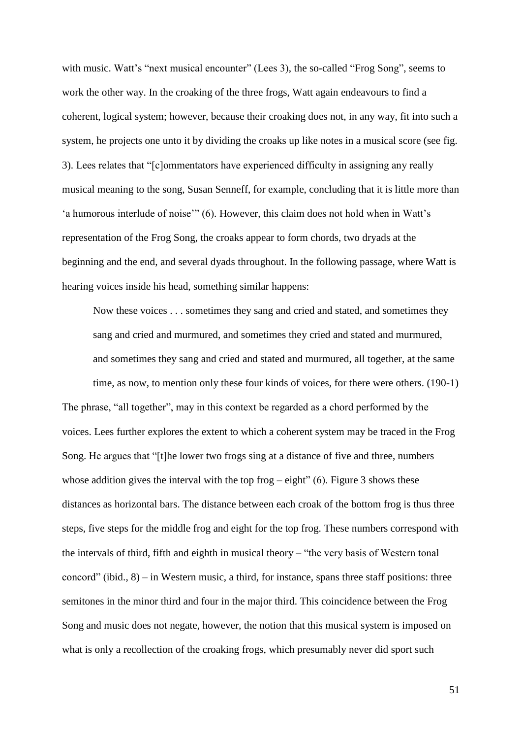with music. Watt's "next musical encounter" (Lees 3), the so-called "Frog Song", seems to work the other way. In the croaking of the three frogs, Watt again endeavours to find a coherent, logical system; however, because their croaking does not, in any way, fit into such a system, he projects one unto it by dividing the croaks up like notes in a musical score (see fig. 3). Lees relates that "[c]ommentators have experienced difficulty in assigning any really musical meaning to the song, Susan Senneff, for example, concluding that it is little more than 'a humorous interlude of noise'" (6). However, this claim does not hold when in Watt's representation of the Frog Song, the croaks appear to form chords, two dryads at the beginning and the end, and several dyads throughout. In the following passage, where Watt is hearing voices inside his head, something similar happens:

> Now these voices . . . sometimes they sang and cried and stated, and sometimes they sang and cried and murmured, and sometimes they cried and stated and murmured, and sometimes they sang and cried and stated and murmured, all together, at the same time, as now, to mention only these four kinds of voices, for there were others. (190-1)

The phrase, "all together", may in this context be regarded as a chord performed by the voices. Lees further explores the extent to which a coherent system may be traced in the Frog Song. He argues that "[t]he lower two frogs sing at a distance of five and three, numbers whose addition gives the interval with the top frog – eight" (6). Figure 3 shows these distances as horizontal bars. The distance between each croak of the bottom frog is thus three steps, five steps for the middle frog and eight for the top frog. These numbers correspond with the intervals of third, fifth and eighth in musical theory – "the very basis of Western tonal concord" (ibid., 8) – in Western music, a third, for instance, spans three staff positions: three semitones in the minor third and four in the major third. This coincidence between the Frog Song and music does not negate, however, the notion that this musical system is imposed on what is only a recollection of the croaking frogs, which presumably never did sport such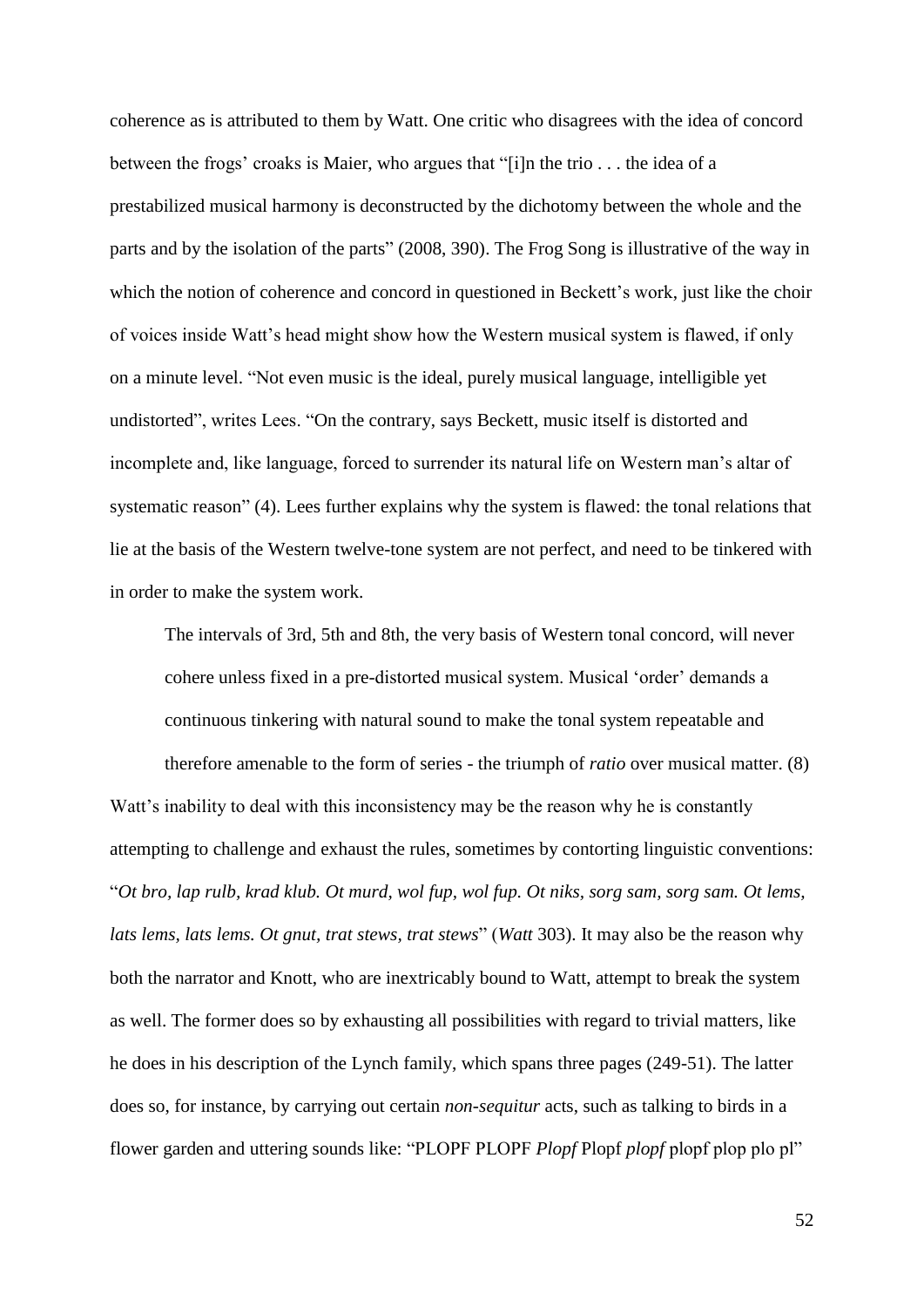coherence as is attributed to them by Watt. One critic who disagrees with the idea of concord between the frogs' croaks is Maier, who argues that "[i]n the trio . . . the idea of a prestabilized musical harmony is deconstructed by the dichotomy between the whole and the parts and by the isolation of the parts" (2008, 390). The Frog Song is illustrative of the way in which the notion of coherence and concord in questioned in Beckett's work, just like the choir of voices inside Watt's head might show how the Western musical system is flawed, if only on a minute level. "Not even music is the ideal, purely musical language, intelligible yet undistorted", writes Lees. "On the contrary, says Beckett, music itself is distorted and incomplete and, like language, forced to surrender its natural life on Western man's altar of systematic reason" (4). Lees further explains why the system is flawed: the tonal relations that lie at the basis of the Western twelve-tone system are not perfect, and need to be tinkered with in order to make the system work.

> The intervals of 3rd, 5th and 8th, the very basis of Western tonal concord, will never cohere unless fixed in a pre-distorted musical system. Musical 'order' demands a continuous tinkering with natural sound to make the tonal system repeatable and therefore amenable to the form of series - the triumph of *ratio* over musical matter. (8)

Watt's inability to deal with this inconsistency may be the reason why he is constantly attempting to challenge and exhaust the rules, sometimes by contorting linguistic conventions: "*Ot bro, lap rulb, krad klub. Ot murd, wol fup, wol fup. Ot niks, sorg sam, sorg sam. Ot lems, lats lems, lats lems. Ot gnut, trat stews, trat stews*" (*Watt* 303). It may also be the reason why both the narrator and Knott, who are inextricably bound to Watt, attempt to break the system as well. The former does so by exhausting all possibilities with regard to trivial matters, like he does in his description of the Lynch family, which spans three pages (249-51). The latter does so, for instance, by carrying out certain *non-sequitur* acts, such as talking to birds in a flower garden and uttering sounds like: "PLOPF PLOPF *Plopf* Plopf *plopf* plopf plop plo pl"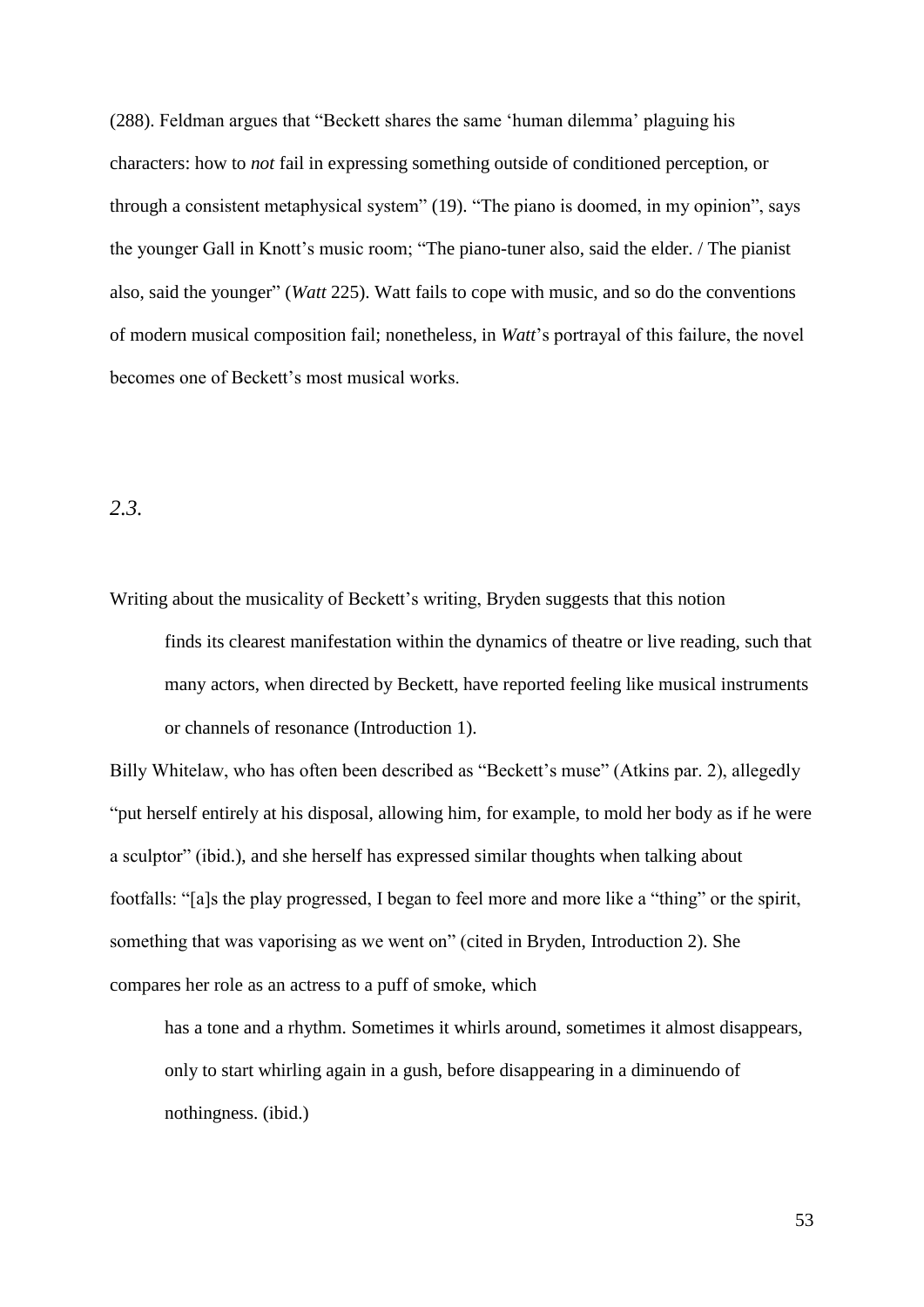(288). Feldman argues that "Beckett shares the same 'human dilemma' plaguing his characters: how to *not* fail in expressing something outside of conditioned perception, or through a consistent metaphysical system" (19). "The piano is doomed, in my opinion", says the younger Gall in Knott's music room; "The piano-tuner also, said the elder. / The pianist also, said the younger" (*Watt* 225). Watt fails to cope with music, and so do the conventions of modern musical composition fail; nonetheless, in *Watt*'s portrayal of this failure, the novel becomes one of Beckett's most musical works.

## *2.3.*

Writing about the musicality of Beckett's writing, Bryden suggests that this notion

> finds its clearest manifestation within the dynamics of theatre or live reading, such that many actors, when directed by Beckett, have reported feeling like musical instruments or channels of resonance (Introduction 1).

Billy Whitelaw, who has often been described as "Beckett's muse" (Atkins par. 2), allegedly "put herself entirely at his disposal, allowing him, for example, to mold her body as if he were a sculptor" (ibid.), and she herself has expressed similar thoughts when talking about footfalls: "[a]s the play progressed, I began to feel more and more like a "thing" or the spirit, something that was vaporising as we went on" (cited in Bryden, Introduction 2). She compares her role as an actress to a puff of smoke, which

> has a tone and a rhythm. Sometimes it whirls around, sometimes it almost disappears, only to start whirling again in a gush, before disappearing in a diminuendo of nothingness. (ibid.)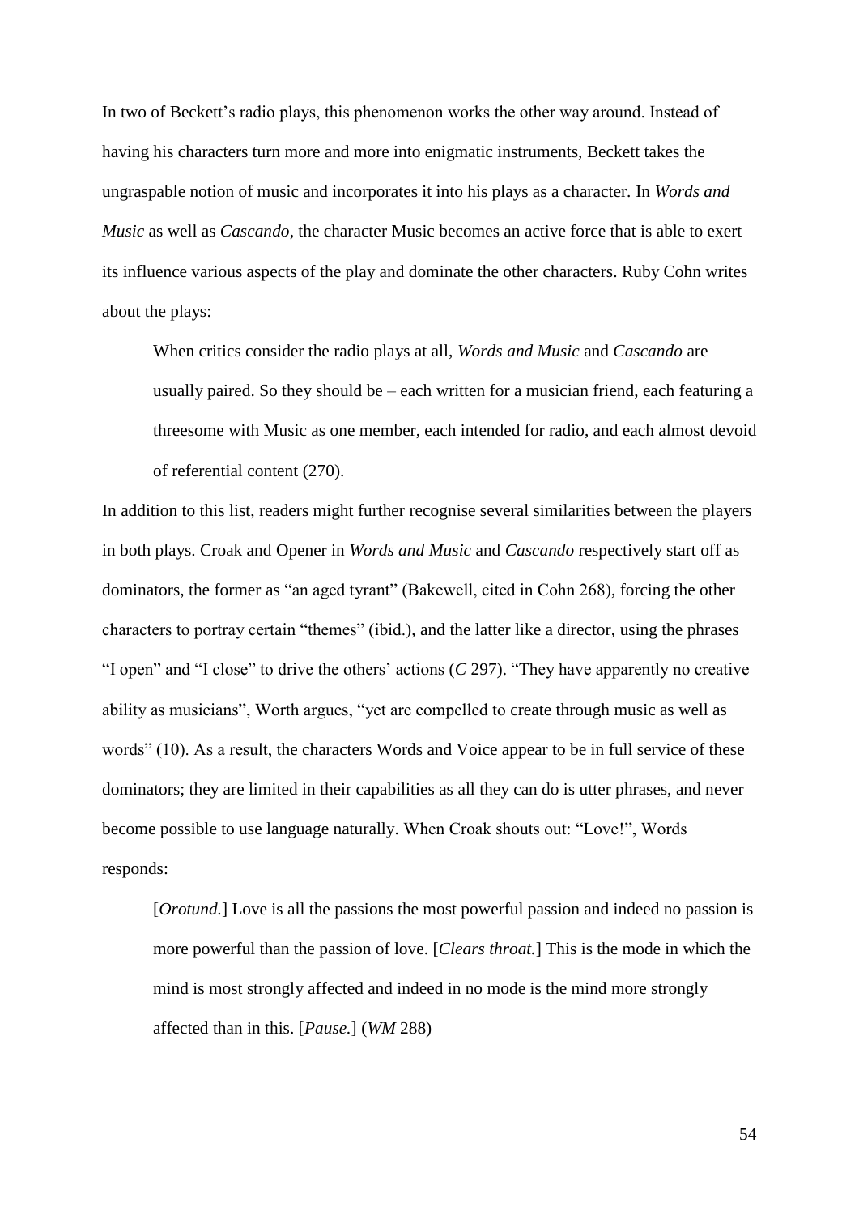In two of Beckett's radio plays, this phenomenon works the other way around. Instead of having his characters turn more and more into enigmatic instruments, Beckett takes the ungraspable notion of music and incorporates it into his plays as a character. In *Words and Music* as well as *Cascando*, the character Music becomes an active force that is able to exert its influence various aspects of the play and dominate the other characters. Ruby Cohn writes about the plays:

> When critics consider the radio plays at all, *Words and Music* and *Cascando* are usually paired. So they should be – each written for a musician friend, each featuring a threesome with Music as one member, each intended for radio, and each almost devoid of referential content (270).

In addition to this list, readers might further recognise several similarities between the players in both plays. Croak and Opener in *Words and Music* and *Cascando* respectively start off as dominators, the former as "an aged tyrant" (Bakewell, cited in Cohn 268), forcing the other characters to portray certain "themes" (ibid.), and the latter like a director, using the phrases "I open" and "I close" to drive the others' actions (*C* 297). "They have apparently no creative ability as musicians", Worth argues, "yet are compelled to create through music as well as words" (10). As a result, the characters Words and Voice appear to be in full service of these dominators; they are limited in their capabilities as all they can do is utter phrases, and never become possible to use language naturally. When Croak shouts out: "Love!", Words responds:

> [*Orotund.*] Love is all the passions the most powerful passion and indeed no passion is more powerful than the passion of love. [*Clears throat.*] This is the mode in which the mind is most strongly affected and indeed in no mode is the mind more strongly affected than in this. [*Pause.*] (*WM* 288)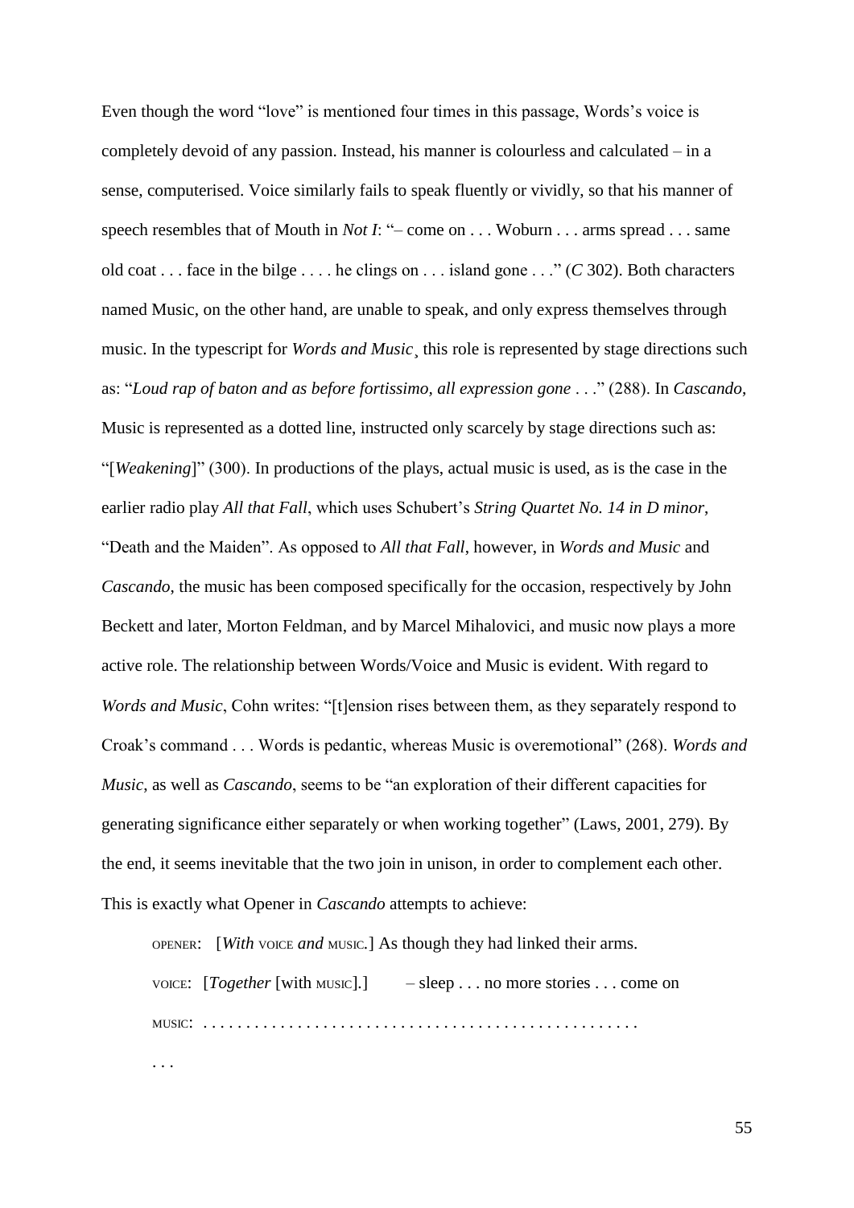Even though the word "love" is mentioned four times in this passage, Words's voice is completely devoid of any passion. Instead, his manner is colourless and calculated – in a sense, computerised. Voice similarly fails to speak fluently or vividly, so that his manner of speech resembles that of Mouth in *Not I*: "– come on . . . Woburn . . . arms spread . . . same old coat . . . face in the bilge . . . . he clings on . . . island gone . . ." (*C* 302). Both characters named Music, on the other hand, are unable to speak, and only express themselves through music. In the typescript for *Words and Music*¸ this role is represented by stage directions such as: "*Loud rap of baton and as before fortissimo, all expression gone* . . ." (288). In *Cascando*, Music is represented as a dotted line, instructed only scarcely by stage directions such as: "[*Weakening*]" (300). In productions of the plays, actual music is used, as is the case in the earlier radio play *All that Fall*, which uses Schubert's *String Quartet No. 14 in D minor*, "Death and the Maiden". As opposed to *All that Fall*, however, in *Words and Music* and *Cascando*, the music has been composed specifically for the occasion, respectively by John Beckett and later, Morton Feldman, and by Marcel Mihalovici, and music now plays a more active role. The relationship between Words/Voice and Music is evident. With regard to *Words and Music*, Cohn writes: "[t]ension rises between them, as they separately respond to Croak's command . . . Words is pedantic, whereas Music is overemotional" (268). *Words and Music*, as well as *Cascando*, seems to be "an exploration of their different capacities for generating significance either separately or when working together" (Laws, 2001, 279). By the end, it seems inevitable that the two join in unison, in order to complement each other. This is exactly what Opener in *Cascando* attempts to achieve:

> OPENER: [*With* VOICE *and* MUSIC.] As though they had linked their arms.
>
> VOICE: [*Together* [with MUSIC].] – sleep . . . no more stories . . . come on
>
> MUSIC: . . . . . . . . . . . . . . . . . . . . . . . . . . . . . . . . . . . . . . . . . . . . . . . . .
>
> . . .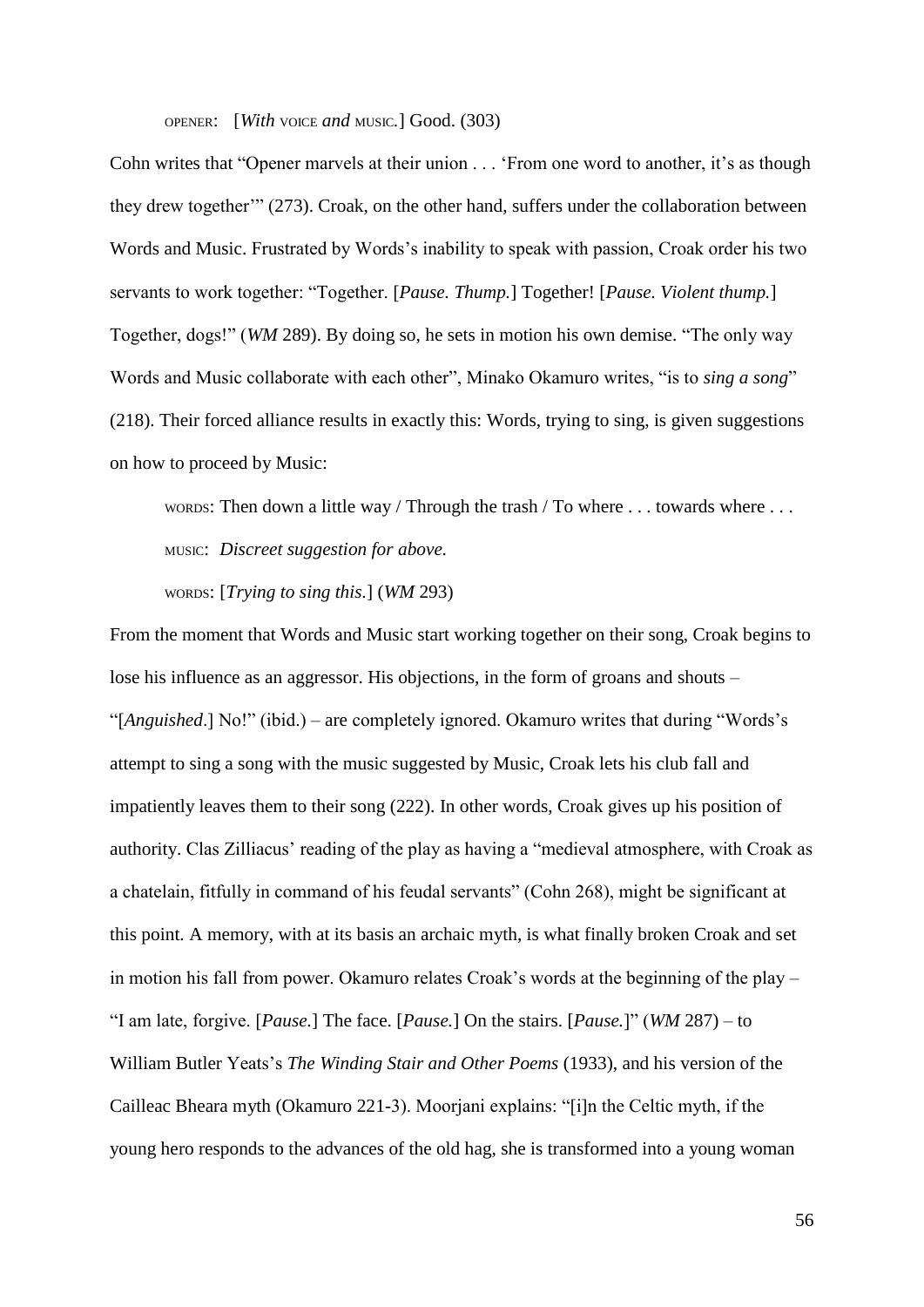OPENER: [*With* VOICE *and* MUSIC.] Good. (303)

Cohn writes that "Opener marvels at their union . . . 'From one word to another, it's as though they drew together'" (273). Croak, on the other hand, suffers under the collaboration between Words and Music. Frustrated by Words's inability to speak with passion, Croak order his two servants to work together: "Together. [*Pause. Thump.*] Together! [*Pause. Violent thump.*] Together, dogs!" (*WM* 289). By doing so, he sets in motion his own demise. "The only way Words and Music collaborate with each other", Minako Okamuro writes, "is to *sing a song*" (218). Their forced alliance results in exactly this: Words, trying to sing, is given suggestions on how to proceed by Music:

> WORDS: Then down a little way / Through the trash / To where . . . towards where . . .
>
> MUSIC: *Discreet suggestion for above.*
>
> WORDS: [*Trying to sing this.*] (*WM* 293)

From the moment that Words and Music start working together on their song, Croak begins to lose his influence as an aggressor. His objections, in the form of groans and shouts – "[*Anguished*.] No!" (ibid.) – are completely ignored. Okamuro writes that during "Words's attempt to sing a song with the music suggested by Music, Croak lets his club fall and impatiently leaves them to their song (222). In other words, Croak gives up his position of authority. Clas Zilliacus' reading of the play as having a "medieval atmosphere, with Croak as a chatelain, fitfully in command of his feudal servants" (Cohn 268), might be significant at this point. A memory, with at its basis an archaic myth, is what finally broken Croak and set in motion his fall from power. Okamuro relates Croak's words at the beginning of the play – "I am late, forgive. [*Pause.*] The face. [*Pause.*] On the stairs. [*Pause.*]" (*WM* 287) – to William Butler Yeats's *The Winding Stair and Other Poems* (1933), and his version of the Cailleac Bheara myth (Okamuro 221-3). Moorjani explains: "[i]n the Celtic myth, if the young hero responds to the advances of the old hag, she is transformed into a young woman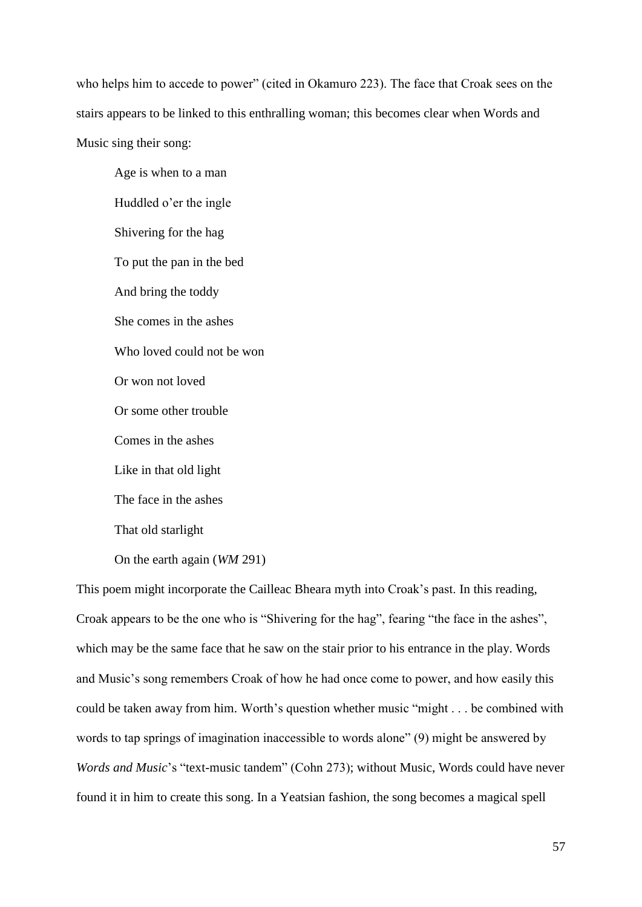who helps him to accede to power" (cited in Okamuro 223). The face that Croak sees on the stairs appears to be linked to this enthralling woman; this becomes clear when Words and Music sing their song:

> Age is when to a man
>
> Huddled o'er the ingle
>
> Shivering for the hag
>
> To put the pan in the bed
>
> And bring the toddy
>
> She comes in the ashes
>
> Who loved could not be won
>
> Or won not loved
>
> Or some other trouble
>
> Comes in the ashes
>
> Like in that old light
>
> The face in the ashes
>
> That old starlight
>
> On the earth again (*WM* 291)

This poem might incorporate the Cailleac Bheara myth into Croak's past. In this reading, Croak appears to be the one who is "Shivering for the hag", fearing "the face in the ashes", which may be the same face that he saw on the stair prior to his entrance in the play. Words and Music's song remembers Croak of how he had once come to power, and how easily this could be taken away from him. Worth's question whether music "might . . . be combined with words to tap springs of imagination inaccessible to words alone" (9) might be answered by *Words and Music*'s "text-music tandem" (Cohn 273); without Music, Words could have never found it in him to create this song. In a Yeatsian fashion, the song becomes a magical spell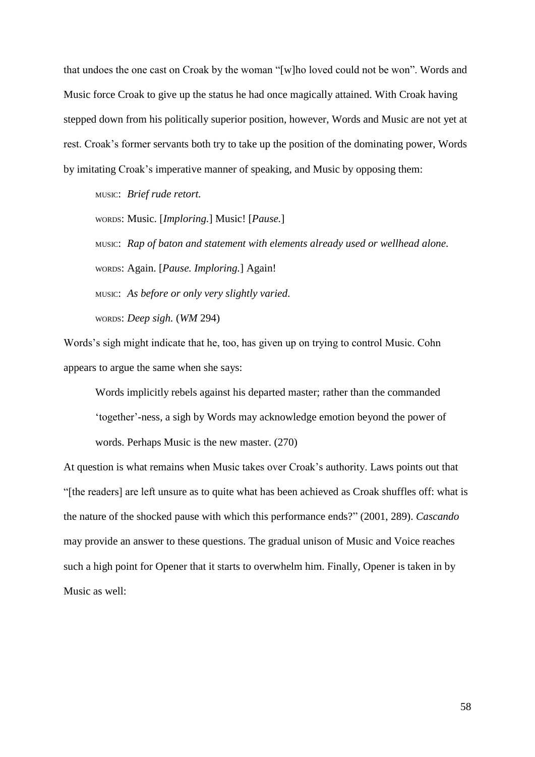that undoes the one cast on Croak by the woman "[w]ho loved could not be won". Words and Music force Croak to give up the status he had once magically attained. With Croak having stepped down from his politically superior position, however, Words and Music are not yet at rest. Croak's former servants both try to take up the position of the dominating power, Words by imitating Croak's imperative manner of speaking, and Music by opposing them:

> MUSIC: *Brief rude retort.*
>
> WORDS: Music. [*Imploring.*] Music! [*Pause.*]
>
> MUSIC: *Rap of baton and statement with elements already used or wellhead alone.*
>
> WORDS: Again. [*Pause. Imploring.*] Again!
>
> MUSIC: *As before or only very slightly varied.*
>
> WORDS: *Deep sigh.* (*WM* 294)

Words's sigh might indicate that he, too, has given up on trying to control Music. Cohn appears to argue the same when she says:

> Words implicitly rebels against his departed master; rather than the commanded 'together'-ness, a sigh by Words may acknowledge emotion beyond the power of words. Perhaps Music is the new master. (270)

At question is what remains when Music takes over Croak's authority. Laws points out that "[the readers] are left unsure as to quite what has been achieved as Croak shuffles off: what is the nature of the shocked pause with which this performance ends?" (2001, 289). *Cascando* may provide an answer to these questions. The gradual unison of Music and Voice reaches such a high point for Opener that it starts to overwhelm him. Finally, Opener is taken in by Music as well: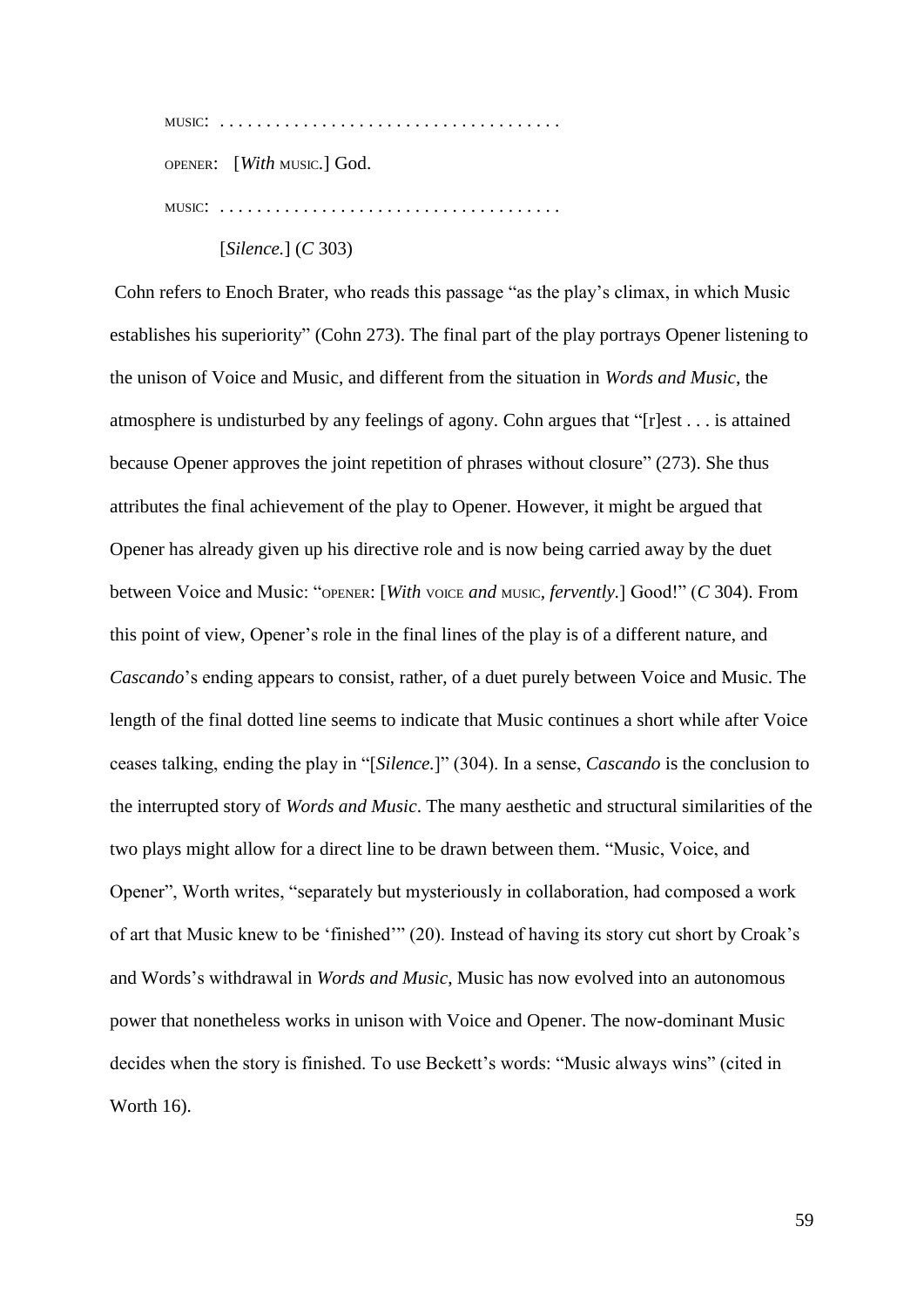MUSIC: . . . . . . . . . . . . . . . . . . . . . . . . . . . . . . . . . . . . .

OPENER: [*With* MUSIC.] God.

MUSIC: . . . . . . . . . . . . . . . . . . . . . . . . . . . . . . . . . . . . .

[*Silence.*] (*C* 303)

Cohn refers to Enoch Brater, who reads this passage "as the play's climax, in which Music establishes his superiority" (Cohn 273). The final part of the play portrays Opener listening to the unison of Voice and Music, and different from the situation in *Words and Music*, the atmosphere is undisturbed by any feelings of agony. Cohn argues that "[r]est . . . is attained because Opener approves the joint repetition of phrases without closure" (273). She thus attributes the final achievement of the play to Opener. However, it might be argued that Opener has already given up his directive role and is now being carried away by the duet between Voice and Music: "OPENER: [*With* VOICE *and* MUSIC, *fervently.*] Good!" (*C* 304). From this point of view, Opener's role in the final lines of the play is of a different nature, and *Cascando*'s ending appears to consist, rather, of a duet purely between Voice and Music. The length of the final dotted line seems to indicate that Music continues a short while after Voice ceases talking, ending the play in "[*Silence.*]" (304). In a sense, *Cascando* is the conclusion to the interrupted story of *Words and Music*. The many aesthetic and structural similarities of the two plays might allow for a direct line to be drawn between them. "Music, Voice, and Opener", Worth writes, "separately but mysteriously in collaboration, had composed a work of art that Music knew to be 'finished'" (20). Instead of having its story cut short by Croak's and Words's withdrawal in *Words and Music*, Music has now evolved into an autonomous power that nonetheless works in unison with Voice and Opener. The now-dominant Music decides when the story is finished. To use Beckett's words: "Music always wins" (cited in Worth 16).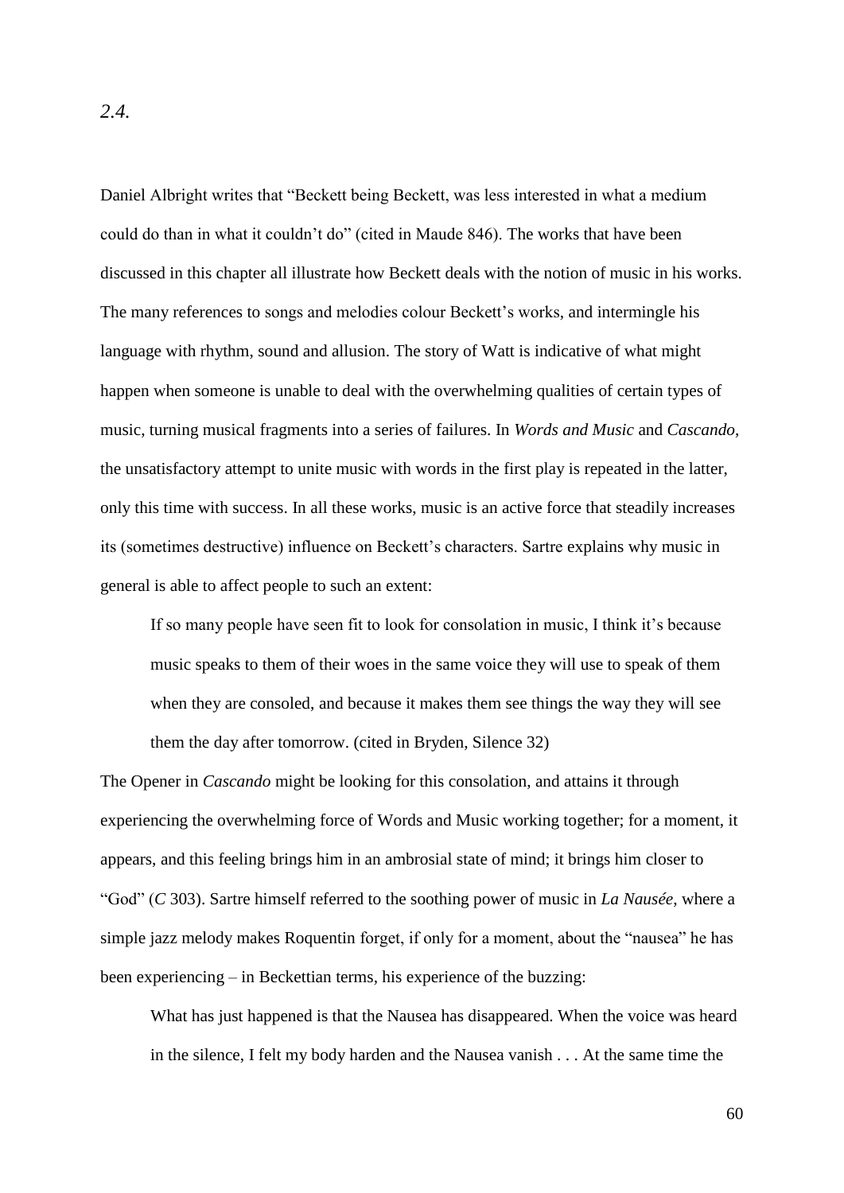*2.4.*

Daniel Albright writes that "Beckett being Beckett, was less interested in what a medium could do than in what it couldn't do" (cited in Maude 846). The works that have been discussed in this chapter all illustrate how Beckett deals with the notion of music in his works. The many references to songs and melodies colour Beckett's works, and intermingle his language with rhythm, sound and allusion. The story of Watt is indicative of what might happen when someone is unable to deal with the overwhelming qualities of certain types of music, turning musical fragments into a series of failures. In *Words and Music* and *Cascando*, the unsatisfactory attempt to unite music with words in the first play is repeated in the latter, only this time with success. In all these works, music is an active force that steadily increases its (sometimes destructive) influence on Beckett's characters. Sartre explains why music in general is able to affect people to such an extent:

> If so many people have seen fit to look for consolation in music, I think it's because music speaks to them of their woes in the same voice they will use to speak of them when they are consoled, and because it makes them see things the way they will see them the day after tomorrow. (cited in Bryden, Silence 32)

The Opener in *Cascando* might be looking for this consolation, and attains it through experiencing the overwhelming force of Words and Music working together; for a moment, it appears, and this feeling brings him in an ambrosial state of mind; it brings him closer to "God" (*C* 303). Sartre himself referred to the soothing power of music in *La Nausée*, where a simple jazz melody makes Roquentin forget, if only for a moment, about the "nausea" he has been experiencing – in Beckettian terms, his experience of the buzzing:

> What has just happened is that the Nausea has disappeared. When the voice was heard in the silence, I felt my body harden and the Nausea vanish . . . At the same time the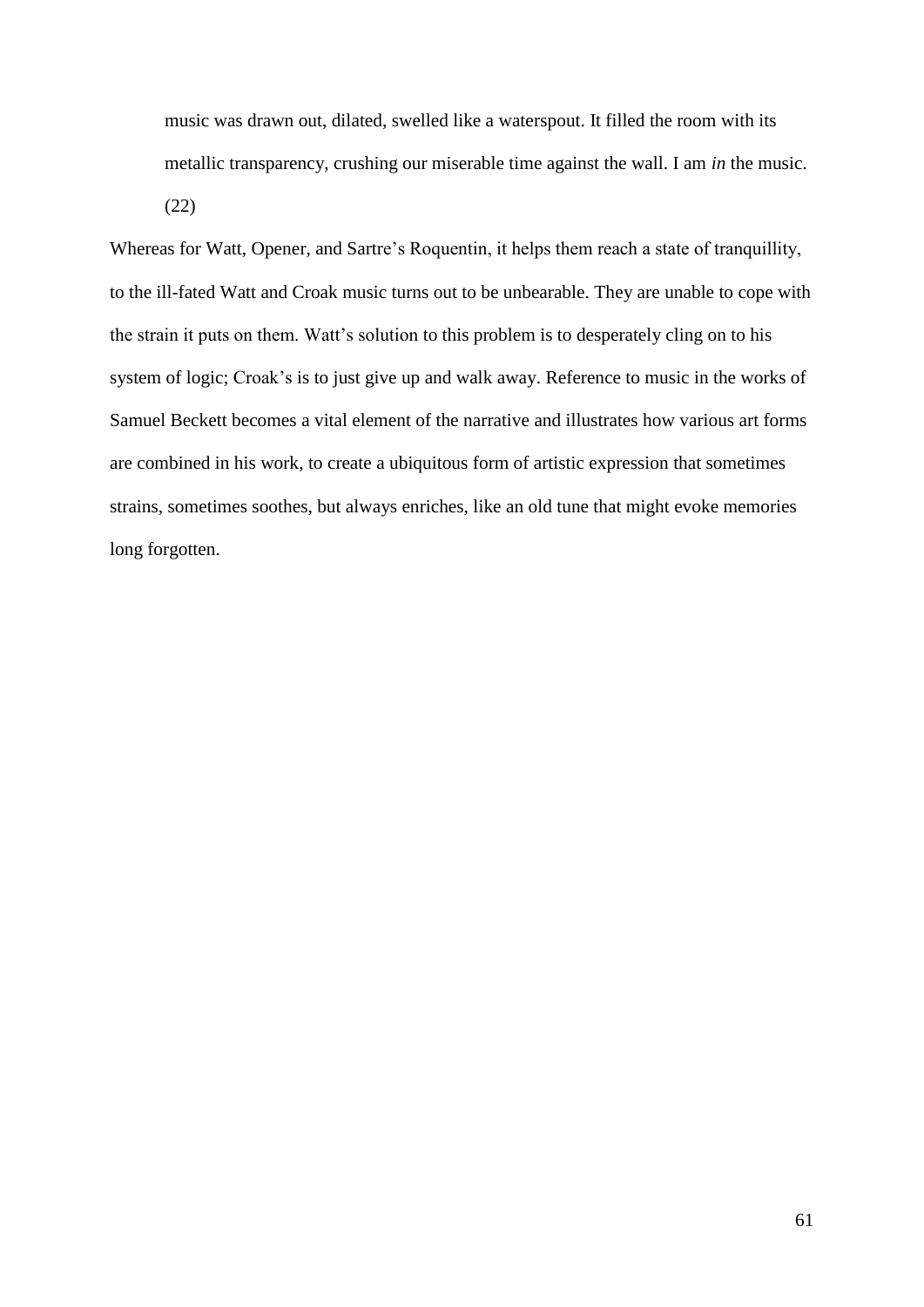> music was drawn out, dilated, swelled like a waterspout. It filled the room with its metallic transparency, crushing our miserable time against the wall. I am *in* the music. (22)

Whereas for Watt, Opener, and Sartre's Roquentin, it helps them reach a state of tranquillity, to the ill-fated Watt and Croak music turns out to be unbearable. They are unable to cope with the strain it puts on them. Watt's solution to this problem is to desperately cling on to his system of logic; Croak's is to just give up and walk away. Reference to music in the works of Samuel Beckett becomes a vital element of the narrative and illustrates how various art forms are combined in his work, to create a ubiquitous form of artistic expression that sometimes strains, sometimes soothes, but always enriches, like an old tune that might evoke memories long forgotten.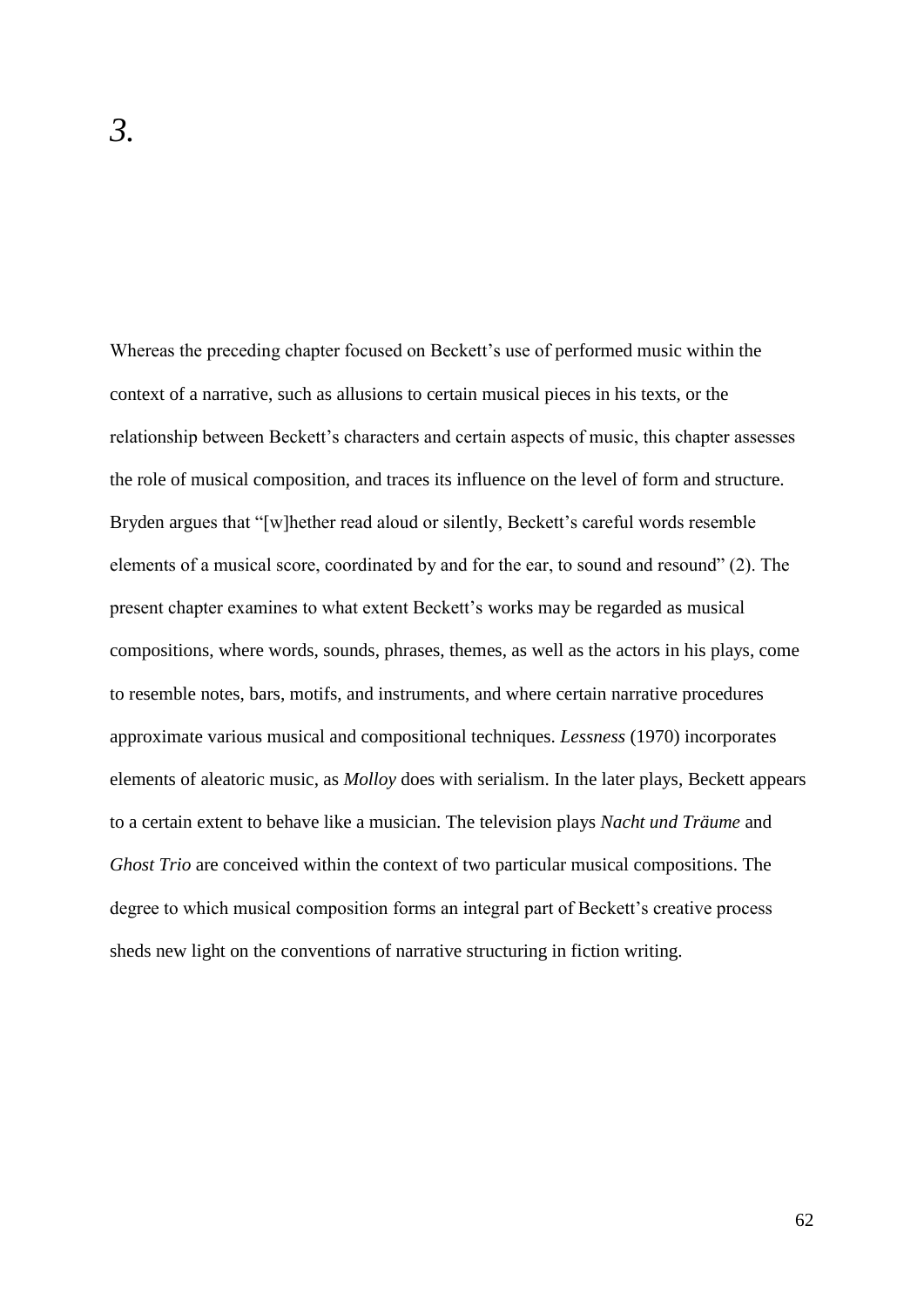# *3.*

Whereas the preceding chapter focused on Beckett's use of performed music within the context of a narrative, such as allusions to certain musical pieces in his texts, or the relationship between Beckett's characters and certain aspects of music, this chapter assesses the role of musical composition, and traces its influence on the level of form and structure. Bryden argues that "[w]hether read aloud or silently, Beckett's careful words resemble elements of a musical score, coordinated by and for the ear, to sound and resound" (2). The present chapter examines to what extent Beckett's works may be regarded as musical compositions, where words, sounds, phrases, themes, as well as the actors in his plays, come to resemble notes, bars, motifs, and instruments, and where certain narrative procedures approximate various musical and compositional techniques. *Lessness* (1970) incorporates elements of aleatoric music, as *Molloy* does with serialism. In the later plays, Beckett appears to a certain extent to behave like a musician. The television plays *Nacht und Träume* and *Ghost Trio* are conceived within the context of two particular musical compositions. The degree to which musical composition forms an integral part of Beckett's creative process sheds new light on the conventions of narrative structuring in fiction writing.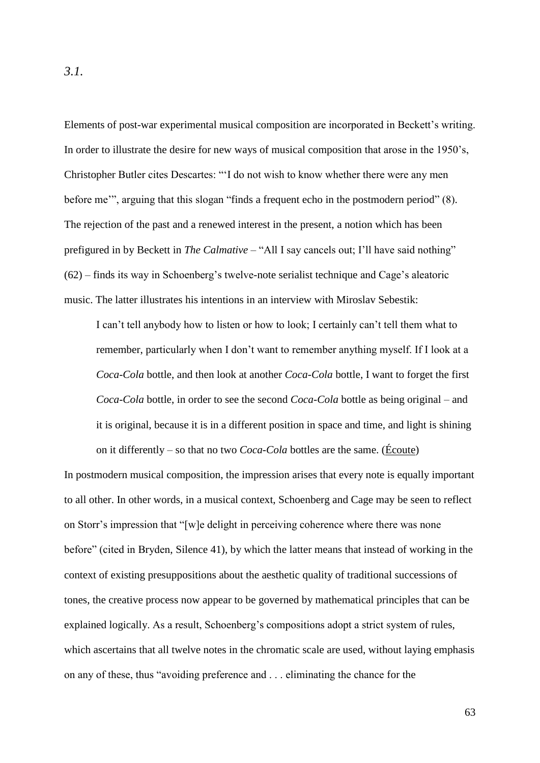*3.1.*

Elements of post-war experimental musical composition are incorporated in Beckett's writing. In order to illustrate the desire for new ways of musical composition that arose in the 1950's, Christopher Butler cites Descartes: "'I do not wish to know whether there were any men before me'", arguing that this slogan "finds a frequent echo in the postmodern period" (8). The rejection of the past and a renewed interest in the present, a notion which has been prefigured in by Beckett in *The Calmative* – "All I say cancels out; I'll have said nothing" (62) – finds its way in Schoenberg's twelve-note serialist technique and Cage's aleatoric music. The latter illustrates his intentions in an interview with Miroslav Sebestik:

> I can't tell anybody how to listen or how to look; I certainly can't tell them what to remember, particularly when I don't want to remember anything myself. If I look at a *Coca-Cola* bottle, and then look at another *Coca-Cola* bottle, I want to forget the first *Coca-Cola* bottle, in order to see the second *Coca-Cola* bottle as being original – and it is original, because it is in a different position in space and time, and light is shining on it differently – so that no two *Coca-Cola* bottles are the same. (Écoute)

In postmodern musical composition, the impression arises that every note is equally important to all other. In other words, in a musical context, Schoenberg and Cage may be seen to reflect on Storr's impression that "[w]e delight in perceiving coherence where there was none before" (cited in Bryden, Silence 41), by which the latter means that instead of working in the context of existing presuppositions about the aesthetic quality of traditional successions of tones, the creative process now appear to be governed by mathematical principles that can be explained logically. As a result, Schoenberg's compositions adopt a strict system of rules, which ascertains that all twelve notes in the chromatic scale are used, without laying emphasis on any of these, thus "avoiding preference and . . . eliminating the chance for the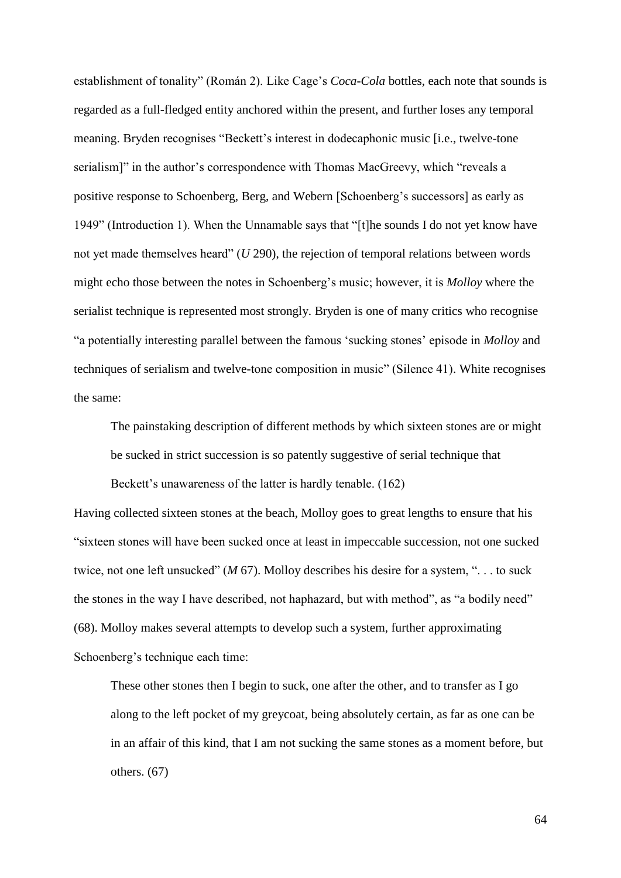establishment of tonality" (Román 2). Like Cage's *Coca-Cola* bottles, each note that sounds is regarded as a full-fledged entity anchored within the present, and further loses any temporal meaning. Bryden recognises "Beckett's interest in dodecaphonic music [i.e., twelve-tone serialism]" in the author's correspondence with Thomas MacGreevy, which "reveals a positive response to Schoenberg, Berg, and Webern [Schoenberg's successors] as early as 1949" (Introduction 1). When the Unnamable says that "[t]he sounds I do not yet know have not yet made themselves heard" (*U* 290), the rejection of temporal relations between words might echo those between the notes in Schoenberg's music; however, it is *Molloy* where the serialist technique is represented most strongly. Bryden is one of many critics who recognise "a potentially interesting parallel between the famous 'sucking stones' episode in *Molloy* and techniques of serialism and twelve-tone composition in music" (Silence 41). White recognises the same:

> The painstaking description of different methods by which sixteen stones are or might be sucked in strict succession is so patently suggestive of serial technique that Beckett's unawareness of the latter is hardly tenable. (162)

Having collected sixteen stones at the beach, Molloy goes to great lengths to ensure that his "sixteen stones will have been sucked once at least in impeccable succession, not one sucked twice, not one left unsucked" (*M* 67). Molloy describes his desire for a system, ". . . to suck the stones in the way I have described, not haphazard, but with method", as "a bodily need" (68). Molloy makes several attempts to develop such a system, further approximating Schoenberg's technique each time:

> These other stones then I begin to suck, one after the other, and to transfer as I go along to the left pocket of my greycoat, being absolutely certain, as far as one can be in an affair of this kind, that I am not sucking the same stones as a moment before, but others. (67)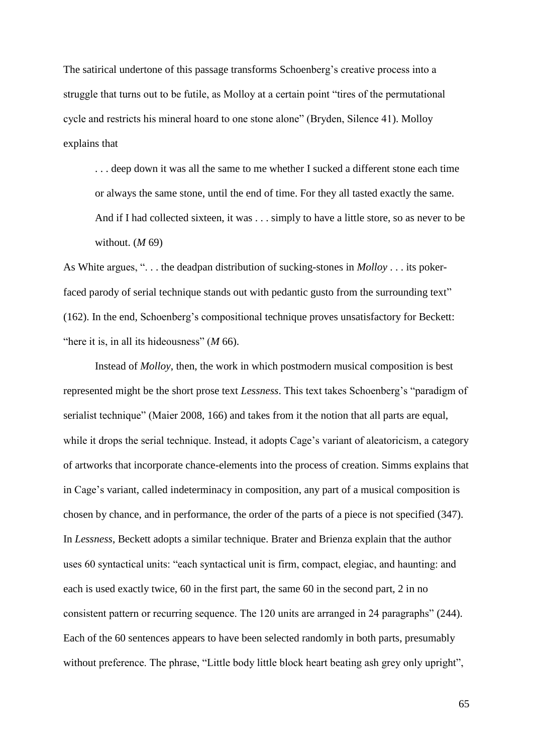The satirical undertone of this passage transforms Schoenberg's creative process into a struggle that turns out to be futile, as Molloy at a certain point "tires of the permutational cycle and restricts his mineral hoard to one stone alone" (Bryden, Silence 41). Molloy explains that

> . . . deep down it was all the same to me whether I sucked a different stone each time or always the same stone, until the end of time. For they all tasted exactly the same. And if I had collected sixteen, it was . . . simply to have a little store, so as never to be without. (*M* 69)

As White argues, ". . . the deadpan distribution of sucking-stones in *Molloy* . . . its poker-faced parody of serial technique stands out with pedantic gusto from the surrounding text" (162). In the end, Schoenberg's compositional technique proves unsatisfactory for Beckett: "here it is, in all its hideousness" (*M* 66).

Instead of *Molloy*, then, the work in which postmodern musical composition is best represented might be the short prose text *Lessness*. This text takes Schoenberg's "paradigm of serialist technique" (Maier 2008, 166) and takes from it the notion that all parts are equal, while it drops the serial technique. Instead, it adopts Cage's variant of aleatoricism, a category of artworks that incorporate chance-elements into the process of creation. Simms explains that in Cage's variant, called indeterminacy in composition, any part of a musical composition is chosen by chance, and in performance, the order of the parts of a piece is not specified (347). In *Lessness*, Beckett adopts a similar technique. Brater and Brienza explain that the author uses 60 syntactical units: "each syntactical unit is firm, compact, elegiac, and haunting: and each is used exactly twice, 60 in the first part, the same 60 in the second part, 2 in no consistent pattern or recurring sequence. The 120 units are arranged in 24 paragraphs" (244). Each of the 60 sentences appears to have been selected randomly in both parts, presumably without preference. The phrase, "Little body little block heart beating ash grey only upright",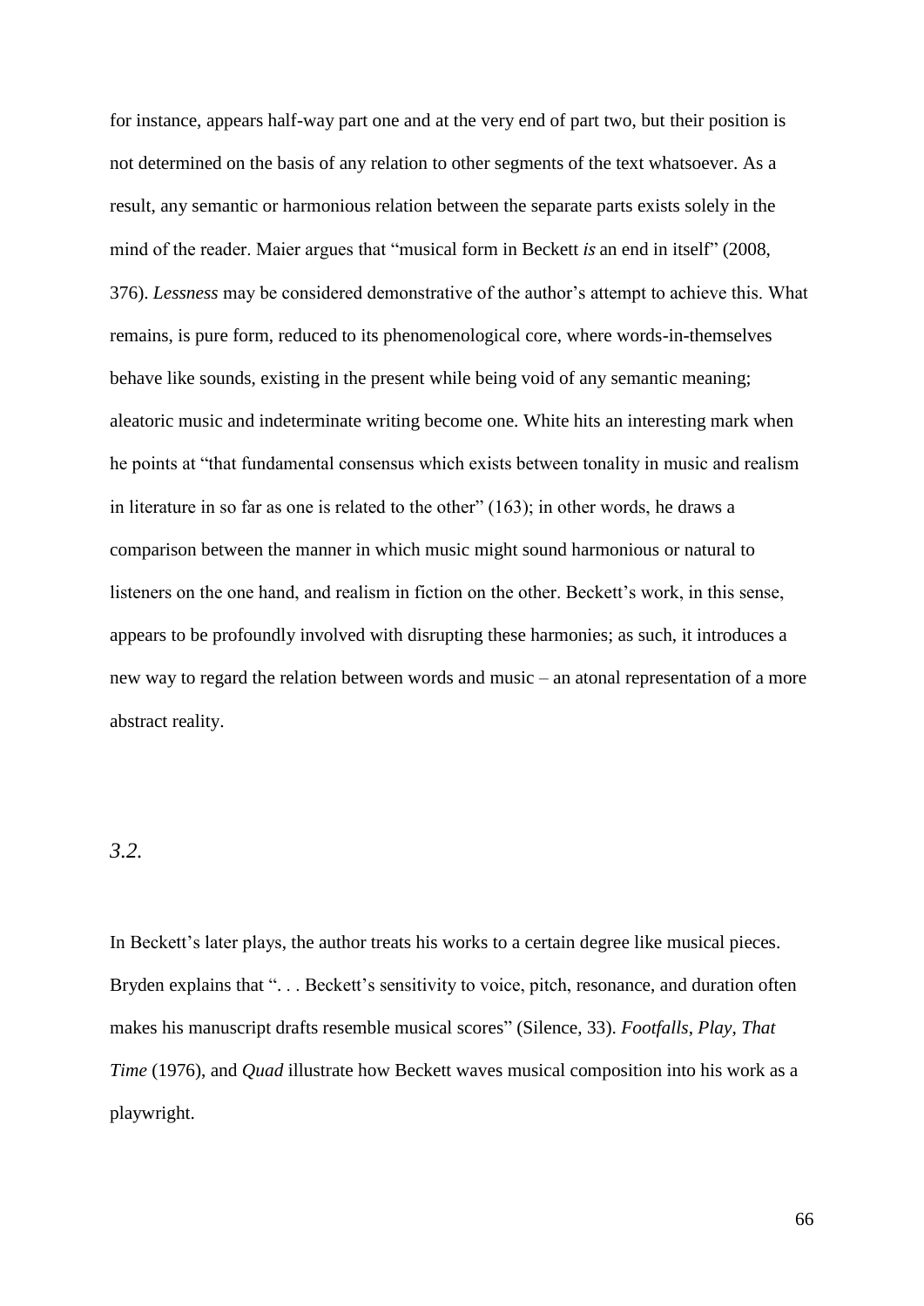for instance, appears half-way part one and at the very end of part two, but their position is not determined on the basis of any relation to other segments of the text whatsoever. As a result, any semantic or harmonious relation between the separate parts exists solely in the mind of the reader. Maier argues that "musical form in Beckett *is* an end in itself" (2008, 376). *Lessness* may be considered demonstrative of the author's attempt to achieve this. What remains, is pure form, reduced to its phenomenological core, where words-in-themselves behave like sounds, existing in the present while being void of any semantic meaning; aleatoric music and indeterminate writing become one. White hits an interesting mark when he points at "that fundamental consensus which exists between tonality in music and realism in literature in so far as one is related to the other" (163); in other words, he draws a comparison between the manner in which music might sound harmonious or natural to listeners on the one hand, and realism in fiction on the other. Beckett's work, in this sense, appears to be profoundly involved with disrupting these harmonies; as such, it introduces a new way to regard the relation between words and music – an atonal representation of a more abstract reality.

### *3.2.*

In Beckett's later plays, the author treats his works to a certain degree like musical pieces. Bryden explains that ". . . Beckett's sensitivity to voice, pitch, resonance, and duration often makes his manuscript drafts resemble musical scores" (Silence, 33). *Footfalls*, *Play*, *That Time* (1976), and *Quad* illustrate how Beckett waves musical composition into his work as a playwright.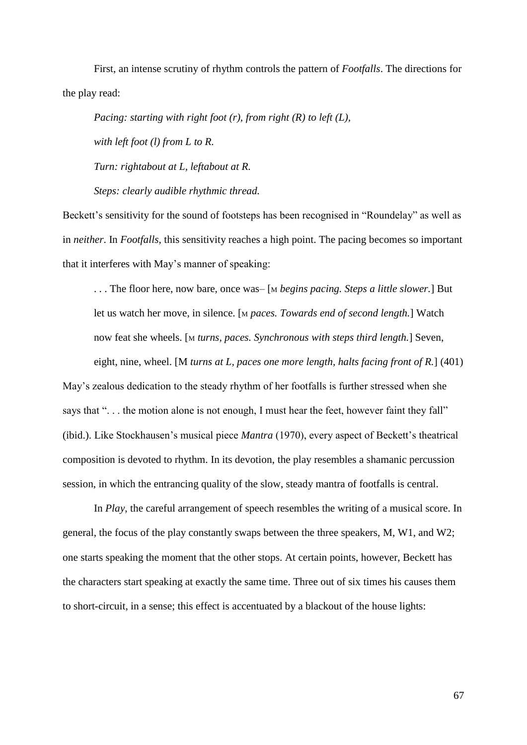First, an intense scrutiny of rhythm controls the pattern of *Footfalls*. The directions for the play read:

> *Pacing: starting with right foot (r), from right (R) to left (L),*
>
> *with left foot (l) from L to R.*
>
> *Turn: rightabout at L, leftabout at R.*
>
> *Steps: clearly audible rhythmic thread.*

Beckett's sensitivity for the sound of footsteps has been recognised in "Roundelay" as well as in *neither*. In *Footfalls*, this sensitivity reaches a high point. The pacing becomes so important that it interferes with May's manner of speaking:

> . . . The floor here, now bare, once was– [M *begins pacing. Steps a little slower.*] But let us watch her move, in silence. [M *paces. Towards end of second length.*] Watch now feat she wheels. [M *turns, paces. Synchronous with steps third length.*] Seven, eight, nine, wheel. [M *turns at L, paces one more length, halts facing front of R.*] (401)

May's zealous dedication to the steady rhythm of her footfalls is further stressed when she says that ". . . the motion alone is not enough, I must hear the feet, however faint they fall" (ibid.). Like Stockhausen's musical piece *Mantra* (1970), every aspect of Beckett's theatrical composition is devoted to rhythm. In its devotion, the play resembles a shamanic percussion session, in which the entrancing quality of the slow, steady mantra of footfalls is central.

In *Play*, the careful arrangement of speech resembles the writing of a musical score. In general, the focus of the play constantly swaps between the three speakers, M, W1, and W2; one starts speaking the moment that the other stops. At certain points, however, Beckett has the characters start speaking at exactly the same time. Three out of six times his causes them to short-circuit, in a sense; this effect is accentuated by a blackout of the house lights: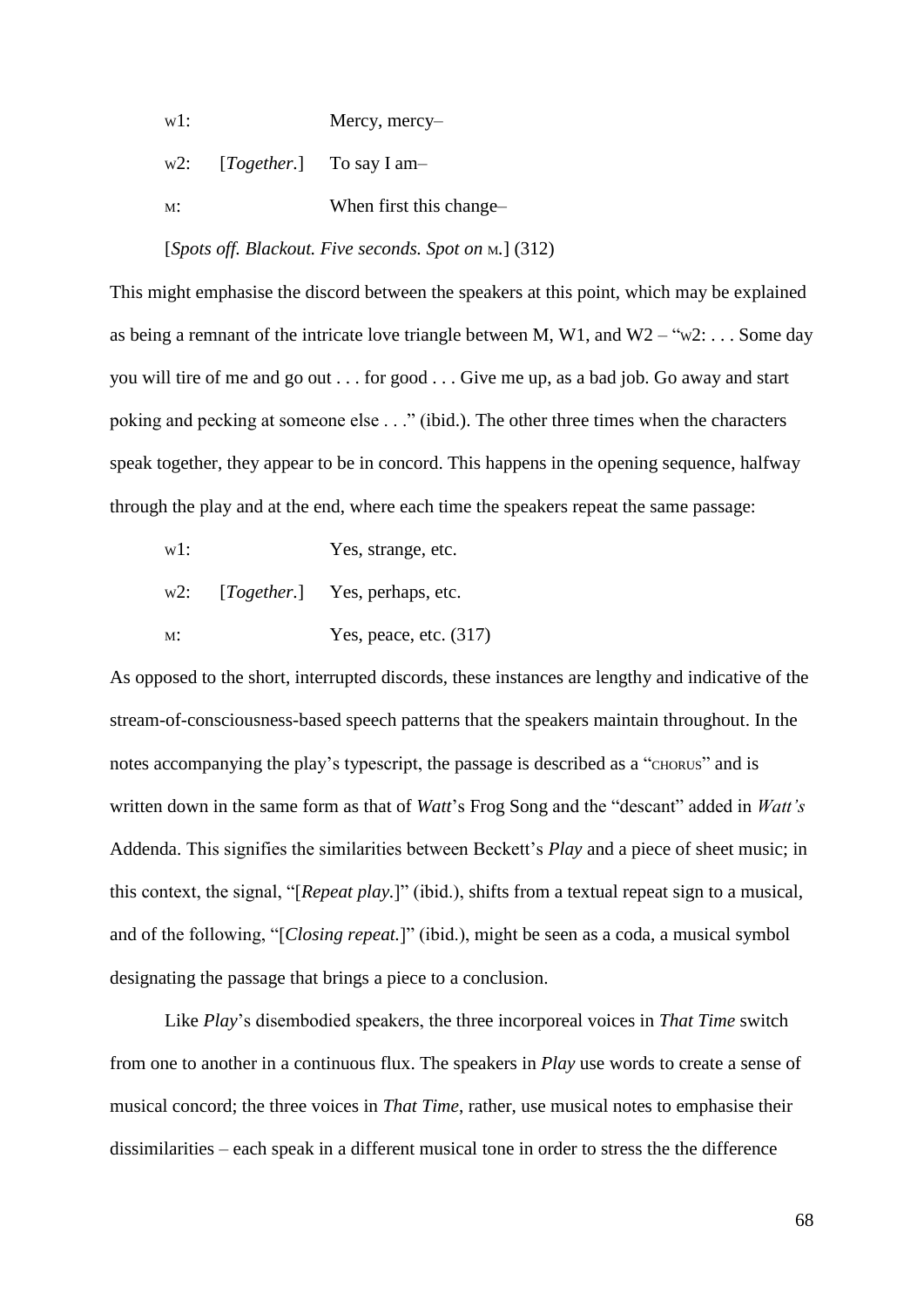W1: Mercy, mercy–

W2: [*Together.*] To say I am–

M: When first this change–

[*Spots off. Blackout. Five seconds. Spot on* M.] (312)

This might emphasise the discord between the speakers at this point, which may be explained as being a remnant of the intricate love triangle between M, W1, and W2 – "W2: . . . Some day you will tire of me and go out . . . for good . . . Give me up, as a bad job. Go away and start poking and pecking at someone else . . ." (ibid.). The other three times when the characters speak together, they appear to be in concord. This happens in the opening sequence, halfway through the play and at the end, where each time the speakers repeat the same passage:

W1: Yes, strange, etc.

W2: [*Together.*] Yes, perhaps, etc.

M: Yes, peace, etc. (317)

As opposed to the short, interrupted discords, these instances are lengthy and indicative of the stream-of-consciousness-based speech patterns that the speakers maintain throughout. In the notes accompanying the play's typescript, the passage is described as a "CHORUS" and is written down in the same form as that of *Watt*'s Frog Song and the "descant" added in *Watt's* Addenda. This signifies the similarities between Beckett's *Play* and a piece of sheet music; in this context, the signal, "[*Repeat play.*]" (ibid.), shifts from a textual repeat sign to a musical, and of the following, "[*Closing repeat.*]" (ibid.), might be seen as a coda, a musical symbol designating the passage that brings a piece to a conclusion.

Like *Play*'s disembodied speakers, the three incorporeal voices in *That Time* switch from one to another in a continuous flux. The speakers in *Play* use words to create a sense of musical concord; the three voices in *That Time*, rather, use musical notes to emphasise their dissimilarities – each speak in a different musical tone in order to stress the the difference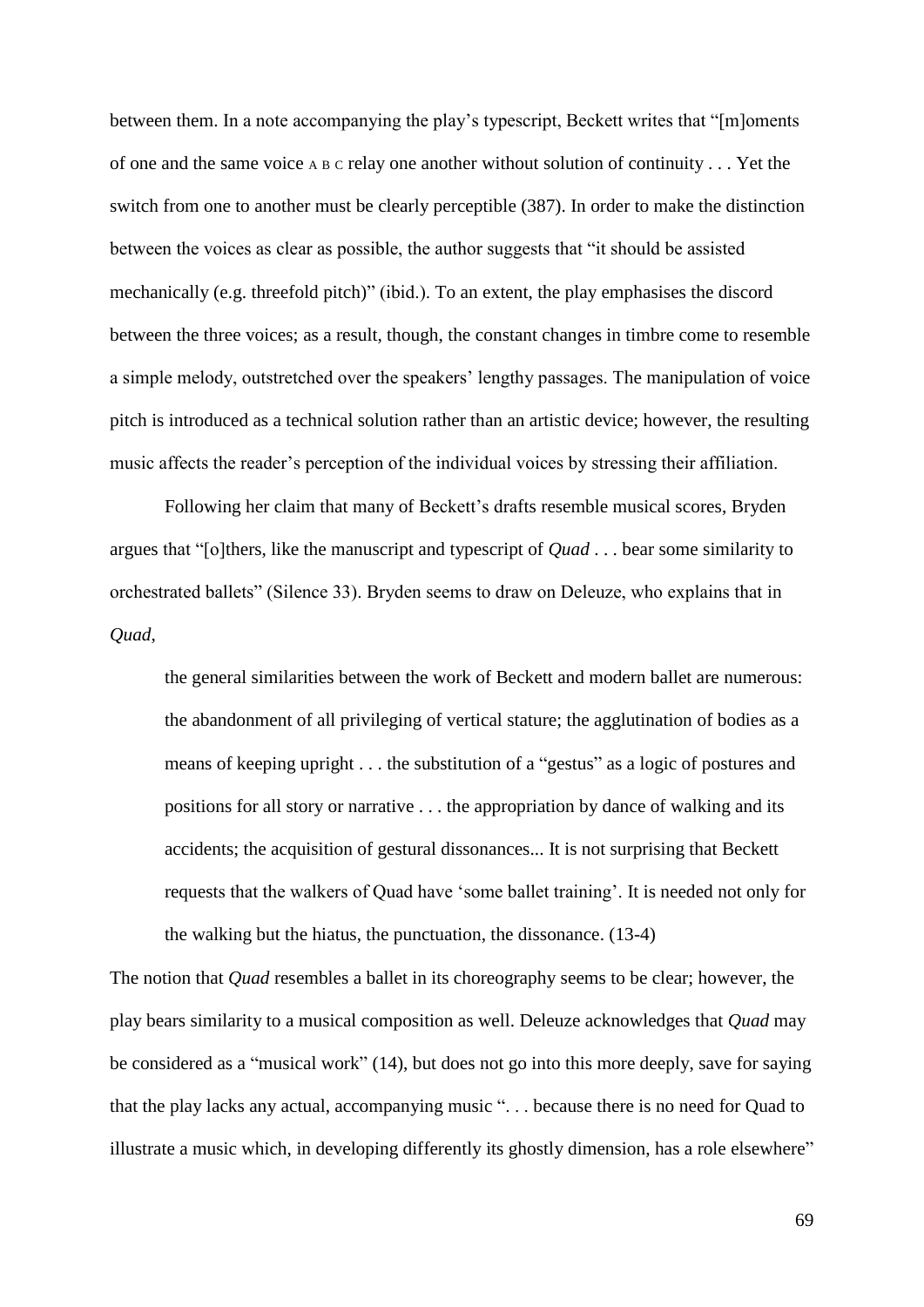between them. In a note accompanying the play's typescript, Beckett writes that "[m]oments of one and the same voice A B C relay one another without solution of continuity . . . Yet the switch from one to another must be clearly perceptible (387). In order to make the distinction between the voices as clear as possible, the author suggests that "it should be assisted mechanically (e.g. threefold pitch)" (ibid.). To an extent, the play emphasises the discord between the three voices; as a result, though, the constant changes in timbre come to resemble a simple melody, outstretched over the speakers' lengthy passages. The manipulation of voice pitch is introduced as a technical solution rather than an artistic device; however, the resulting music affects the reader's perception of the individual voices by stressing their affiliation.

Following her claim that many of Beckett's drafts resemble musical scores, Bryden argues that "[o]thers, like the manuscript and typescript of *Quad* . . . bear some similarity to orchestrated ballets" (Silence 33). Bryden seems to draw on Deleuze, who explains that in *Quad*,

> the general similarities between the work of Beckett and modern ballet are numerous: the abandonment of all privileging of vertical stature; the agglutination of bodies as a means of keeping upright . . . the substitution of a "gestus" as a logic of postures and positions for all story or narrative . . . the appropriation by dance of walking and its accidents; the acquisition of gestural dissonances... It is not surprising that Beckett requests that the walkers of Quad have 'some ballet training'. It is needed not only for the walking but the hiatus, the punctuation, the dissonance. (13-4)

The notion that *Quad* resembles a ballet in its choreography seems to be clear; however, the play bears similarity to a musical composition as well. Deleuze acknowledges that *Quad* may be considered as a "musical work" (14), but does not go into this more deeply, save for saying that the play lacks any actual, accompanying music ". . . because there is no need for Quad to illustrate a music which, in developing differently its ghostly dimension, has a role elsewhere"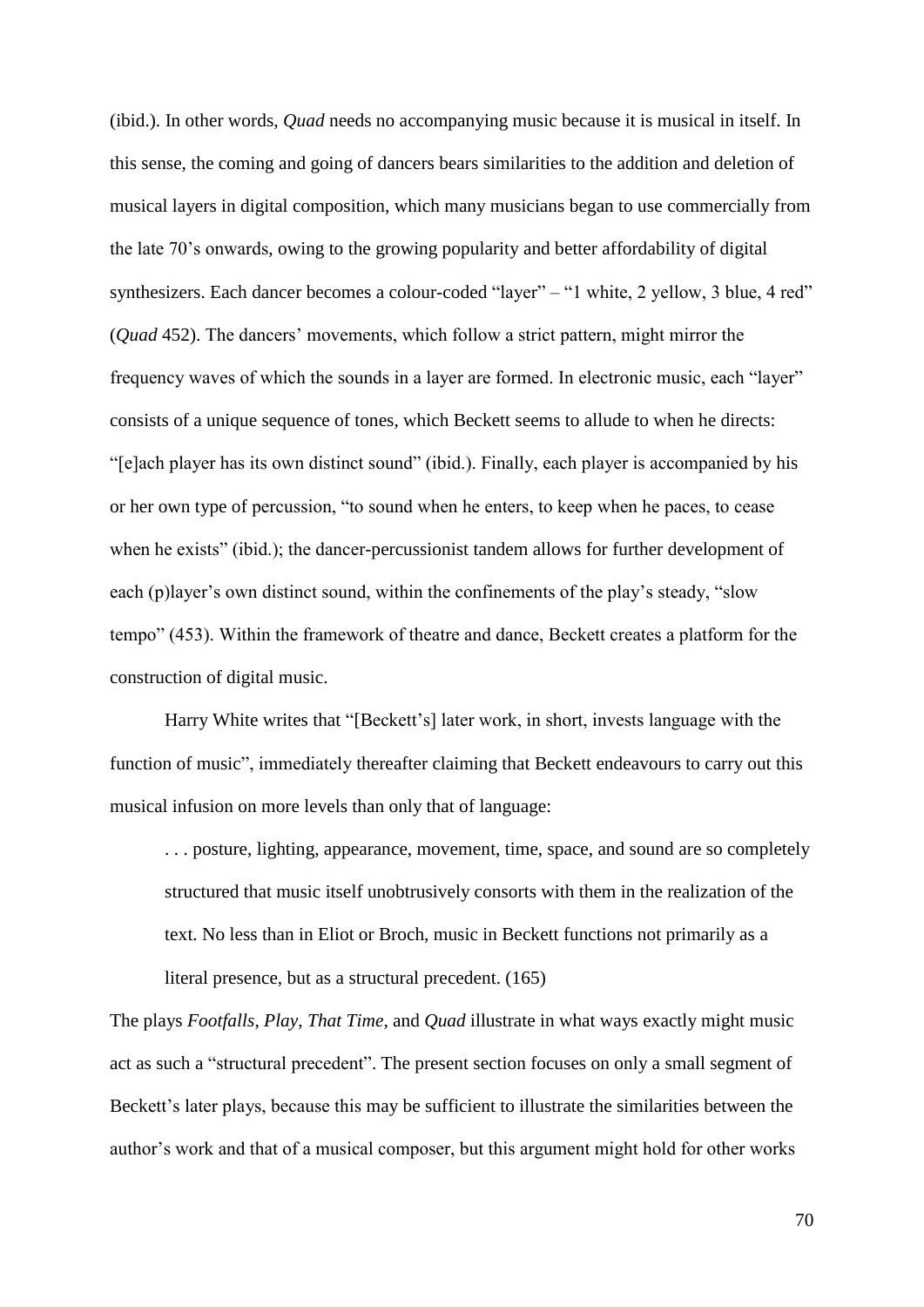(ibid.). In other words, *Quad* needs no accompanying music because it is musical in itself. In this sense, the coming and going of dancers bears similarities to the addition and deletion of musical layers in digital composition, which many musicians began to use commercially from the late 70's onwards, owing to the growing popularity and better affordability of digital synthesizers. Each dancer becomes a colour-coded "layer" – "1 white, 2 yellow, 3 blue, 4 red" (*Quad* 452). The dancers' movements, which follow a strict pattern, might mirror the frequency waves of which the sounds in a layer are formed. In electronic music, each "layer" consists of a unique sequence of tones, which Beckett seems to allude to when he directs: "[e]ach player has its own distinct sound" (ibid.). Finally, each player is accompanied by his or her own type of percussion, "to sound when he enters, to keep when he paces, to cease when he exists" (ibid.); the dancer-percussionist tandem allows for further development of each (p)layer's own distinct sound, within the confinements of the play's steady, "slow tempo" (453). Within the framework of theatre and dance, Beckett creates a platform for the construction of digital music.

Harry White writes that "[Beckett's] later work, in short, invests language with the function of music", immediately thereafter claiming that Beckett endeavours to carry out this musical infusion on more levels than only that of language:

> . . . posture, lighting, appearance, movement, time, space, and sound are so completely structured that music itself unobtrusively consorts with them in the realization of the text. No less than in Eliot or Broch, music in Beckett functions not primarily as a literal presence, but as a structural precedent. (165)

The plays *Footfalls*, *Play*, *That Time*, and *Quad* illustrate in what ways exactly might music act as such a "structural precedent". The present section focuses on only a small segment of Beckett's later plays, because this may be sufficient to illustrate the similarities between the author's work and that of a musical composer, but this argument might hold for other works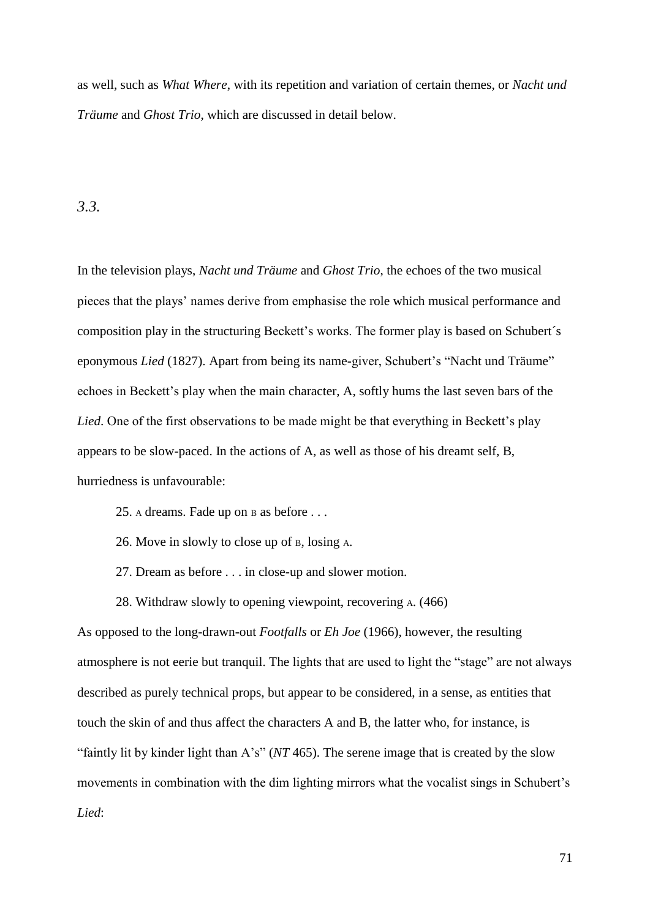as well, such as *What Where*, with its repetition and variation of certain themes, or *Nacht und Träume* and *Ghost Trio*, which are discussed in detail below.

## *3.3.*

In the television plays, *Nacht und Träume* and *Ghost Trio*, the echoes of the two musical pieces that the plays' names derive from emphasise the role which musical performance and composition play in the structuring Beckett's works. The former play is based on Schubert´s eponymous *Lied* (1827). Apart from being its name-giver, Schubert's "Nacht und Träume" echoes in Beckett's play when the main character, A, softly hums the last seven bars of the *Lied*. One of the first observations to be made might be that everything in Beckett's play appears to be slow-paced. In the actions of A, as well as those of his dreamt self, B, hurriedness is unfavourable:

> 25. A dreams. Fade up on B as before . . .
>
> 26. Move in slowly to close up of B, losing A.
>
> 27. Dream as before . . . in close-up and slower motion.
>
> 28. Withdraw slowly to opening viewpoint, recovering A. (466)

As opposed to the long-drawn-out *Footfalls* or *Eh Joe* (1966), however, the resulting atmosphere is not eerie but tranquil. The lights that are used to light the "stage" are not always described as purely technical props, but appear to be considered, in a sense, as entities that touch the skin of and thus affect the characters A and B, the latter who, for instance, is "faintly lit by kinder light than A's" (*NT* 465). The serene image that is created by the slow movements in combination with the dim lighting mirrors what the vocalist sings in Schubert's *Lied*: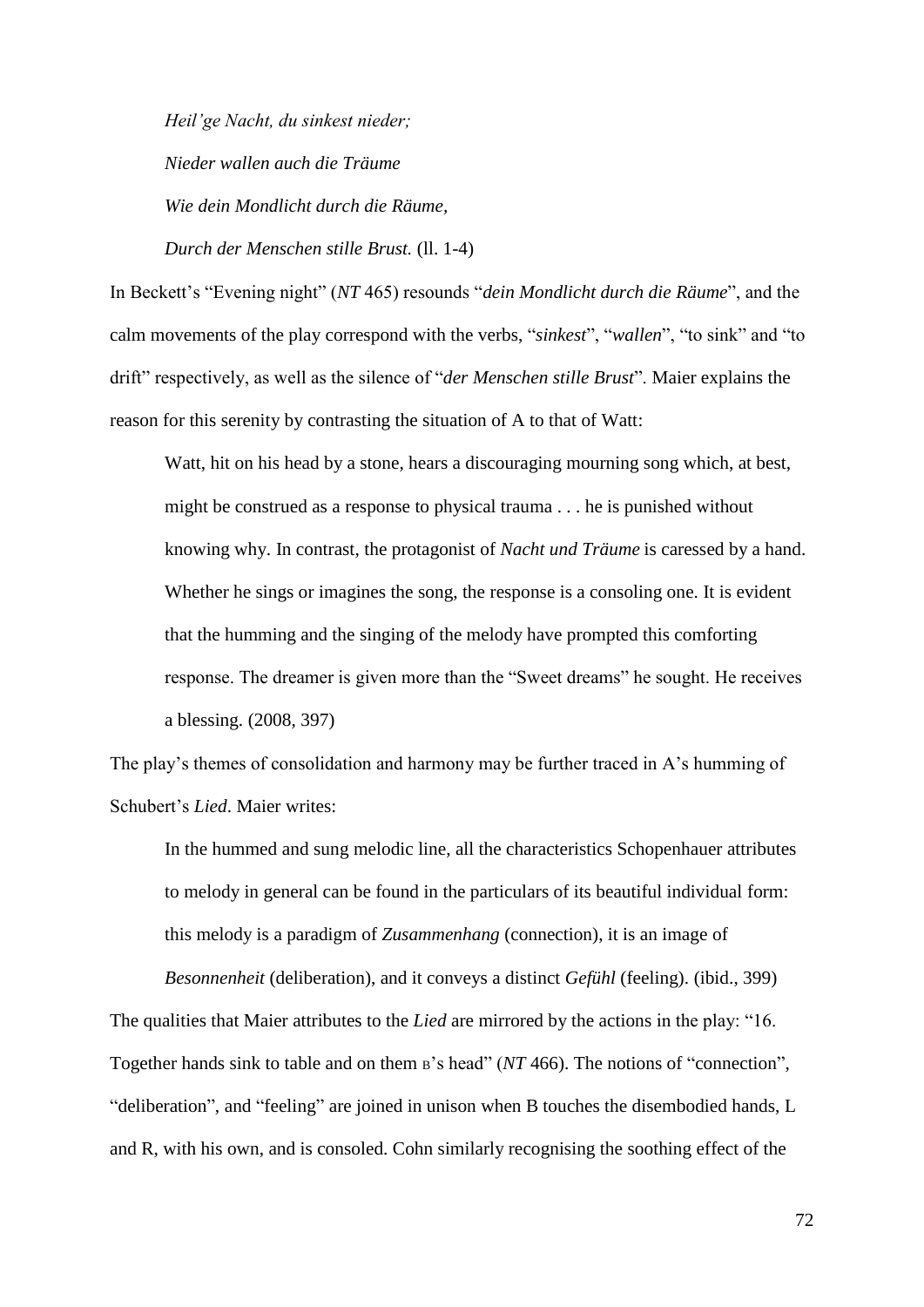*Heil'ge Nacht, du sinkest nieder;*

*Nieder wallen auch die Träume*

*Wie dein Mondlicht durch die Räume,*

*Durch der Menschen stille Brust.* (ll. 1-4)

In Beckett's "Evening night" (*NT* 465) resounds "*dein Mondlicht durch die Räume*", and the calm movements of the play correspond with the verbs, "*sinkest*", "*wallen*", "to sink" and "to drift" respectively, as well as the silence of "*der Menschen stille Brust*". Maier explains the reason for this serenity by contrasting the situation of A to that of Watt:

> Watt, hit on his head by a stone, hears a discouraging mourning song which, at best, might be construed as a response to physical trauma . . . he is punished without knowing why. In contrast, the protagonist of *Nacht und Träume* is caressed by a hand. Whether he sings or imagines the song, the response is a consoling one. It is evident that the humming and the singing of the melody have prompted this comforting response. The dreamer is given more than the "Sweet dreams" he sought. He receives a blessing. (2008, 397)

The play's themes of consolidation and harmony may be further traced in A's humming of Schubert's *Lied*. Maier writes:

> In the hummed and sung melodic line, all the characteristics Schopenhauer attributes to melody in general can be found in the particulars of its beautiful individual form: this melody is a paradigm of *Zusammenhang* (connection), it is an image of *Besonnenheit* (deliberation), and it conveys a distinct *Gefühl* (feeling). (ibid., 399)

The qualities that Maier attributes to the *Lied* are mirrored by the actions in the play: "16. Together hands sink to table and on them B's head" (*NT* 466). The notions of "connection", "deliberation", and "feeling" are joined in unison when B touches the disembodied hands, L and R, with his own, and is consoled. Cohn similarly recognising the soothing effect of the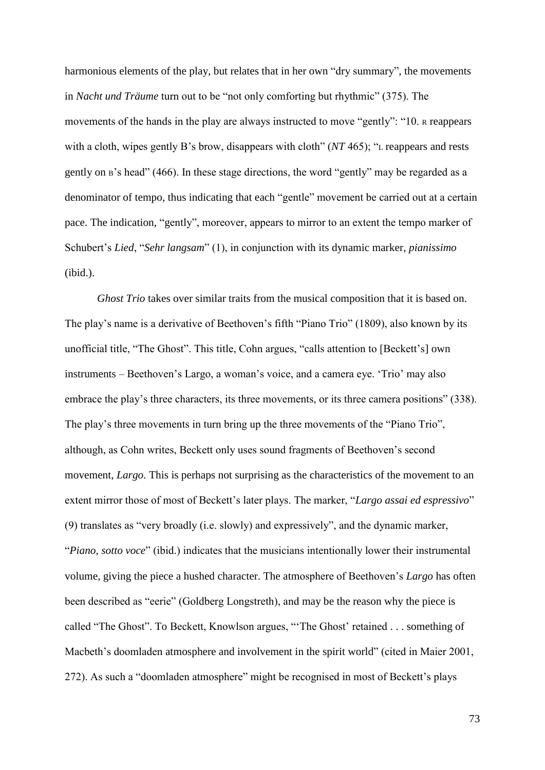harmonious elements of the play, but relates that in her own "dry summary", the movements in *Nacht und Träume* turn out to be "not only comforting but rhythmic" (375). The movements of the hands in the play are always instructed to move "gently": "10. R reappears with a cloth, wipes gently B's brow, disappears with cloth" (*NT* 465); "L reappears and rests gently on B's head" (466). In these stage directions, the word "gently" may be regarded as a denominator of tempo, thus indicating that each "gentle" movement be carried out at a certain pace. The indication, "gently", moreover, appears to mirror to an extent the tempo marker of Schubert's *Lied*, "*Sehr langsam*" (1), in conjunction with its dynamic marker, *pianissimo* (ibid.).

*Ghost Trio* takes over similar traits from the musical composition that it is based on. The play's name is a derivative of Beethoven's fifth "Piano Trio" (1809), also known by its unofficial title, "The Ghost". This title, Cohn argues, "calls attention to [Beckett's] own instruments – Beethoven's Largo, a woman's voice, and a camera eye. 'Trio' may also embrace the play's three characters, its three movements, or its three camera positions" (338). The play's three movements in turn bring up the three movements of the "Piano Trio", although, as Cohn writes, Beckett only uses sound fragments of Beethoven's second movement, *Largo*. This is perhaps not surprising as the characteristics of the movement to an extent mirror those of most of Beckett's later plays. The marker, "*Largo assai ed espressivo*" (9) translates as "very broadly (i.e. slowly) and expressively", and the dynamic marker, "*Piano, sotto voce*" (ibid.) indicates that the musicians intentionally lower their instrumental volume, giving the piece a hushed character. The atmosphere of Beethoven's *Largo* has often been described as "eerie" (Goldberg Longstreth), and may be the reason why the piece is called "The Ghost". To Beckett, Knowlson argues, "'The Ghost' retained . . . something of Macbeth's doomladen atmosphere and involvement in the spirit world" (cited in Maier 2001, 272). As such a "doomladen atmosphere" might be recognised in most of Beckett's plays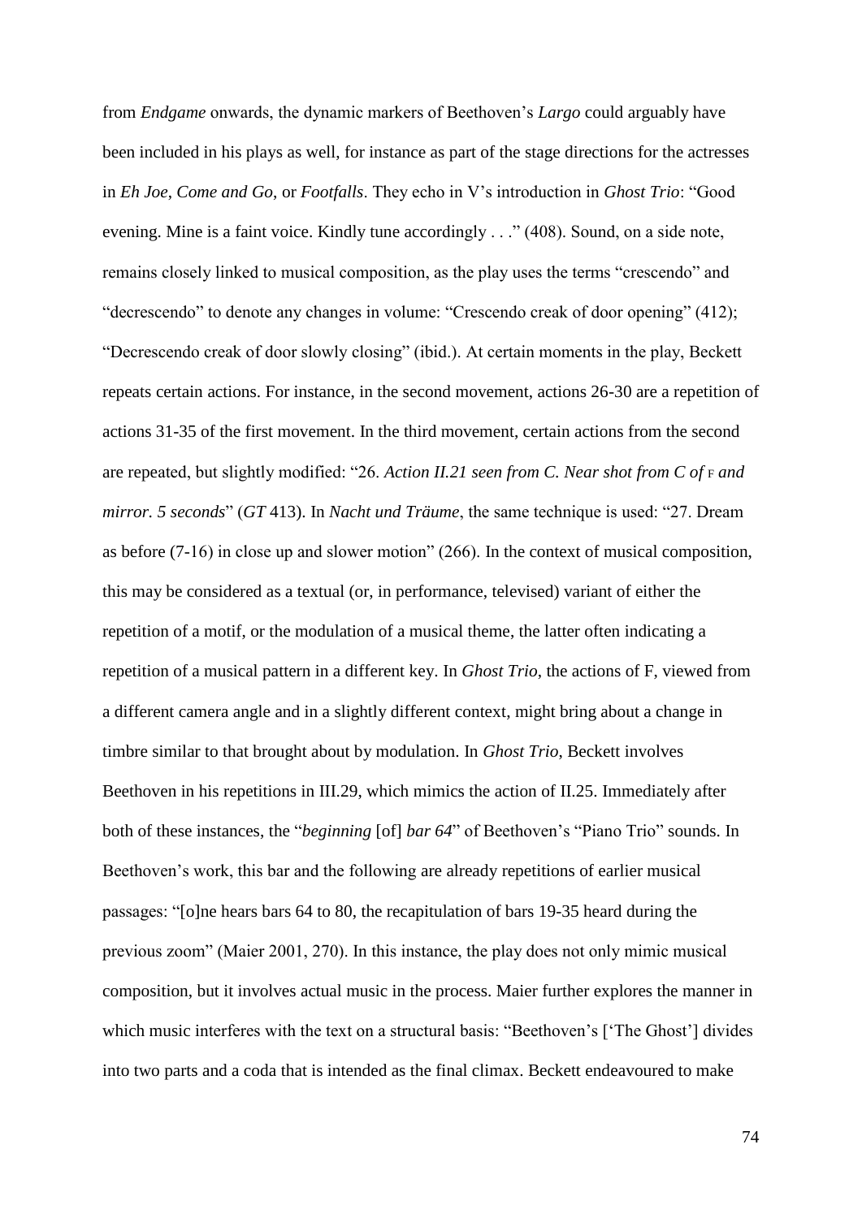from *Endgame* onwards, the dynamic markers of Beethoven's *Largo* could arguably have been included in his plays as well, for instance as part of the stage directions for the actresses in *Eh Joe*, *Come and Go*, or *Footfalls*. They echo in V's introduction in *Ghost Trio*: "Good evening. Mine is a faint voice. Kindly tune accordingly . . ." (408). Sound, on a side note, remains closely linked to musical composition, as the play uses the terms "crescendo" and "decrescendo" to denote any changes in volume: "Crescendo creak of door opening" (412); "Decrescendo creak of door slowly closing" (ibid.). At certain moments in the play, Beckett repeats certain actions. For instance, in the second movement, actions 26-30 are a repetition of actions 31-35 of the first movement. In the third movement, certain actions from the second are repeated, but slightly modified: "26. *Action II.21 seen from C. Near shot from C of* F *and mirror. 5 seconds*" (*GT* 413). In *Nacht und Träume*, the same technique is used: "27. Dream as before (7-16) in close up and slower motion" (266). In the context of musical composition, this may be considered as a textual (or, in performance, televised) variant of either the repetition of a motif, or the modulation of a musical theme, the latter often indicating a repetition of a musical pattern in a different key. In *Ghost Trio*, the actions of F, viewed from a different camera angle and in a slightly different context, might bring about a change in timbre similar to that brought about by modulation. In *Ghost Trio*, Beckett involves Beethoven in his repetitions in III.29, which mimics the action of II.25. Immediately after both of these instances, the "*beginning* [of] *bar 64*" of Beethoven's "Piano Trio" sounds. In Beethoven's work, this bar and the following are already repetitions of earlier musical passages: "[o]ne hears bars 64 to 80, the recapitulation of bars 19-35 heard during the previous zoom" (Maier 2001, 270). In this instance, the play does not only mimic musical composition, but it involves actual music in the process. Maier further explores the manner in which music interferes with the text on a structural basis: "Beethoven's ['The Ghost'] divides into two parts and a coda that is intended as the final climax. Beckett endeavoured to make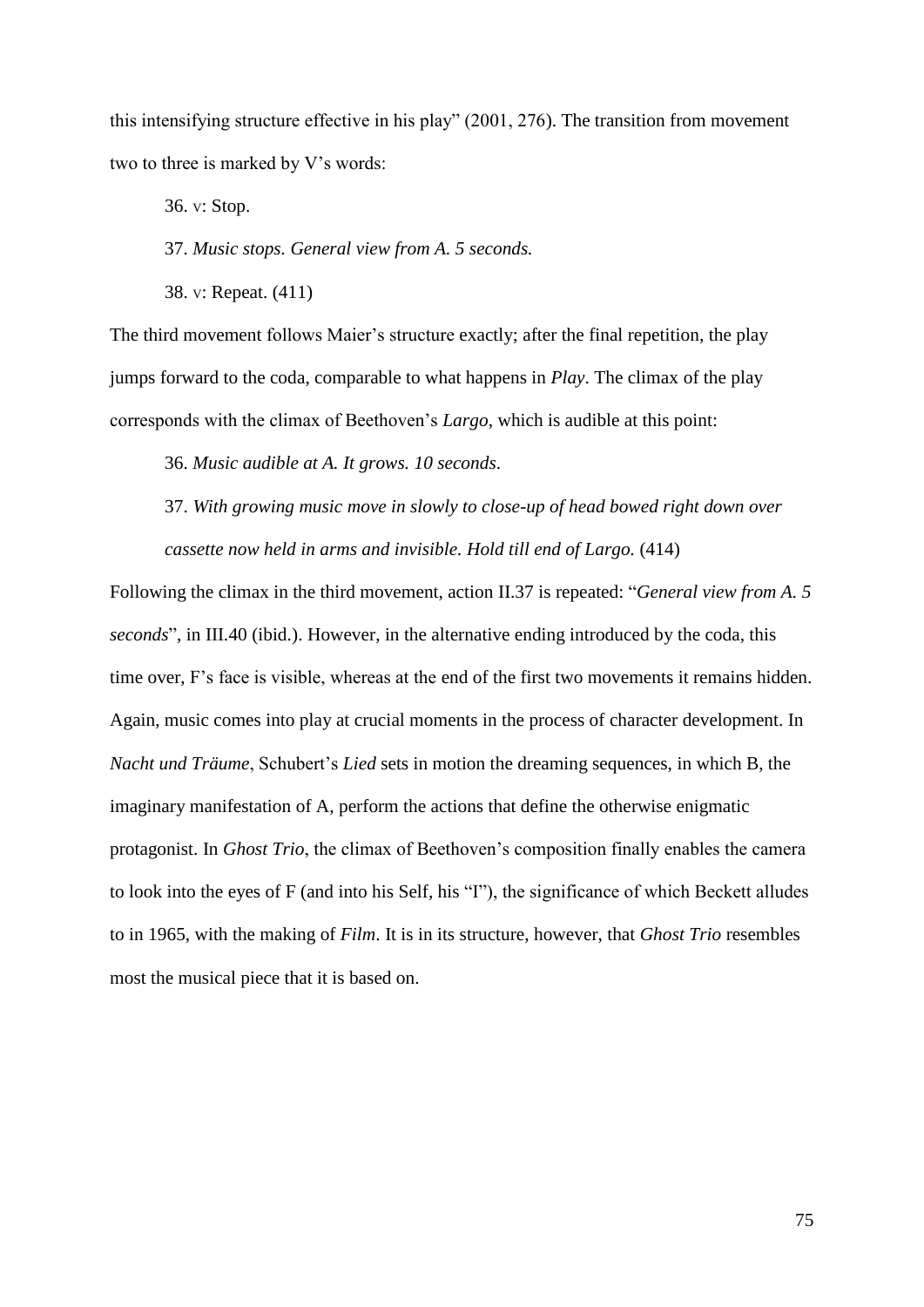this intensifying structure effective in his play" (2001, 276). The transition from movement two to three is marked by V's words:

36. V: Stop.

37. *Music stops. General view from A. 5 seconds.*

38. V: Repeat. (411)

The third movement follows Maier's structure exactly; after the final repetition, the play jumps forward to the coda, comparable to what happens in *Play*. The climax of the play corresponds with the climax of Beethoven's *Largo*, which is audible at this point:

36. *Music audible at A. It grows. 10 seconds*.

37. *With growing music move in slowly to close-up of head bowed right down over cassette now held in arms and invisible. Hold till end of Largo.* (414)

Following the climax in the third movement, action II.37 is repeated: "*General view from A. 5 seconds*", in III.40 (ibid.). However, in the alternative ending introduced by the coda, this time over, F's face is visible, whereas at the end of the first two movements it remains hidden. Again, music comes into play at crucial moments in the process of character development. In *Nacht und Träume*, Schubert's *Lied* sets in motion the dreaming sequences, in which B, the imaginary manifestation of A, perform the actions that define the otherwise enigmatic protagonist. In *Ghost Trio*, the climax of Beethoven's composition finally enables the camera to look into the eyes of F (and into his Self, his "I"), the significance of which Beckett alludes to in 1965, with the making of *Film*. It is in its structure, however, that *Ghost Trio* resembles most the musical piece that it is based on.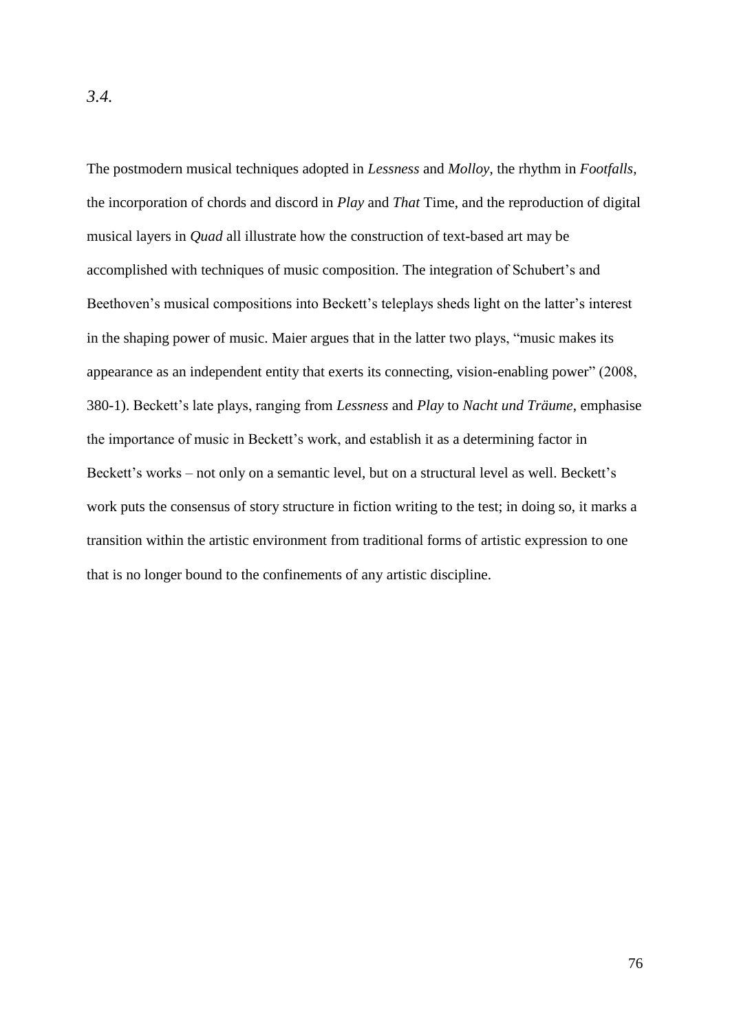*3.4.*

The postmodern musical techniques adopted in *Lessness* and *Molloy*, the rhythm in *Footfalls*, the incorporation of chords and discord in *Play* and *That* Time, and the reproduction of digital musical layers in *Quad* all illustrate how the construction of text-based art may be accomplished with techniques of music composition. The integration of Schubert's and Beethoven's musical compositions into Beckett's teleplays sheds light on the latter's interest in the shaping power of music. Maier argues that in the latter two plays, "music makes its appearance as an independent entity that exerts its connecting, vision-enabling power" (2008, 380-1). Beckett's late plays, ranging from *Lessness* and *Play* to *Nacht und Träume*, emphasise the importance of music in Beckett's work, and establish it as a determining factor in Beckett's works – not only on a semantic level, but on a structural level as well. Beckett's work puts the consensus of story structure in fiction writing to the test; in doing so, it marks a transition within the artistic environment from traditional forms of artistic expression to one that is no longer bound to the confinements of any artistic discipline.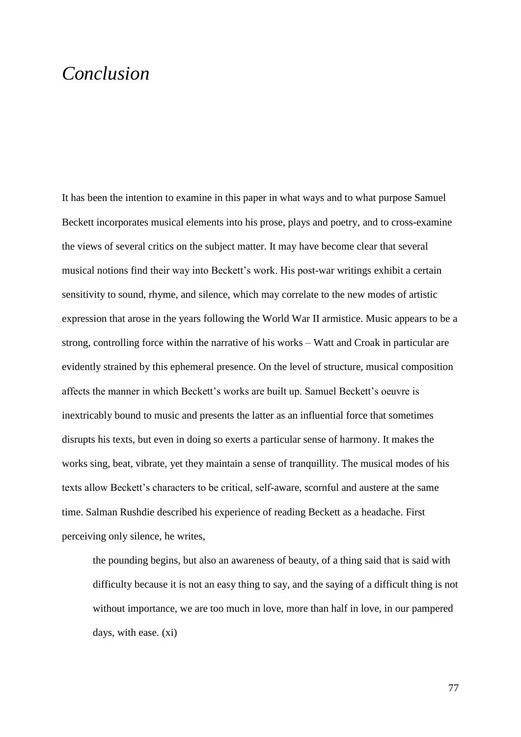# *Conclusion*

It has been the intention to examine in this paper in what ways and to what purpose Samuel Beckett incorporates musical elements into his prose, plays and poetry, and to cross-examine the views of several critics on the subject matter. It may have become clear that several musical notions find their way into Beckett's work. His post-war writings exhibit a certain sensitivity to sound, rhyme, and silence, which may correlate to the new modes of artistic expression that arose in the years following the World War II armistice. Music appears to be a strong, controlling force within the narrative of his works – Watt and Croak in particular are evidently strained by this ephemeral presence. On the level of structure, musical composition affects the manner in which Beckett's works are built up. Samuel Beckett's oeuvre is inextricably bound to music and presents the latter as an influential force that sometimes disrupts his texts, but even in doing so exerts a particular sense of harmony. It makes the works sing, beat, vibrate, yet they maintain a sense of tranquillity. The musical modes of his texts allow Beckett's characters to be critical, self-aware, scornful and austere at the same time. Salman Rushdie described his experience of reading Beckett as a headache. First perceiving only silence, he writes,

> the pounding begins, but also an awareness of beauty, of a thing said that is said with difficulty because it is not an easy thing to say, and the saying of a difficult thing is not without importance, we are too much in love, more than half in love, in our pampered days, with ease. (xi)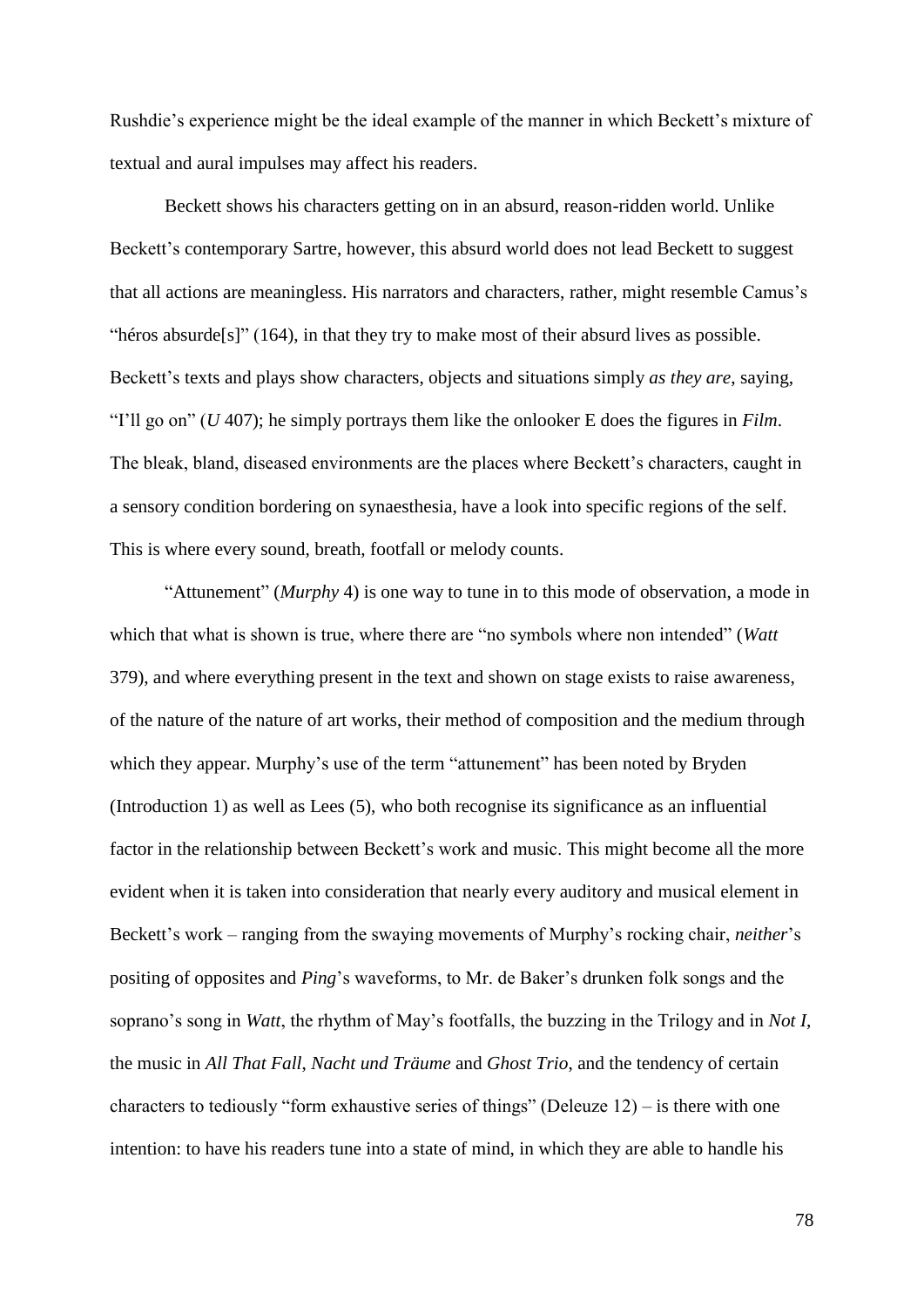Rushdie's experience might be the ideal example of the manner in which Beckett's mixture of textual and aural impulses may affect his readers.

Beckett shows his characters getting on in an absurd, reason-ridden world. Unlike Beckett's contemporary Sartre, however, this absurd world does not lead Beckett to suggest that all actions are meaningless. His narrators and characters, rather, might resemble Camus's "héros absurde[s]" (164), in that they try to make most of their absurd lives as possible. Beckett's texts and plays show characters, objects and situations simply *as they are*, saying, "I'll go on" (*U* 407); he simply portrays them like the onlooker E does the figures in *Film*. The bleak, bland, diseased environments are the places where Beckett's characters, caught in a sensory condition bordering on synaesthesia, have a look into specific regions of the self. This is where every sound, breath, footfall or melody counts.

"Attunement" (*Murphy* 4) is one way to tune in to this mode of observation, a mode in which that what is shown is true, where there are "no symbols where non intended" (*Watt* 379), and where everything present in the text and shown on stage exists to raise awareness, of the nature of the nature of art works, their method of composition and the medium through which they appear. Murphy's use of the term "attunement" has been noted by Bryden (Introduction 1) as well as Lees (5), who both recognise its significance as an influential factor in the relationship between Beckett's work and music. This might become all the more evident when it is taken into consideration that nearly every auditory and musical element in Beckett's work – ranging from the swaying movements of Murphy's rocking chair, *neither*'s positing of opposites and *Ping*'s waveforms, to Mr. de Baker's drunken folk songs and the soprano's song in *Watt*, the rhythm of May's footfalls, the buzzing in the Trilogy and in *Not I*, the music in *All That Fall*, *Nacht und Träume* and *Ghost Trio*, and the tendency of certain characters to tediously "form exhaustive series of things" (Deleuze 12) – is there with one intention: to have his readers tune into a state of mind, in which they are able to handle his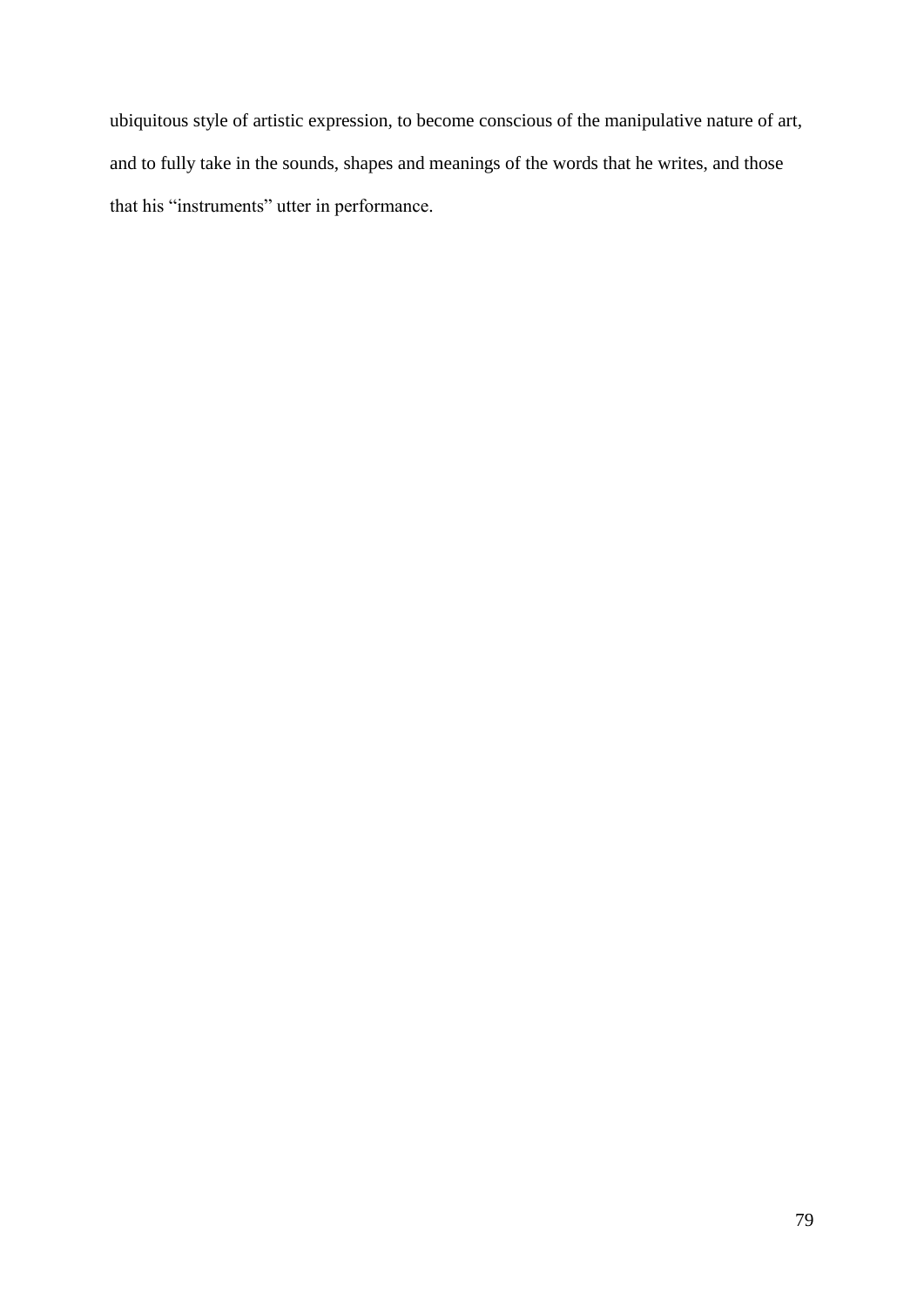ubiquitous style of artistic expression, to become conscious of the manipulative nature of art, and to fully take in the sounds, shapes and meanings of the words that he writes, and those that his "instruments" utter in performance.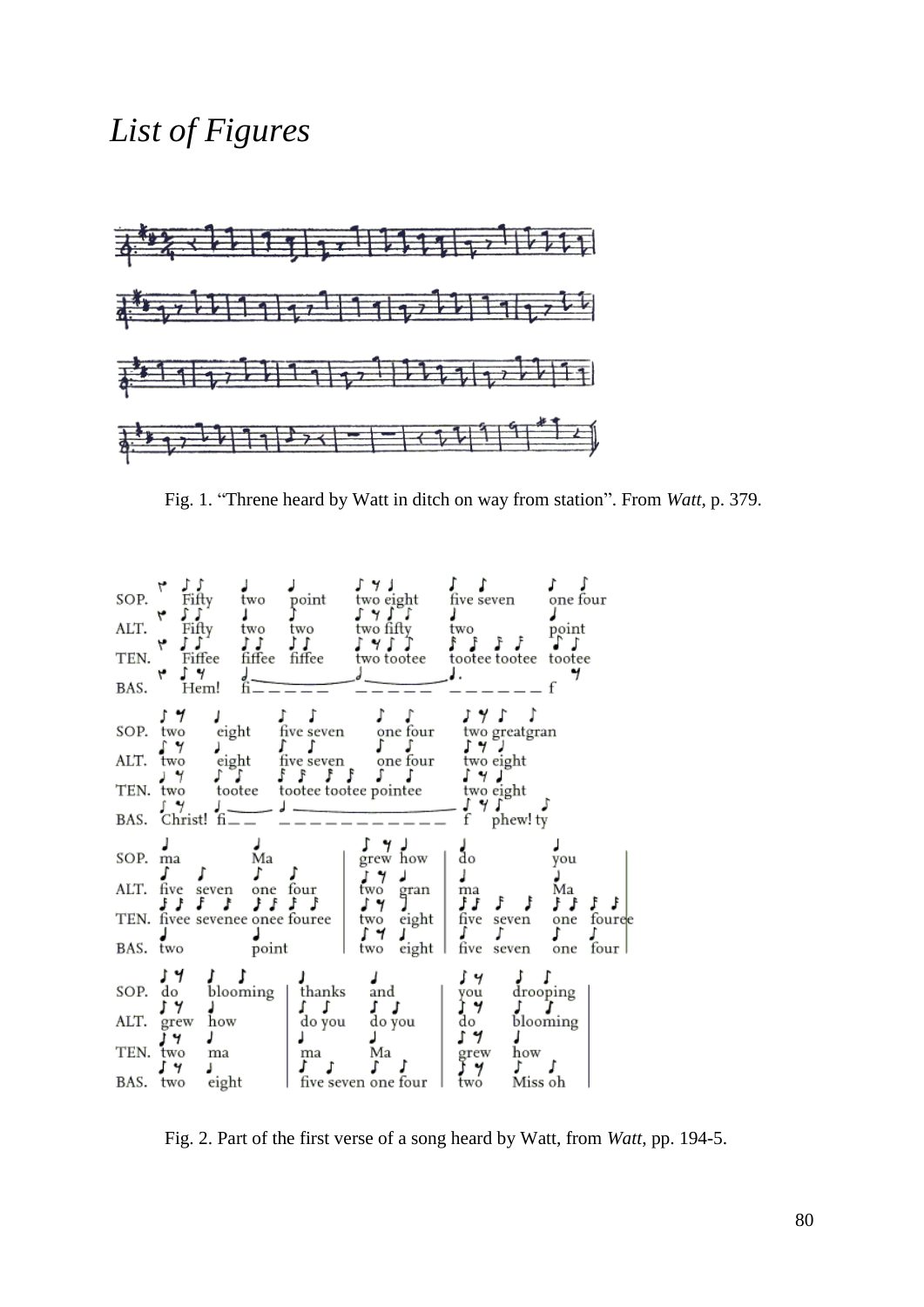# *List of Figures*

Fig. 1. “Threne heard by Watt in ditch on way from station”. From *Watt*, p. 379.

Fig. 2. Part of the first verse of a song heard by Watt, from *Watt*, pp. 194-5.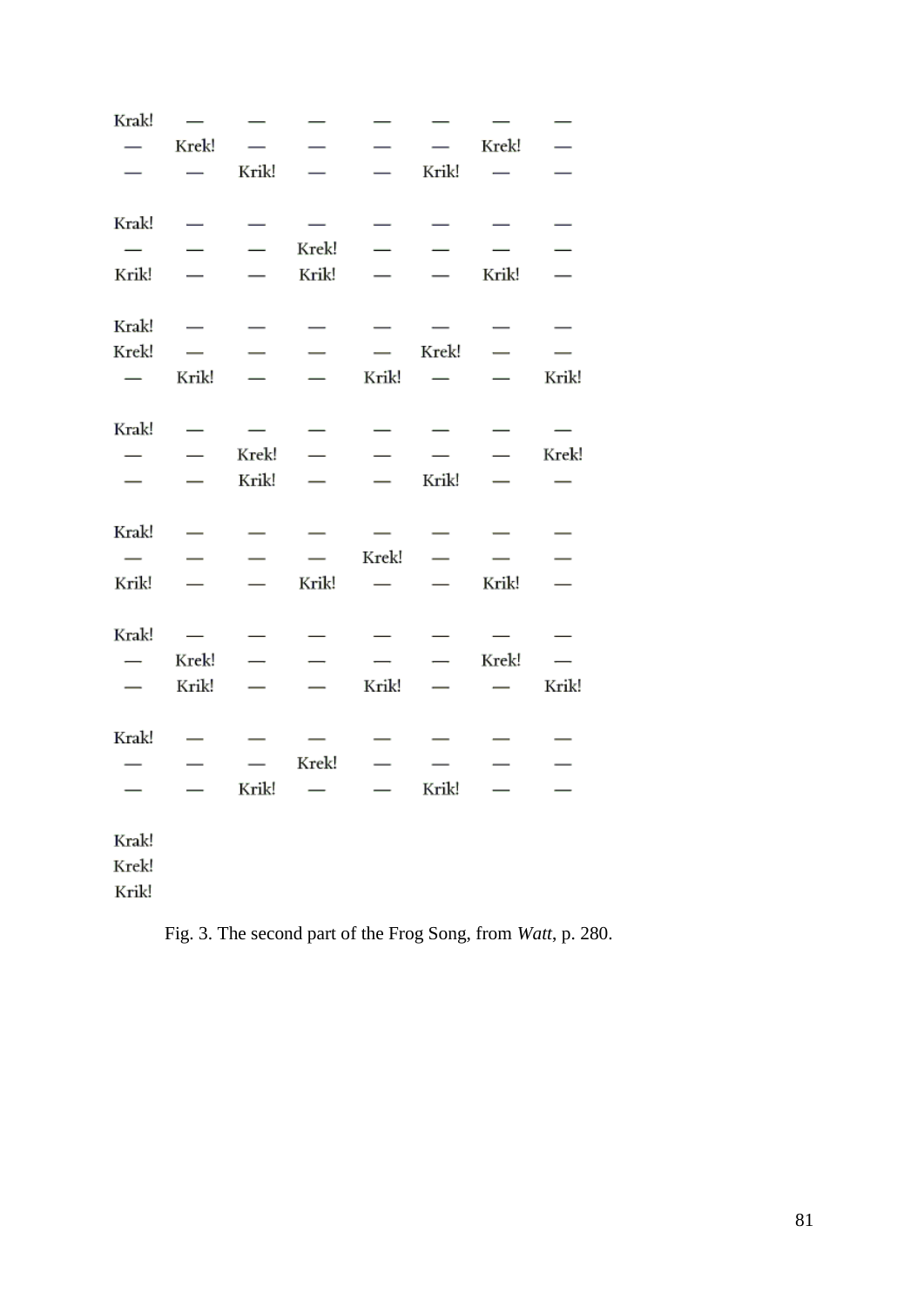```
Krak!  —      —      —      —      —      —      —
—      Krek!  —      —      —      —      Krek!  —
—      —      Krik!  —      —      Krik!  —      —

Krak!  —      —      —      —      —      —      —
—      —      —      Krek!  —      —      —      —
Krik!  —      —      Krik!  —      —      Krik!  —

Krak!  —      —      —      —      —      —      —
Krek!  —      —      —      —      Krek!  —      —
—      Krik!  —      —      Krik!  —      —      Krik!

Krak!  —      —      —      —      —      —      —
—      —      Krek!  —      —      —      —      Krek!
—      —      Krik!  —      —      Krik!  —      —

Krak!  —      —      —      —      —      —      —
—      —      —      —      Krek!  —      —      —
Krik!  —      —      Krik!  —      —      Krik!  —

Krak!  —      —      —      —      —      —      —
—      Krek!  —      —      —      —      Krek!  —
—      Krik!  —      —      Krik!  —      —      Krik!

Krak!  —      —      —      —      —      —      —
—      —      —      Krek!  —      —      —      —
—      —      Krik!  —      —      Krik!  —      —

Krak!
Krek!
Krik!
```

Fig. 3. The second part of the Frog Song, from *Watt*, p. 280.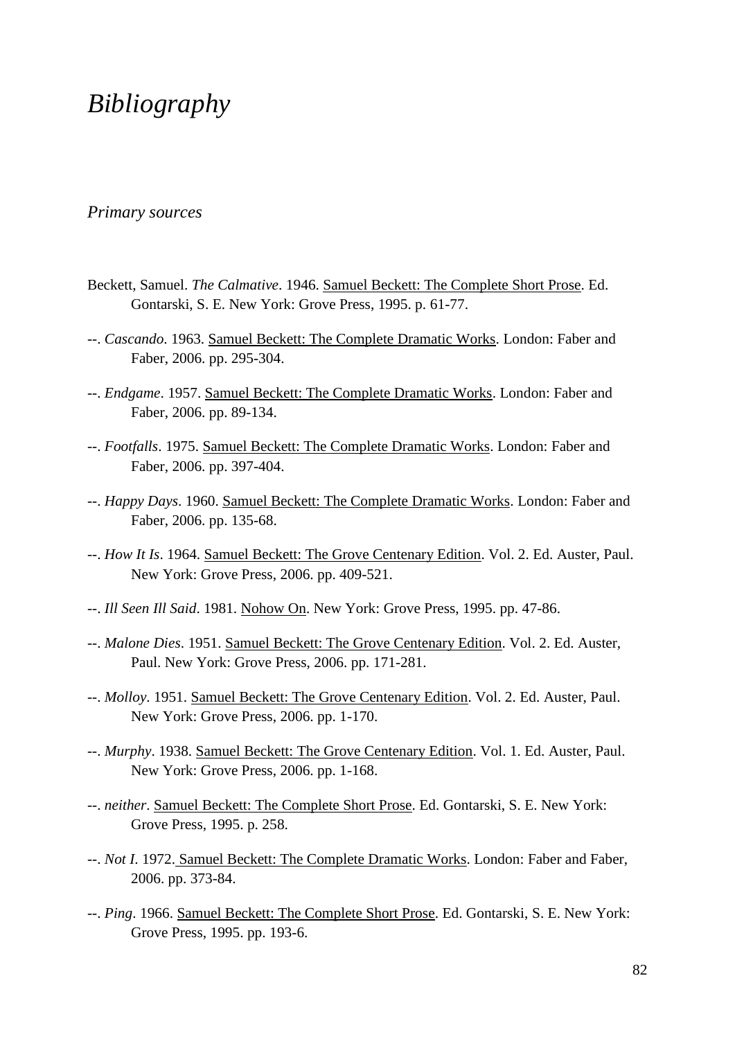# *Bibliography*

## *Primary sources*

Beckett, Samuel. *The Calmative*. 1946. Samuel Beckett: The Complete Short Prose. Ed. Gontarski, S. E. New York: Grove Press, 1995. p. 61-77.

--. *Cascando*. 1963. Samuel Beckett: The Complete Dramatic Works. London: Faber and Faber, 2006. pp. 295-304.

--. *Endgame*. 1957. Samuel Beckett: The Complete Dramatic Works. London: Faber and Faber, 2006. pp. 89-134.

--. *Footfalls*. 1975. Samuel Beckett: The Complete Dramatic Works. London: Faber and Faber, 2006. pp. 397-404.

--. *Happy Days*. 1960. Samuel Beckett: The Complete Dramatic Works. London: Faber and Faber, 2006. pp. 135-68.

--. *How It Is*. 1964. Samuel Beckett: The Grove Centenary Edition. Vol. 2. Ed. Auster, Paul. New York: Grove Press, 2006. pp. 409-521.

--. *Ill Seen Ill Said*. 1981. Nohow On. New York: Grove Press, 1995. pp. 47-86.

--. *Malone Dies*. 1951. Samuel Beckett: The Grove Centenary Edition. Vol. 2. Ed. Auster, Paul. New York: Grove Press, 2006. pp. 171-281.

--. *Molloy*. 1951. Samuel Beckett: The Grove Centenary Edition. Vol. 2. Ed. Auster, Paul. New York: Grove Press, 2006. pp. 1-170.

--. *Murphy*. 1938. Samuel Beckett: The Grove Centenary Edition. Vol. 1. Ed. Auster, Paul. New York: Grove Press, 2006. pp. 1-168.

--. *neither*. Samuel Beckett: The Complete Short Prose. Ed. Gontarski, S. E. New York: Grove Press, 1995. p. 258.

--. *Not I*. 1972. Samuel Beckett: The Complete Dramatic Works. London: Faber and Faber, 2006. pp. 373-84.

--. *Ping*. 1966. Samuel Beckett: The Complete Short Prose. Ed. Gontarski, S. E. New York: Grove Press, 1995. pp. 193-6.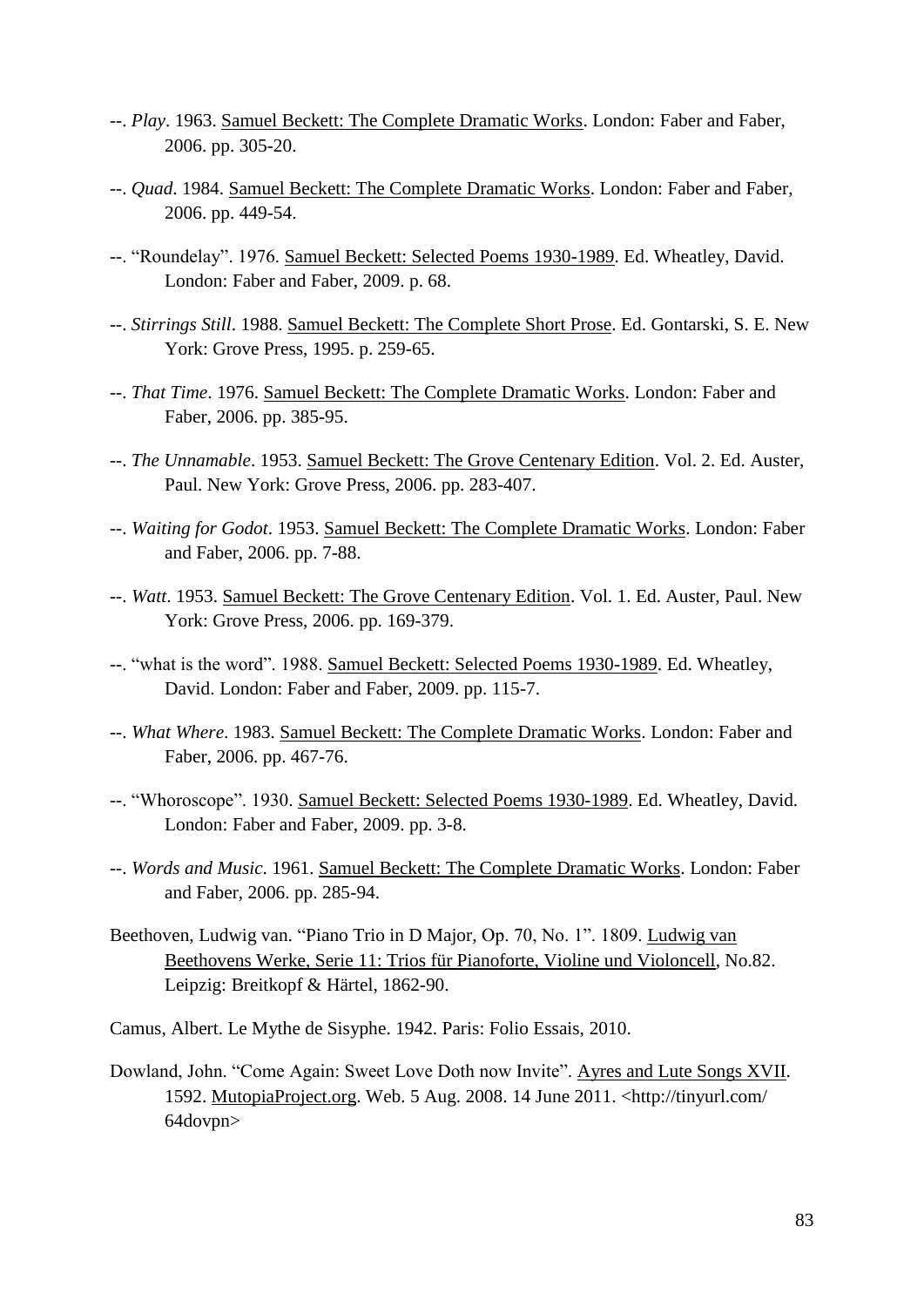--. *Play*. 1963. Samuel Beckett: The Complete Dramatic Works. London: Faber and Faber, 2006. pp. 305-20.

--. *Quad*. 1984. Samuel Beckett: The Complete Dramatic Works. London: Faber and Faber, 2006. pp. 449-54.

--. "Roundelay". 1976. Samuel Beckett: Selected Poems 1930-1989. Ed. Wheatley, David. London: Faber and Faber, 2009. p. 68.

--. *Stirrings Still*. 1988. Samuel Beckett: The Complete Short Prose. Ed. Gontarski, S. E. New York: Grove Press, 1995. p. 259-65.

--. *That Time*. 1976. Samuel Beckett: The Complete Dramatic Works. London: Faber and Faber, 2006. pp. 385-95.

--. *The Unnamable*. 1953. Samuel Beckett: The Grove Centenary Edition. Vol. 2. Ed. Auster, Paul. New York: Grove Press, 2006. pp. 283-407.

--. *Waiting for Godot*. 1953. Samuel Beckett: The Complete Dramatic Works. London: Faber and Faber, 2006. pp. 7-88.

--. *Watt*. 1953. Samuel Beckett: The Grove Centenary Edition. Vol. 1. Ed. Auster, Paul. New York: Grove Press, 2006. pp. 169-379.

--. "what is the word". 1988. Samuel Beckett: Selected Poems 1930-1989. Ed. Wheatley, David. London: Faber and Faber, 2009. pp. 115-7.

--. *What Where*. 1983. Samuel Beckett: The Complete Dramatic Works. London: Faber and Faber, 2006. pp. 467-76.

--. "Whoroscope". 1930. Samuel Beckett: Selected Poems 1930-1989. Ed. Wheatley, David. London: Faber and Faber, 2009. pp. 3-8.

--. *Words and Music*. 1961. Samuel Beckett: The Complete Dramatic Works. London: Faber and Faber, 2006. pp. 285-94.

Beethoven, Ludwig van. "Piano Trio in D Major, Op. 70, No. 1". 1809. Ludwig van Beethovens Werke, Serie 11: Trios für Pianoforte, Violine und Violoncell, No.82. Leipzig: Breitkopf & Härtel, 1862-90.

Camus, Albert. Le Mythe de Sisyphe. 1942. Paris: Folio Essais, 2010.

Dowland, John. "Come Again: Sweet Love Doth now Invite". Ayres and Lute Songs XVII. 1592. MutopiaProject.org. Web. 5 Aug. 2008. 14 June 2011. <http://tinyurl.com/64dovpn>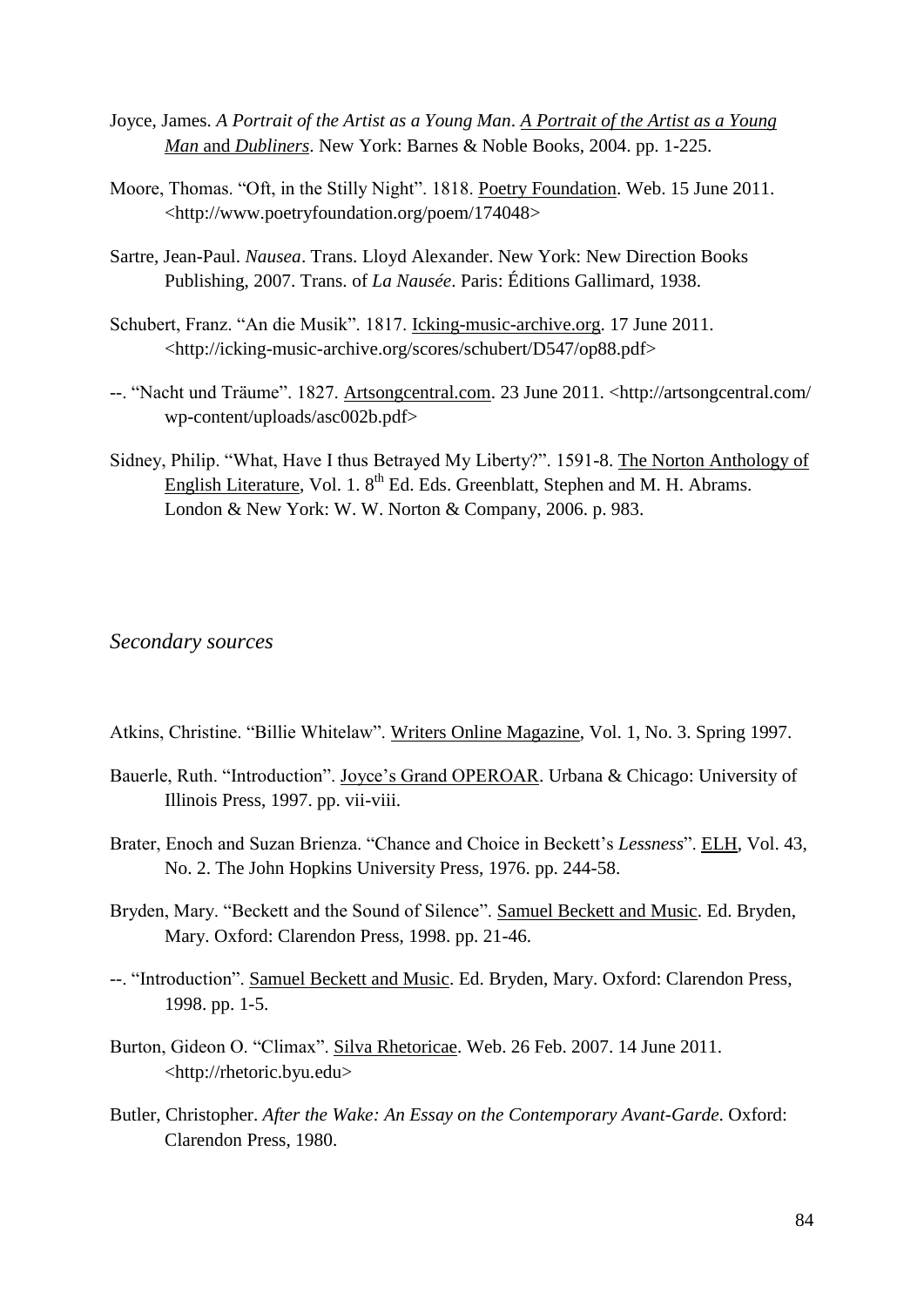Joyce, James. *A Portrait of the Artist as a Young Man*. A Portrait of the Artist as a Young Man and *Dubliners*. New York: Barnes & Noble Books, 2004. pp. 1-225.

Moore, Thomas. "Oft, in the Stilly Night". 1818. Poetry Foundation. Web. 15 June 2011. <http://www.poetryfoundation.org/poem/174048>

Sartre, Jean-Paul. *Nausea*. Trans. Lloyd Alexander. New York: New Direction Books Publishing, 2007. Trans. of *La Nausée*. Paris: Éditions Gallimard, 1938.

Schubert, Franz. "An die Musik". 1817. Icking-music-archive.org. 17 June 2011. <http://icking-music-archive.org/scores/schubert/D547/op88.pdf>

--. "Nacht und Träume". 1827. Artsongcentral.com. 23 June 2011. <http://artsongcentral.com/wp-content/uploads/asc002b.pdf>

Sidney, Philip. "What, Have I thus Betrayed My Liberty?". 1591-8. The Norton Anthology of English Literature, Vol. 1. 8th Ed. Eds. Greenblatt, Stephen and M. H. Abrams. London & New York: W. W. Norton & Company, 2006. p. 983.

*Secondary sources*

Atkins, Christine. "Billie Whitelaw". Writers Online Magazine, Vol. 1, No. 3. Spring 1997.

Bauerle, Ruth. "Introduction". Joyce's Grand OPEROAR. Urbana & Chicago: University of Illinois Press, 1997. pp. vii-viii.

Brater, Enoch and Suzan Brienza. "Chance and Choice in Beckett's *Lessness*". ELH, Vol. 43, No. 2. The John Hopkins University Press, 1976. pp. 244-58.

Bryden, Mary. "Beckett and the Sound of Silence". Samuel Beckett and Music. Ed. Bryden, Mary. Oxford: Clarendon Press, 1998. pp. 21-46.

--. "Introduction". Samuel Beckett and Music. Ed. Bryden, Mary. Oxford: Clarendon Press, 1998. pp. 1-5.

Burton, Gideon O. "Climax". Silva Rhetoricae. Web. 26 Feb. 2007. 14 June 2011. <http://rhetoric.byu.edu>

Butler, Christopher. *After the Wake: An Essay on the Contemporary Avant-Garde*. Oxford: Clarendon Press, 1980.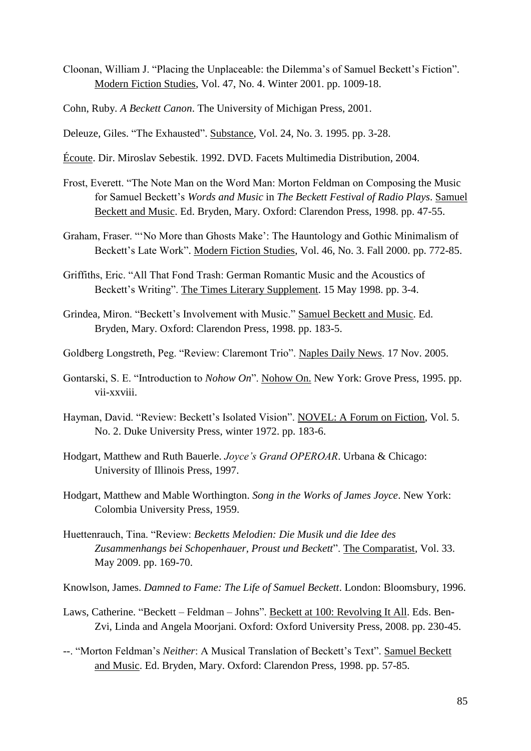Cloonan, William J. "Placing the Unplaceable: the Dilemma's of Samuel Beckett's Fiction". <u>Modern Fiction Studies</u>, Vol. 47, No. 4. Winter 2001. pp. 1009-18.

Cohn, Ruby. *A Beckett Canon*. The University of Michigan Press, 2001.

Deleuze, Giles. "The Exhausted". <u>Substance</u>, Vol. 24, No. 3. 1995. pp. 3-28.

<u>Écoute</u>. Dir. Miroslav Sebestik. 1992. DVD. Facets Multimedia Distribution, 2004.

Frost, Everett. "The Note Man on the Word Man: Morton Feldman on Composing the Music for Samuel Beckett's *Words and Music* in *The Beckett Festival of Radio Plays*. <u>Samuel Beckett and Music</u>. Ed. Bryden, Mary. Oxford: Clarendon Press, 1998. pp. 47-55.

Graham, Fraser. "'No More than Ghosts Make': The Hauntology and Gothic Minimalism of Beckett's Late Work". <u>Modern Fiction Studies</u>, Vol. 46, No. 3. Fall 2000. pp. 772-85.

Griffiths, Eric. "All That Fond Trash: German Romantic Music and the Acoustics of Beckett's Writing". <u>The Times Literary Supplement</u>. 15 May 1998. pp. 3-4.

Grindea, Miron. "Beckett's Involvement with Music." <u>Samuel Beckett and Music</u>. Ed. Bryden, Mary. Oxford: Clarendon Press, 1998. pp. 183-5.

Goldberg Longstreth, Peg. "Review: Claremont Trio". <u>Naples Daily News</u>. 17 Nov. 2005.

Gontarski, S. E. "Introduction to *Nohow On*". <u>Nohow On.</u> New York: Grove Press, 1995. pp. vii-xxviii.

Hayman, David. "Review: Beckett's Isolated Vision". <u>NOVEL: A Forum on Fiction</u>, Vol. 5. No. 2. Duke University Press, winter 1972. pp. 183-6.

Hodgart, Matthew and Ruth Bauerle. *Joyce's Grand OPEROAR*. Urbana & Chicago: University of Illinois Press, 1997.

Hodgart, Matthew and Mable Worthington. *Song in the Works of James Joyce*. New York: Colombia University Press, 1959.

Huettenrauch, Tina. "Review: *Becketts Melodien: Die Musik und die Idee des Zusammenhangs bei Schopenhauer, Proust und Beckett*". <u>The Comparatist</u>, Vol. 33. May 2009. pp. 169-70.

Knowlson, James. *Damned to Fame: The Life of Samuel Beckett*. London: Bloomsbury, 1996.

Laws, Catherine. "Beckett – Feldman – Johns". <u>Beckett at 100: Revolving It All</u>. Eds. Ben-Zvi, Linda and Angela Moorjani. Oxford: Oxford University Press, 2008. pp. 230-45.

--. "Morton Feldman's *Neither*: A Musical Translation of Beckett's Text". <u>Samuel Beckett and Music</u>. Ed. Bryden, Mary. Oxford: Clarendon Press, 1998. pp. 57-85.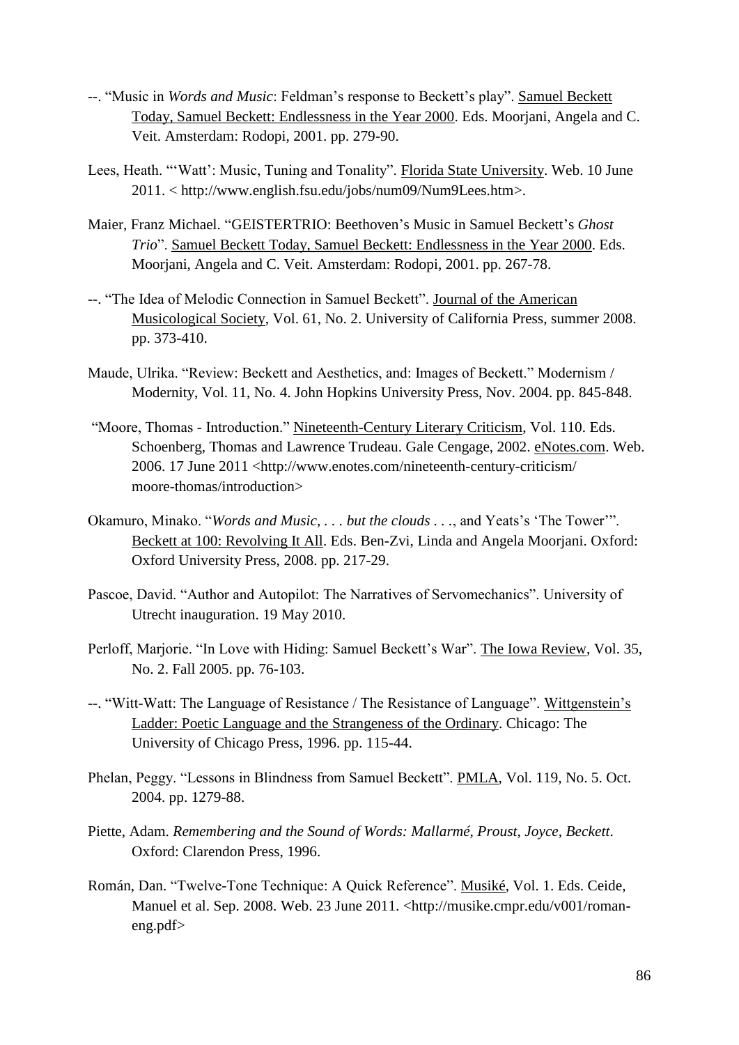--. "Music in *Words and Music*: Feldman's response to Beckett's play". Samuel Beckett Today, Samuel Beckett: Endlessness in the Year 2000. Eds. Moorjani, Angela and C. Veit. Amsterdam: Rodopi, 2001. pp. 279-90.

Lees, Heath. "'Watt': Music, Tuning and Tonality". Florida State University. Web. 10 June 2011. < http://www.english.fsu.edu/jobs/num09/Num9Lees.htm>.

Maier, Franz Michael. "GEISTERTRIO: Beethoven's Music in Samuel Beckett's *Ghost Trio*". Samuel Beckett Today, Samuel Beckett: Endlessness in the Year 2000. Eds. Moorjani, Angela and C. Veit. Amsterdam: Rodopi, 2001. pp. 267-78.

--. "The Idea of Melodic Connection in Samuel Beckett". Journal of the American Musicological Society, Vol. 61, No. 2. University of California Press, summer 2008. pp. 373-410.

Maude, Ulrika. "Review: Beckett and Aesthetics, and: Images of Beckett." Modernism / Modernity, Vol. 11, No. 4. John Hopkins University Press, Nov. 2004. pp. 845-848.

"Moore, Thomas - Introduction." Nineteenth-Century Literary Criticism, Vol. 110. Eds. Schoenberg, Thomas and Lawrence Trudeau. Gale Cengage, 2002. eNotes.com. Web. 2006. 17 June 2011 <http://www.enotes.com/nineteenth-century-criticism/ moore-thomas/introduction>

Okamuro, Minako. "*Words and Music*, . . . *but the clouds* . . ., and Yeats's 'The Tower'". Beckett at 100: Revolving It All. Eds. Ben-Zvi, Linda and Angela Moorjani. Oxford: Oxford University Press, 2008. pp. 217-29.

Pascoe, David. "Author and Autopilot: The Narratives of Servomechanics". University of Utrecht inauguration. 19 May 2010.

Perloff, Marjorie. "In Love with Hiding: Samuel Beckett's War". The Iowa Review, Vol. 35, No. 2. Fall 2005. pp. 76-103.

--. "Witt-Watt: The Language of Resistance / The Resistance of Language". Wittgenstein's Ladder: Poetic Language and the Strangeness of the Ordinary. Chicago: The University of Chicago Press, 1996. pp. 115-44.

Phelan, Peggy. "Lessons in Blindness from Samuel Beckett". PMLA, Vol. 119, No. 5. Oct. 2004. pp. 1279-88.

Piette, Adam. *Remembering and the Sound of Words: Mallarmé, Proust, Joyce, Beckett*. Oxford: Clarendon Press, 1996.

Román, Dan. "Twelve-Tone Technique: A Quick Reference". Musiké, Vol. 1. Eds. Ceide, Manuel et al. Sep. 2008. Web. 23 June 2011. <http://musike.cmpr.edu/v001/roman-eng.pdf>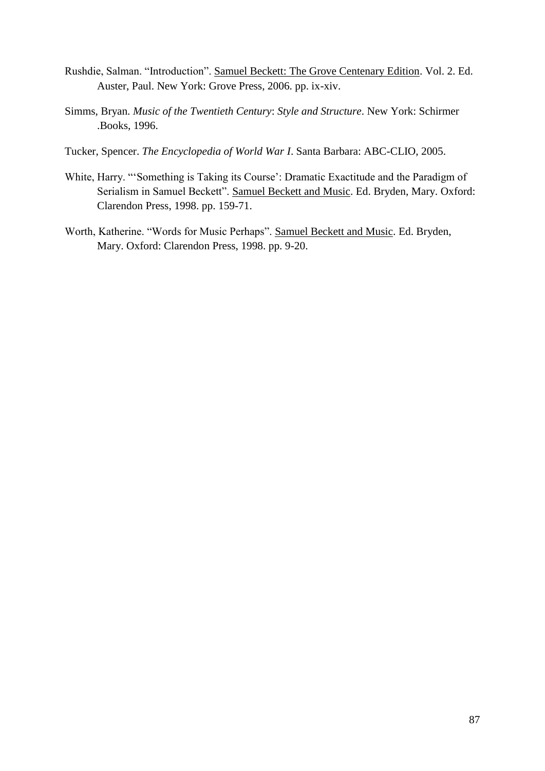Rushdie, Salman. "Introduction". <u>Samuel Beckett: The Grove Centenary Edition</u>. Vol. 2. Ed. Auster, Paul. New York: Grove Press, 2006. pp. ix-xiv.

Simms, Bryan. *Music of the Twentieth Century*: *Style and Structure*. New York: Schirmer .Books, 1996.

Tucker, Spencer. *The Encyclopedia of World War I*. Santa Barbara: ABC-CLIO, 2005.

White, Harry. "'Something is Taking its Course': Dramatic Exactitude and the Paradigm of Serialism in Samuel Beckett". <u>Samuel Beckett and Music</u>. Ed. Bryden, Mary. Oxford: Clarendon Press, 1998. pp. 159-71.

Worth, Katherine. "Words for Music Perhaps". <u>Samuel Beckett and Music</u>. Ed. Bryden, Mary. Oxford: Clarendon Press, 1998. pp. 9-20.